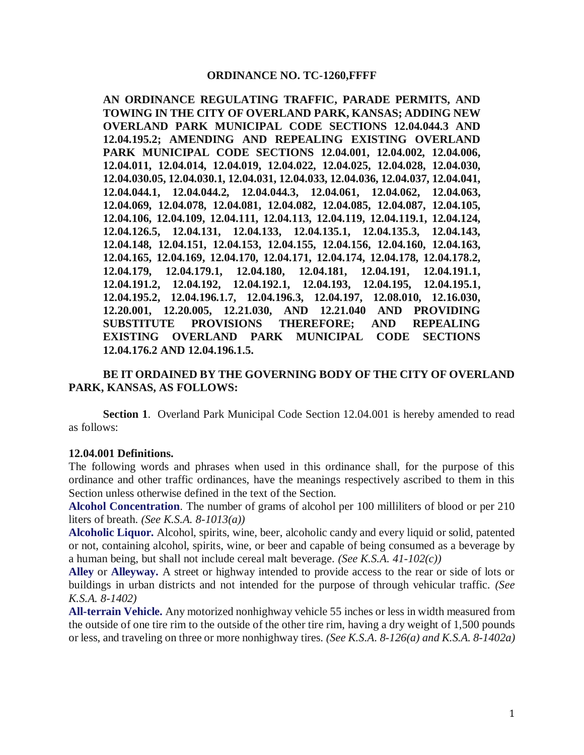**ORDINANCE NO. TC-1260,FFFF**

**AN ORDINANCE REGULATING TRAFFIC, PARADE PERMITS, AND TOWING IN THE CITY OF OVERLAND PARK, KANSAS; ADDING NEW OVERLAND PARK MUNICIPAL CODE SECTIONS 12.04.044.3 AND 12.04.195.2; AMENDING AND REPEALING EXISTING OVERLAND PARK MUNICIPAL CODE SECTIONS 12.04.001, 12.04.002, 12.04.006, 12.04.011, 12.04.014, 12.04.019, 12.04.022, 12.04.025, 12.04.028, 12.04.030, 12.04.030.05, 12.04.030.1, 12.04.031, 12.04.033, 12.04.036, 12.04.037, 12.04.041, 12.04.044.1, 12.04.044.2, 12.04.044.3, 12.04.061, 12.04.062, 12.04.063, 12.04.069, 12.04.078, 12.04.081, 12.04.082, 12.04.085, 12.04.087, 12.04.105, 12.04.106, 12.04.109, 12.04.111, 12.04.113, 12.04.119, 12.04.119.1, 12.04.124, 12.04.126.5, 12.04.131, 12.04.133, 12.04.135.1, 12.04.135.3, 12.04.143, 12.04.148, 12.04.151, 12.04.153, 12.04.155, 12.04.156, 12.04.160, 12.04.163, 12.04.165, 12.04.169, 12.04.170, 12.04.171, 12.04.174, 12.04.178, 12.04.178.2, 12.04.179, 12.04.179.1, 12.04.180, 12.04.181, 12.04.191, 12.04.191.1, 12.04.191.2, 12.04.192, 12.04.192.1, 12.04.193, 12.04.195, 12.04.195.1, 12.04.195.2, 12.04.196.1.7, 12.04.196.3, 12.04.197, 12.08.010, 12.16.030, 12.20.001, 12.20.005, 12.21.030, AND 12.21.040 AND PROVIDING SUBSTITUTE PROVISIONS THEREFORE; AND REPEALING EXISTING OVERLAND PARK MUNICIPAL CODE SECTIONS 12.04.176.2 AND 12.04.196.1.5.**

**BE IT ORDAINED BY THE GOVERNING BODY OF THE CITY OF OVERLAND PARK, KANSAS, AS FOLLOWS:**

**Section 1**. Overland Park Municipal Code Section 12.04.001 is hereby amended to read as follows:

**12.04.001 Definitions.**

The following words and phrases when used in this ordinance shall, for the purpose of this ordinance and other traffic ordinances, have the meanings respectively ascribed to them in this Section unless otherwise defined in the text of the Section.

**Alcohol Concentration**. The number of grams of alcohol per 100 milliliters of blood or per 210 liters of breath. *(See K.S.A. 8-1013(a))*

**Alcoholic Liquor.** Alcohol, spirits, wine, beer, alcoholic candy and every liquid or solid, patented or not, containing alcohol, spirits, wine, or beer and capable of being consumed as a beverage by a human being, but shall not include cereal malt beverage. *(See K.S.A. 41-102(c))*

**Alley** or **Alleyway.** A street or highway intended to provide access to the rear or side of lots or buildings in urban districts and not intended for the purpose of through vehicular traffic. *(See K.S.A. 8-1402)*

**All-terrain Vehicle.** Any motorized nonhighway vehicle 55 inches or less in width measured from the outside of one tire rim to the outside of the other tire rim, having a dry weight of 1,500 pounds or less, and traveling on three or more nonhighway tires. *(See K.S.A. 8-126(a) and K.S.A. 8-1402a)*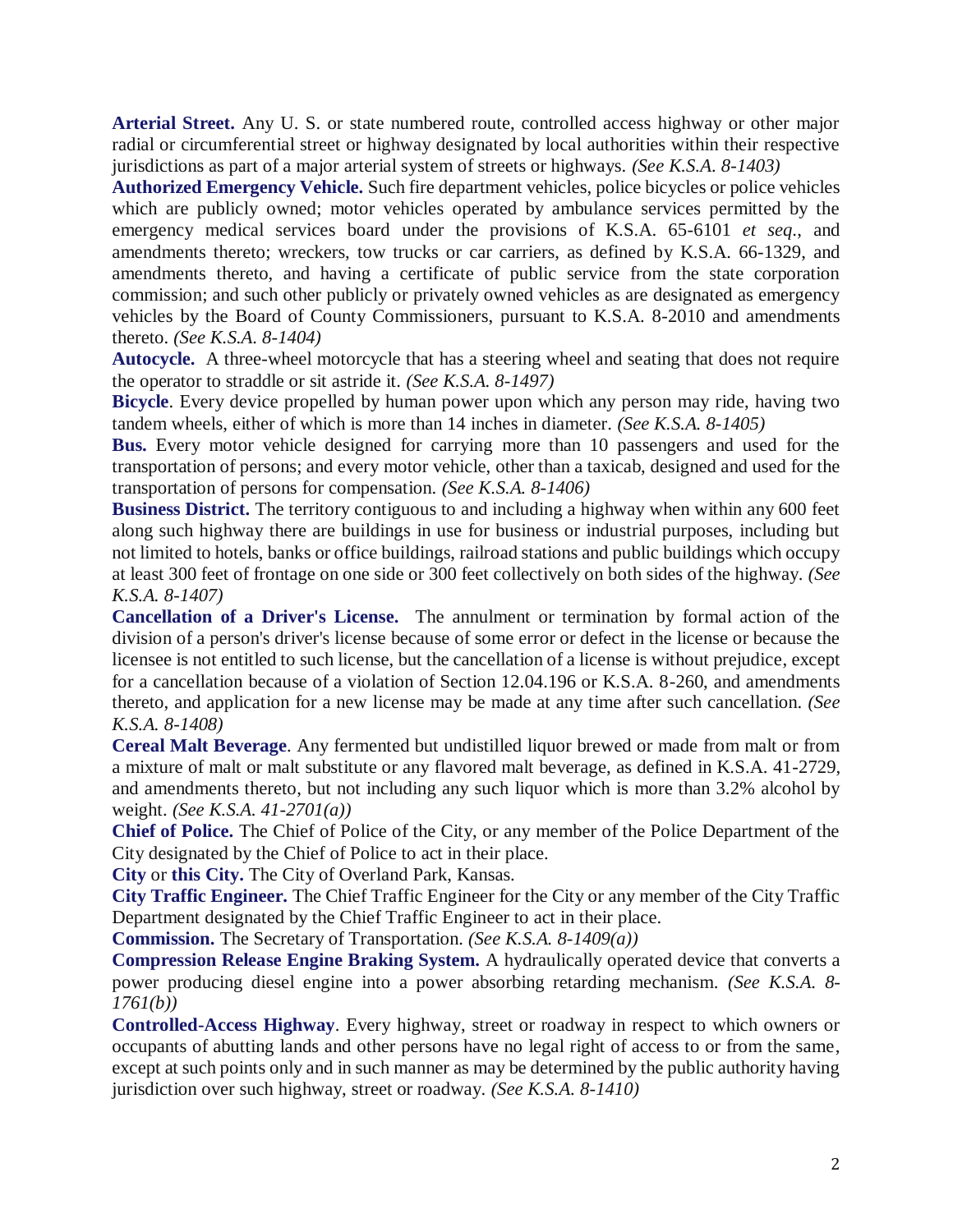**Arterial Street.** Any U. S. or state numbered route, controlled access highway or other major radial or circumferential street or highway designated by local authorities within their respective jurisdictions as part of a major arterial system of streets or highways. *(See K.S.A. 8-1403)*

**Authorized Emergency Vehicle.** Such fire department vehicles, police bicycles or police vehicles which are publicly owned; motor vehicles operated by ambulance services permitted by the emergency medical services board under the provisions of K.S.A. 65-6101 *et seq*., and amendments thereto; wreckers, tow trucks or car carriers, as defined by K.S.A. 66-1329, and amendments thereto, and having a certificate of public service from the state corporation commission; and such other publicly or privately owned vehicles as are designated as emergency vehicles by the Board of County Commissioners, pursuant to K.S.A. 8-2010 and amendments thereto. *(See K.S.A. 8-1404)*

**Autocycle.** A three-wheel motorcycle that has a steering wheel and seating that does not require the operator to straddle or sit astride it. *(See K.S.A. 8-1497)*

**Bicycle**. Every device propelled by human power upon which any person may ride, having two tandem wheels, either of which is more than 14 inches in diameter. *(See K.S.A. 8-1405)*

**Bus.** Every motor vehicle designed for carrying more than 10 passengers and used for the transportation of persons; and every motor vehicle, other than a taxicab, designed and used for the transportation of persons for compensation. *(See K.S.A. 8-1406)*

**Business District.** The territory contiguous to and including a highway when within any 600 feet along such highway there are buildings in use for business or industrial purposes, including but not limited to hotels, banks or office buildings, railroad stations and public buildings which occupy at least 300 feet of frontage on one side or 300 feet collectively on both sides of the highway. *(See K.S.A. 8-1407)*

**Cancellation of a Driver's License.** The annulment or termination by formal action of the division of a person's driver's license because of some error or defect in the license or because the licensee is not entitled to such license, but the cancellation of a license is without prejudice, except for a cancellation because of a violation of Section 12.04.196 or K.S.A. 8-260, and amendments thereto, and application for a new license may be made at any time after such cancellation. *(See K.S.A. 8-1408)*

**Cereal Malt Beverage**. Any fermented but undistilled liquor brewed or made from malt or from a mixture of malt or malt substitute or any flavored malt beverage, as defined in K.S.A. 41-2729, and amendments thereto, but not including any such liquor which is more than 3.2% alcohol by weight. *(See K.S.A. 41-2701(a))*

**Chief of Police.** The Chief of Police of the City, or any member of the Police Department of the City designated by the Chief of Police to act in their place.

**City** or **this City.** The City of Overland Park, Kansas.

**City Traffic Engineer.** The Chief Traffic Engineer for the City or any member of the City Traffic Department designated by the Chief Traffic Engineer to act in their place.

**Commission.** The Secretary of Transportation. *(See K.S.A. 8-1409(a))*

**Compression Release Engine Braking System.** A hydraulically operated device that converts a power producing diesel engine into a power absorbing retarding mechanism. *(See K.S.A. 8-1761(b))*

**Controlled-Access Highway**. Every highway, street or roadway in respect to which owners or occupants of abutting lands and other persons have no legal right of access to or from the same, except at such points only and in such manner as may be determined by the public authority having jurisdiction over such highway, street or roadway. *(See K.S.A. 8-1410)*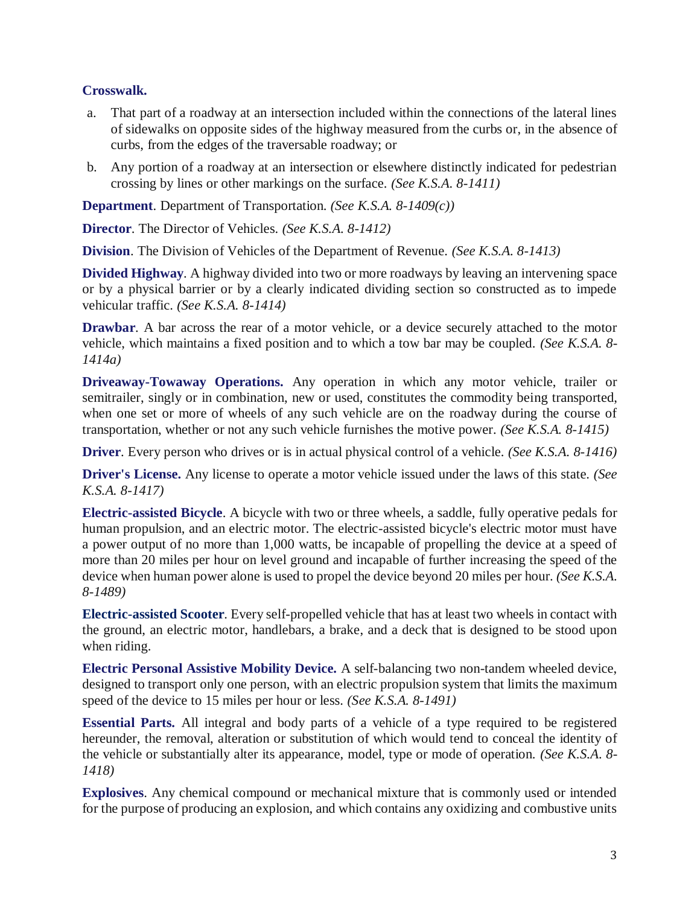**Crosswalk.**

a. That part of a roadway at an intersection included within the connections of the lateral lines of sidewalks on opposite sides of the highway measured from the curbs or, in the absence of curbs, from the edges of the traversable roadway; or

b. Any portion of a roadway at an intersection or elsewhere distinctly indicated for pedestrian crossing by lines or other markings on the surface. *(See K.S.A. 8-1411)*

**Department**. Department of Transportation. *(See K.S.A. 8-1409(c))*

**Director**. The Director of Vehicles. *(See K.S.A. 8-1412)*

**Division**. The Division of Vehicles of the Department of Revenue. *(See K.S.A. 8-1413)*

**Divided Highway**. A highway divided into two or more roadways by leaving an intervening space or by a physical barrier or by a clearly indicated dividing section so constructed as to impede vehicular traffic. *(See K.S.A. 8-1414)*

**Drawbar**. A bar across the rear of a motor vehicle, or a device securely attached to the motor vehicle, which maintains a fixed position and to which a tow bar may be coupled. *(See K.S.A. 8-1414a)*

**Driveaway-Towaway Operations.** Any operation in which any motor vehicle, trailer or semitrailer, singly or in combination, new or used, constitutes the commodity being transported, when one set or more of wheels of any such vehicle are on the roadway during the course of transportation, whether or not any such vehicle furnishes the motive power. *(See K.S.A. 8-1415)*

**Driver**. Every person who drives or is in actual physical control of a vehicle. *(See K.S.A. 8-1416)*

**Driver's License.** Any license to operate a motor vehicle issued under the laws of this state. *(See K.S.A. 8-1417)*

**Electric-assisted Bicycle**. A bicycle with two or three wheels, a saddle, fully operative pedals for human propulsion, and an electric motor. The electric-assisted bicycle's electric motor must have a power output of no more than 1,000 watts, be incapable of propelling the device at a speed of more than 20 miles per hour on level ground and incapable of further increasing the speed of the device when human power alone is used to propel the device beyond 20 miles per hour. *(See K.S.A. 8-1489)*

**Electric-assisted Scooter**. Every self-propelled vehicle that has at least two wheels in contact with the ground, an electric motor, handlebars, a brake, and a deck that is designed to be stood upon when riding.

**Electric Personal Assistive Mobility Device.** A self-balancing two non-tandem wheeled device, designed to transport only one person, with an electric propulsion system that limits the maximum speed of the device to 15 miles per hour or less. *(See K.S.A. 8-1491)*

**Essential Parts.** All integral and body parts of a vehicle of a type required to be registered hereunder, the removal, alteration or substitution of which would tend to conceal the identity of the vehicle or substantially alter its appearance, model, type or mode of operation. *(See K.S.A. 8-1418)*

**Explosives**. Any chemical compound or mechanical mixture that is commonly used or intended for the purpose of producing an explosion, and which contains any oxidizing and combustive units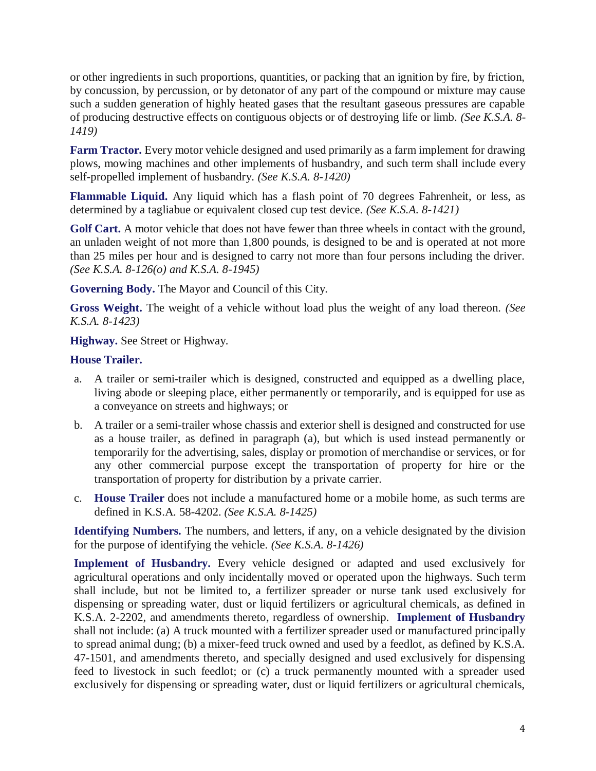or other ingredients in such proportions, quantities, or packing that an ignition by fire, by friction, by concussion, by percussion, or by detonator of any part of the compound or mixture may cause such a sudden generation of highly heated gases that the resultant gaseous pressures are capable of producing destructive effects on contiguous objects or of destroying life or limb. *(See K.S.A. 8-1419)*

**Farm Tractor.** Every motor vehicle designed and used primarily as a farm implement for drawing plows, mowing machines and other implements of husbandry, and such term shall include every self-propelled implement of husbandry. *(See K.S.A. 8-1420)*

**Flammable Liquid.** Any liquid which has a flash point of 70 degrees Fahrenheit, or less, as determined by a tagliabue or equivalent closed cup test device. *(See K.S.A. 8-1421)*

**Golf Cart.** A motor vehicle that does not have fewer than three wheels in contact with the ground, an unladen weight of not more than 1,800 pounds, is designed to be and is operated at not more than 25 miles per hour and is designed to carry not more than four persons including the driver. *(See K.S.A. 8-126(o) and K.S.A. 8-1945)*

**Governing Body.** The Mayor and Council of this City.

**Gross Weight.** The weight of a vehicle without load plus the weight of any load thereon. *(See K.S.A. 8-1423)*

**Highway.** See Street or Highway.

**House Trailer.**

a. A trailer or semi-trailer which is designed, constructed and equipped as a dwelling place, living abode or sleeping place, either permanently or temporarily, and is equipped for use as a conveyance on streets and highways; or

b. A trailer or a semi-trailer whose chassis and exterior shell is designed and constructed for use as a house trailer, as defined in paragraph (a), but which is used instead permanently or temporarily for the advertising, sales, display or promotion of merchandise or services, or for any other commercial purpose except the transportation of property for hire or the transportation of property for distribution by a private carrier.

c. **House Trailer** does not include a manufactured home or a mobile home, as such terms are defined in K.S.A. 58-4202. *(See K.S.A. 8-1425)*

**Identifying Numbers.** The numbers, and letters, if any, on a vehicle designated by the division for the purpose of identifying the vehicle. *(See K.S.A. 8-1426)*

**Implement of Husbandry.** Every vehicle designed or adapted and used exclusively for agricultural operations and only incidentally moved or operated upon the highways. Such term shall include, but not be limited to, a fertilizer spreader or nurse tank used exclusively for dispensing or spreading water, dust or liquid fertilizers or agricultural chemicals, as defined in K.S.A. 2-2202, and amendments thereto, regardless of ownership. **Implement of Husbandry** shall not include: (a) A truck mounted with a fertilizer spreader used or manufactured principally to spread animal dung; (b) a mixer-feed truck owned and used by a feedlot, as defined by K.S.A. 47-1501, and amendments thereto, and specially designed and used exclusively for dispensing feed to livestock in such feedlot; or (c) a truck permanently mounted with a spreader used exclusively for dispensing or spreading water, dust or liquid fertilizers or agricultural chemicals,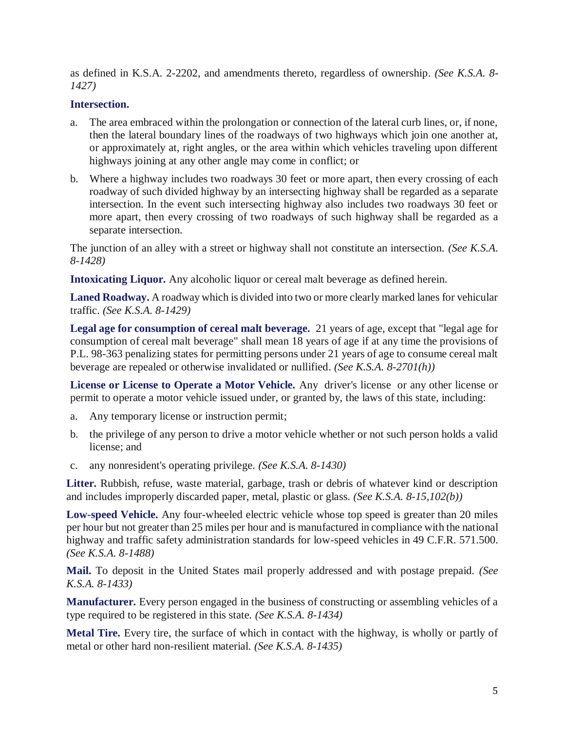as defined in K.S.A. 2-2202, and amendments thereto, regardless of ownership. *(See K.S.A. 8-1427)*

**Intersection.**

a. The area embraced within the prolongation or connection of the lateral curb lines, or, if none, then the lateral boundary lines of the roadways of two highways which join one another at, or approximately at, right angles, or the area within which vehicles traveling upon different highways joining at any other angle may come in conflict; or

b. Where a highway includes two roadways 30 feet or more apart, then every crossing of each roadway of such divided highway by an intersecting highway shall be regarded as a separate intersection. In the event such intersecting highway also includes two roadways 30 feet or more apart, then every crossing of two roadways of such highway shall be regarded as a separate intersection.

The junction of an alley with a street or highway shall not constitute an intersection. *(See K.S.A. 8-1428)*

**Intoxicating Liquor.** Any alcoholic liquor or cereal malt beverage as defined herein.

**Laned Roadway.** A roadway which is divided into two or more clearly marked lanes for vehicular traffic. *(See K.S.A. 8-1429)*

**Legal age for consumption of cereal malt beverage.** 21 years of age, except that "legal age for consumption of cereal malt beverage" shall mean 18 years of age if at any time the provisions of P.L. 98-363 penalizing states for permitting persons under 21 years of age to consume cereal malt beverage are repealed or otherwise invalidated or nullified. *(See K.S.A. 8-2701(h))*

**License or License to Operate a Motor Vehicle.** Any driver's license or any other license or permit to operate a motor vehicle issued under, or granted by, the laws of this state, including:

a. Any temporary license or instruction permit;

b. the privilege of any person to drive a motor vehicle whether or not such person holds a valid license; and

c. any nonresident's operating privilege. *(See K.S.A. 8-1430)*

**Litter.** Rubbish, refuse, waste material, garbage, trash or debris of whatever kind or description and includes improperly discarded paper, metal, plastic or glass. *(See K.S.A. 8-15,102(b))*

**Low-speed Vehicle.** Any four-wheeled electric vehicle whose top speed is greater than 20 miles per hour but not greater than 25 miles per hour and is manufactured in compliance with the national highway and traffic safety administration standards for low-speed vehicles in 49 C.F.R. 571.500. *(See K.S.A. 8-1488)*

**Mail.** To deposit in the United States mail properly addressed and with postage prepaid. *(See K.S.A. 8-1433)*

**Manufacturer.** Every person engaged in the business of constructing or assembling vehicles of a type required to be registered in this state. *(See K.S.A. 8-1434)*

**Metal Tire.** Every tire, the surface of which in contact with the highway, is wholly or partly of metal or other hard non-resilient material. *(See K.S.A. 8-1435)*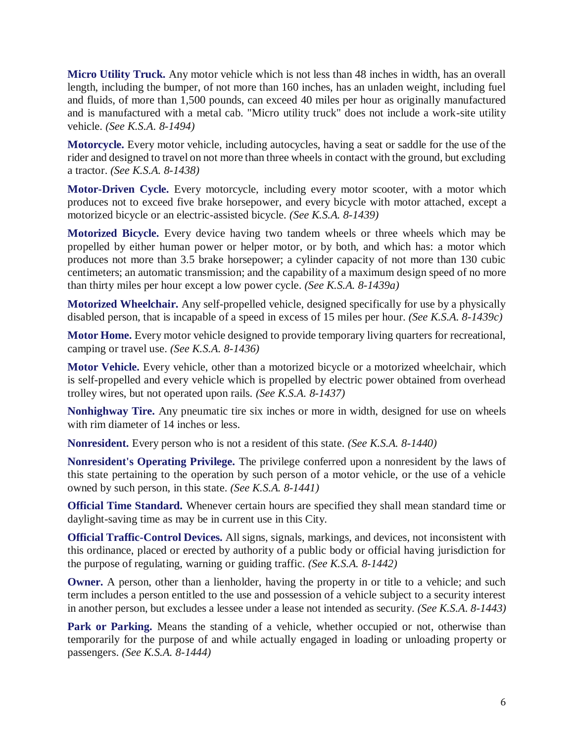**Micro Utility Truck.** Any motor vehicle which is not less than 48 inches in width, has an overall length, including the bumper, of not more than 160 inches, has an unladen weight, including fuel and fluids, of more than 1,500 pounds, can exceed 40 miles per hour as originally manufactured and is manufactured with a metal cab. "Micro utility truck" does not include a work-site utility vehicle. *(See K.S.A. 8-1494)*

**Motorcycle.** Every motor vehicle, including autocycles, having a seat or saddle for the use of the rider and designed to travel on not more than three wheels in contact with the ground, but excluding a tractor. *(See K.S.A. 8-1438)*

**Motor-Driven Cycle.** Every motorcycle, including every motor scooter, with a motor which produces not to exceed five brake horsepower, and every bicycle with motor attached, except a motorized bicycle or an electric-assisted bicycle. *(See K.S.A. 8-1439)*

**Motorized Bicycle.** Every device having two tandem wheels or three wheels which may be propelled by either human power or helper motor, or by both, and which has: a motor which produces not more than 3.5 brake horsepower; a cylinder capacity of not more than 130 cubic centimeters; an automatic transmission; and the capability of a maximum design speed of no more than thirty miles per hour except a low power cycle. *(See K.S.A. 8-1439a)*

**Motorized Wheelchair.** Any self-propelled vehicle, designed specifically for use by a physically disabled person, that is incapable of a speed in excess of 15 miles per hour. *(See K.S.A. 8-1439c)*

**Motor Home.** Every motor vehicle designed to provide temporary living quarters for recreational, camping or travel use. *(See K.S.A. 8-1436)*

**Motor Vehicle.** Every vehicle, other than a motorized bicycle or a motorized wheelchair, which is self-propelled and every vehicle which is propelled by electric power obtained from overhead trolley wires, but not operated upon rails. *(See K.S.A. 8-1437)*

**Nonhighway Tire.** Any pneumatic tire six inches or more in width, designed for use on wheels with rim diameter of 14 inches or less.

**Nonresident.** Every person who is not a resident of this state. *(See K.S.A. 8-1440)*

**Nonresident's Operating Privilege.** The privilege conferred upon a nonresident by the laws of this state pertaining to the operation by such person of a motor vehicle, or the use of a vehicle owned by such person, in this state. *(See K.S.A. 8-1441)*

**Official Time Standard.** Whenever certain hours are specified they shall mean standard time or daylight-saving time as may be in current use in this City.

**Official Traffic-Control Devices.** All signs, signals, markings, and devices, not inconsistent with this ordinance, placed or erected by authority of a public body or official having jurisdiction for the purpose of regulating, warning or guiding traffic. *(See K.S.A. 8-1442)*

**Owner.** A person, other than a lienholder, having the property in or title to a vehicle; and such term includes a person entitled to the use and possession of a vehicle subject to a security interest in another person, but excludes a lessee under a lease not intended as security. *(See K.S.A. 8-1443)*

**Park or Parking.** Means the standing of a vehicle, whether occupied or not, otherwise than temporarily for the purpose of and while actually engaged in loading or unloading property or passengers. *(See K.S.A. 8-1444)*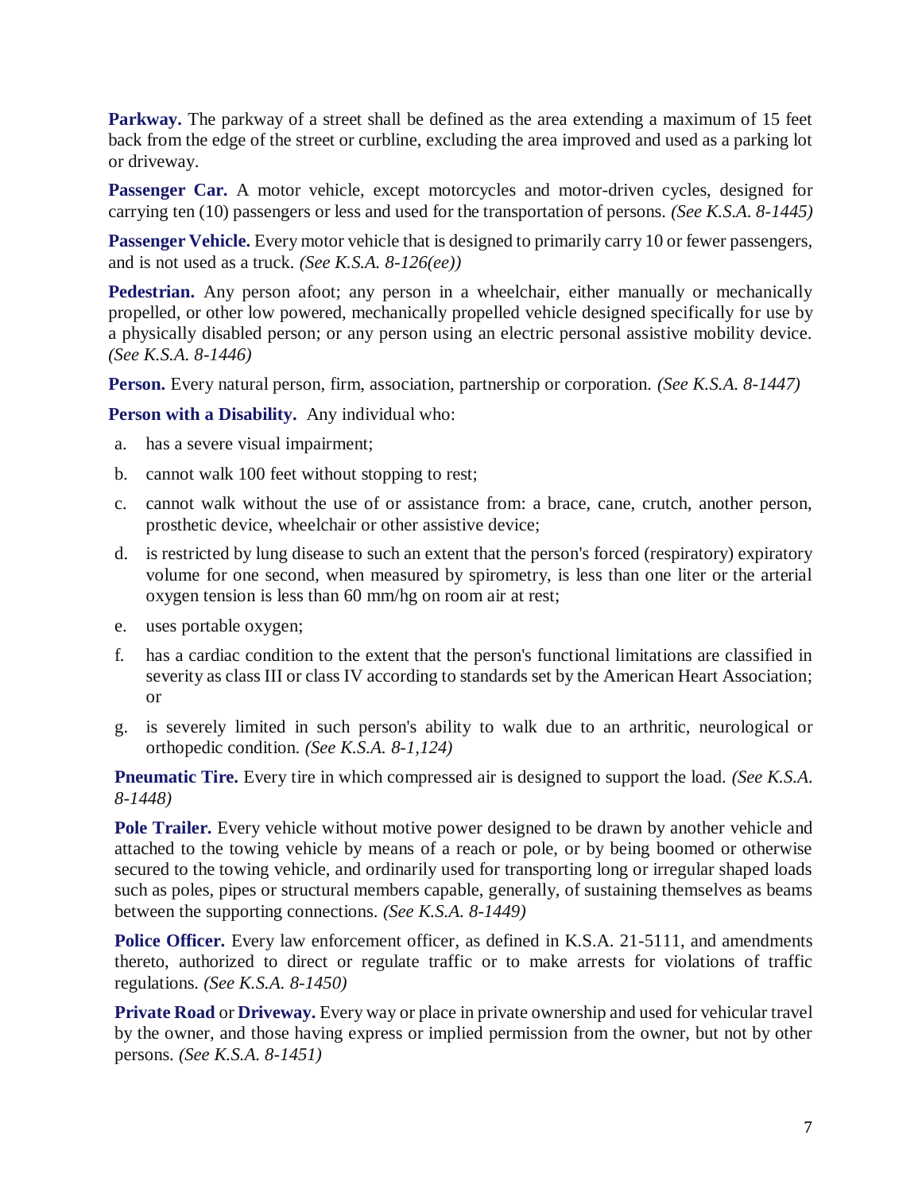**Parkway.** The parkway of a street shall be defined as the area extending a maximum of 15 feet back from the edge of the street or curbline, excluding the area improved and used as a parking lot or driveway.

**Passenger Car.** A motor vehicle, except motorcycles and motor-driven cycles, designed for carrying ten (10) passengers or less and used for the transportation of persons. *(See K.S.A. 8-1445)*

**Passenger Vehicle.** Every motor vehicle that is designed to primarily carry 10 or fewer passengers, and is not used as a truck. *(See K.S.A. 8-126(ee))*

**Pedestrian.** Any person afoot; any person in a wheelchair, either manually or mechanically propelled, or other low powered, mechanically propelled vehicle designed specifically for use by a physically disabled person; or any person using an electric personal assistive mobility device. *(See K.S.A. 8-1446)*

**Person.** Every natural person, firm, association, partnership or corporation. *(See K.S.A. 8-1447)*

**Person with a Disability.** Any individual who:

a. has a severe visual impairment;

b. cannot walk 100 feet without stopping to rest;

c. cannot walk without the use of or assistance from: a brace, cane, crutch, another person, prosthetic device, wheelchair or other assistive device;

d. is restricted by lung disease to such an extent that the person's forced (respiratory) expiratory volume for one second, when measured by spirometry, is less than one liter or the arterial oxygen tension is less than 60 mm/hg on room air at rest;

e. uses portable oxygen;

f. has a cardiac condition to the extent that the person's functional limitations are classified in severity as class III or class IV according to standards set by the American Heart Association; or

g. is severely limited in such person's ability to walk due to an arthritic, neurological or orthopedic condition. *(See K.S.A. 8-1,124)*

**Pneumatic Tire.** Every tire in which compressed air is designed to support the load. *(See K.S.A. 8-1448)*

**Pole Trailer.** Every vehicle without motive power designed to be drawn by another vehicle and attached to the towing vehicle by means of a reach or pole, or by being boomed or otherwise secured to the towing vehicle, and ordinarily used for transporting long or irregular shaped loads such as poles, pipes or structural members capable, generally, of sustaining themselves as beams between the supporting connections. *(See K.S.A. 8-1449)*

**Police Officer.** Every law enforcement officer, as defined in K.S.A. 21-5111, and amendments thereto, authorized to direct or regulate traffic or to make arrests for violations of traffic regulations. *(See K.S.A. 8-1450)*

**Private Road** or **Driveway.** Every way or place in private ownership and used for vehicular travel by the owner, and those having express or implied permission from the owner, but not by other persons. *(See K.S.A. 8-1451)*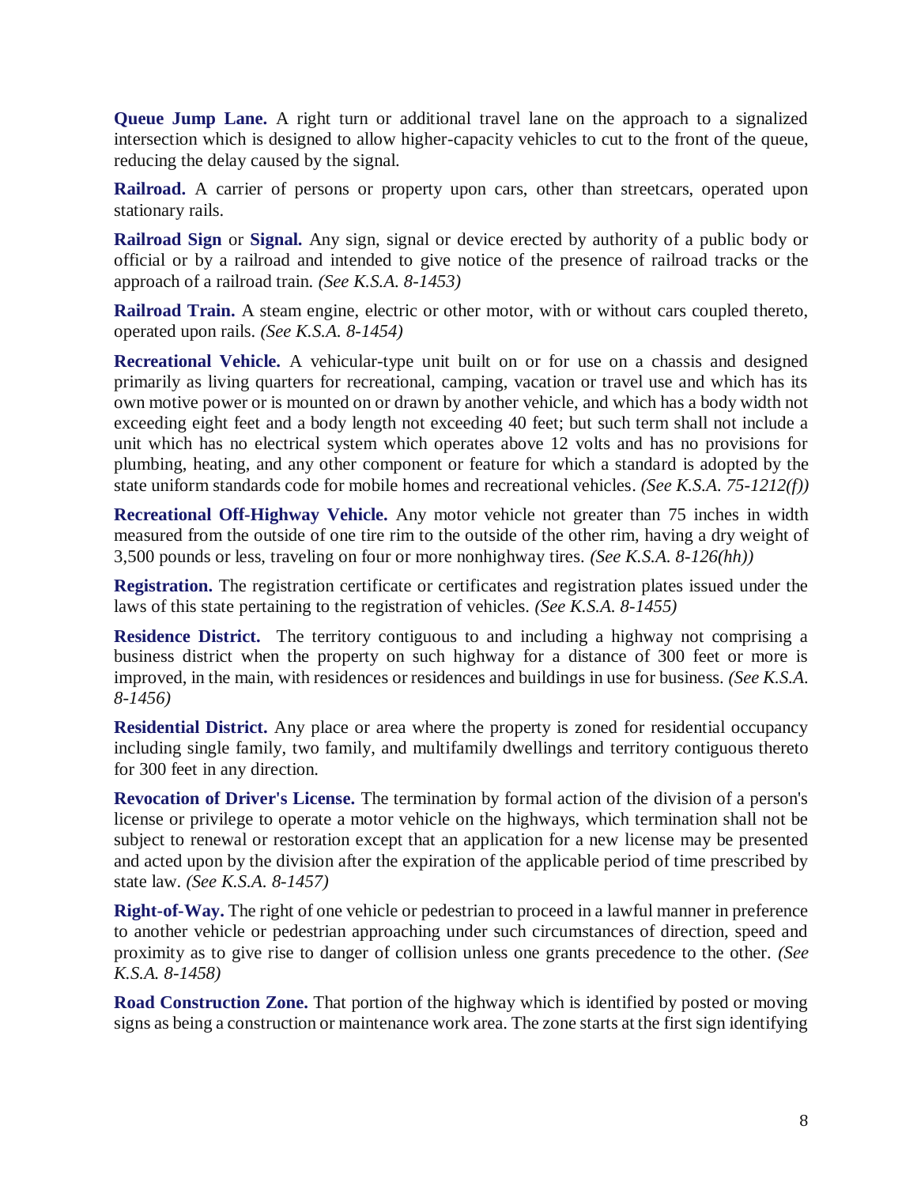**Queue Jump Lane.** A right turn or additional travel lane on the approach to a signalized intersection which is designed to allow higher-capacity vehicles to cut to the front of the queue, reducing the delay caused by the signal.

**Railroad.** A carrier of persons or property upon cars, other than streetcars, operated upon stationary rails.

**Railroad Sign** or **Signal.** Any sign, signal or device erected by authority of a public body or official or by a railroad and intended to give notice of the presence of railroad tracks or the approach of a railroad train. *(See K.S.A. 8-1453)*

**Railroad Train.** A steam engine, electric or other motor, with or without cars coupled thereto, operated upon rails. *(See K.S.A. 8-1454)*

**Recreational Vehicle.** A vehicular-type unit built on or for use on a chassis and designed primarily as living quarters for recreational, camping, vacation or travel use and which has its own motive power or is mounted on or drawn by another vehicle, and which has a body width not exceeding eight feet and a body length not exceeding 40 feet; but such term shall not include a unit which has no electrical system which operates above 12 volts and has no provisions for plumbing, heating, and any other component or feature for which a standard is adopted by the state uniform standards code for mobile homes and recreational vehicles. *(See K.S.A. 75-1212(f))*

**Recreational Off-Highway Vehicle.** Any motor vehicle not greater than 75 inches in width measured from the outside of one tire rim to the outside of the other rim, having a dry weight of 3,500 pounds or less, traveling on four or more nonhighway tires. *(See K.S.A. 8-126(hh))*

**Registration.** The registration certificate or certificates and registration plates issued under the laws of this state pertaining to the registration of vehicles. *(See K.S.A. 8-1455)*

**Residence District.** The territory contiguous to and including a highway not comprising a business district when the property on such highway for a distance of 300 feet or more is improved, in the main, with residences or residences and buildings in use for business. *(See K.S.A. 8-1456)*

**Residential District.** Any place or area where the property is zoned for residential occupancy including single family, two family, and multifamily dwellings and territory contiguous thereto for 300 feet in any direction.

**Revocation of Driver's License.** The termination by formal action of the division of a person's license or privilege to operate a motor vehicle on the highways, which termination shall not be subject to renewal or restoration except that an application for a new license may be presented and acted upon by the division after the expiration of the applicable period of time prescribed by state law. *(See K.S.A. 8-1457)*

**Right-of-Way.** The right of one vehicle or pedestrian to proceed in a lawful manner in preference to another vehicle or pedestrian approaching under such circumstances of direction, speed and proximity as to give rise to danger of collision unless one grants precedence to the other. *(See K.S.A. 8-1458)*

**Road Construction Zone.** That portion of the highway which is identified by posted or moving signs as being a construction or maintenance work area. The zone starts at the first sign identifying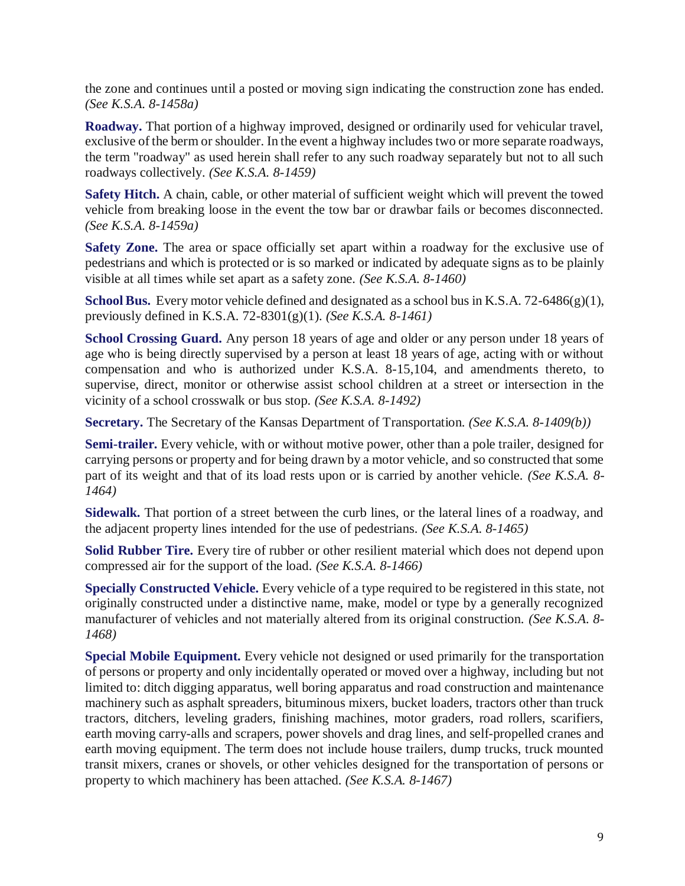the zone and continues until a posted or moving sign indicating the construction zone has ended. *(See K.S.A. 8-1458a)*

**Roadway.** That portion of a highway improved, designed or ordinarily used for vehicular travel, exclusive of the berm or shoulder. In the event a highway includes two or more separate roadways, the term "roadway" as used herein shall refer to any such roadway separately but not to all such roadways collectively. *(See K.S.A. 8-1459)*

**Safety Hitch.** A chain, cable, or other material of sufficient weight which will prevent the towed vehicle from breaking loose in the event the tow bar or drawbar fails or becomes disconnected. *(See K.S.A. 8-1459a)*

**Safety Zone.** The area or space officially set apart within a roadway for the exclusive use of pedestrians and which is protected or is so marked or indicated by adequate signs as to be plainly visible at all times while set apart as a safety zone. *(See K.S.A. 8-1460)*

**School Bus.** Every motor vehicle defined and designated as a school bus in K.S.A. 72-6486(g)(1), previously defined in K.S.A. 72-8301(g)(1). *(See K.S.A. 8-1461)*

**School Crossing Guard.** Any person 18 years of age and older or any person under 18 years of age who is being directly supervised by a person at least 18 years of age, acting with or without compensation and who is authorized under K.S.A. 8-15,104, and amendments thereto, to supervise, direct, monitor or otherwise assist school children at a street or intersection in the vicinity of a school crosswalk or bus stop. *(See K.S.A. 8-1492)*

**Secretary.** The Secretary of the Kansas Department of Transportation. *(See K.S.A. 8-1409(b))*

**Semi-trailer.** Every vehicle, with or without motive power, other than a pole trailer, designed for carrying persons or property and for being drawn by a motor vehicle, and so constructed that some part of its weight and that of its load rests upon or is carried by another vehicle. *(See K.S.A. 8-1464)*

**Sidewalk.** That portion of a street between the curb lines, or the lateral lines of a roadway, and the adjacent property lines intended for the use of pedestrians. *(See K.S.A. 8-1465)*

**Solid Rubber Tire.** Every tire of rubber or other resilient material which does not depend upon compressed air for the support of the load. *(See K.S.A. 8-1466)*

**Specially Constructed Vehicle.** Every vehicle of a type required to be registered in this state, not originally constructed under a distinctive name, make, model or type by a generally recognized manufacturer of vehicles and not materially altered from its original construction. *(See K.S.A. 8-1468)*

**Special Mobile Equipment.** Every vehicle not designed or used primarily for the transportation of persons or property and only incidentally operated or moved over a highway, including but not limited to: ditch digging apparatus, well boring apparatus and road construction and maintenance machinery such as asphalt spreaders, bituminous mixers, bucket loaders, tractors other than truck tractors, ditchers, leveling graders, finishing machines, motor graders, road rollers, scarifiers, earth moving carry-alls and scrapers, power shovels and drag lines, and self-propelled cranes and earth moving equipment. The term does not include house trailers, dump trucks, truck mounted transit mixers, cranes or shovels, or other vehicles designed for the transportation of persons or property to which machinery has been attached. *(See K.S.A. 8-1467)*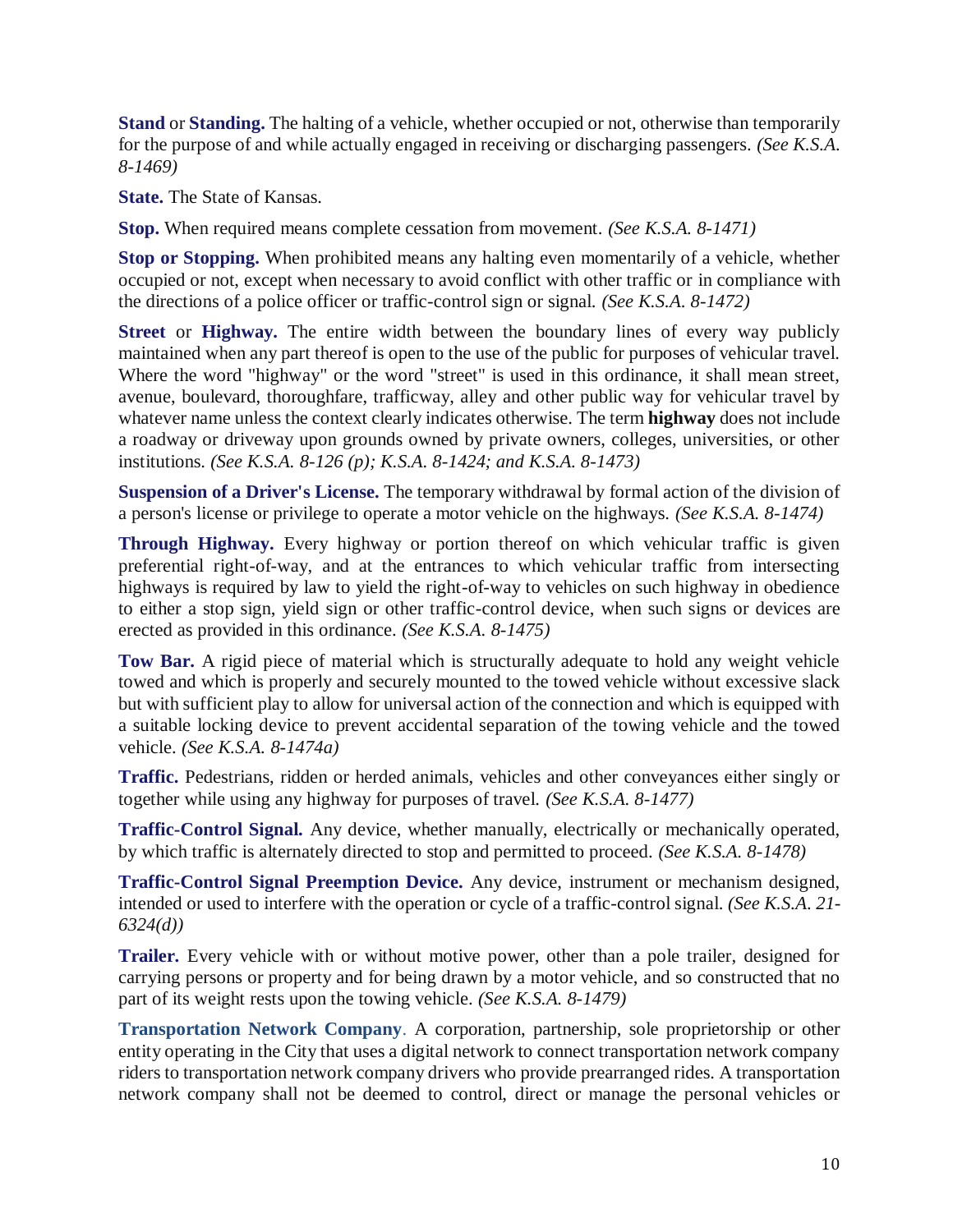**Stand** or **Standing.** The halting of a vehicle, whether occupied or not, otherwise than temporarily for the purpose of and while actually engaged in receiving or discharging passengers. *(See K.S.A. 8-1469)*

**State.** The State of Kansas.

**Stop.** When required means complete cessation from movement. *(See K.S.A. 8-1471)*

**Stop or Stopping.** When prohibited means any halting even momentarily of a vehicle, whether occupied or not, except when necessary to avoid conflict with other traffic or in compliance with the directions of a police officer or traffic-control sign or signal. *(See K.S.A. 8-1472)*

**Street** or **Highway.** The entire width between the boundary lines of every way publicly maintained when any part thereof is open to the use of the public for purposes of vehicular travel. Where the word "highway" or the word "street" is used in this ordinance, it shall mean street, avenue, boulevard, thoroughfare, trafficway, alley and other public way for vehicular travel by whatever name unless the context clearly indicates otherwise. The term **highway** does not include a roadway or driveway upon grounds owned by private owners, colleges, universities, or other institutions. *(See K.S.A. 8-126 (p); K.S.A. 8-1424; and K.S.A. 8-1473)*

**Suspension of a Driver's License.** The temporary withdrawal by formal action of the division of a person's license or privilege to operate a motor vehicle on the highways. *(See K.S.A. 8-1474)*

**Through Highway.** Every highway or portion thereof on which vehicular traffic is given preferential right-of-way, and at the entrances to which vehicular traffic from intersecting highways is required by law to yield the right-of-way to vehicles on such highway in obedience to either a stop sign, yield sign or other traffic-control device, when such signs or devices are erected as provided in this ordinance. *(See K.S.A. 8-1475)*

**Tow Bar.** A rigid piece of material which is structurally adequate to hold any weight vehicle towed and which is properly and securely mounted to the towed vehicle without excessive slack but with sufficient play to allow for universal action of the connection and which is equipped with a suitable locking device to prevent accidental separation of the towing vehicle and the towed vehicle. *(See K.S.A. 8-1474a)*

**Traffic.** Pedestrians, ridden or herded animals, vehicles and other conveyances either singly or together while using any highway for purposes of travel. *(See K.S.A. 8-1477)*

**Traffic-Control Signal.** Any device, whether manually, electrically or mechanically operated, by which traffic is alternately directed to stop and permitted to proceed. *(See K.S.A. 8-1478)*

**Traffic-Control Signal Preemption Device.** Any device, instrument or mechanism designed, intended or used to interfere with the operation or cycle of a traffic-control signal. *(See K.S.A. 21-6324(d))*

**Trailer.** Every vehicle with or without motive power, other than a pole trailer, designed for carrying persons or property and for being drawn by a motor vehicle, and so constructed that no part of its weight rests upon the towing vehicle. *(See K.S.A. 8-1479)*

**Transportation Network Company**. A corporation, partnership, sole proprietorship or other entity operating in the City that uses a digital network to connect transportation network company riders to transportation network company drivers who provide prearranged rides. A transportation network company shall not be deemed to control, direct or manage the personal vehicles or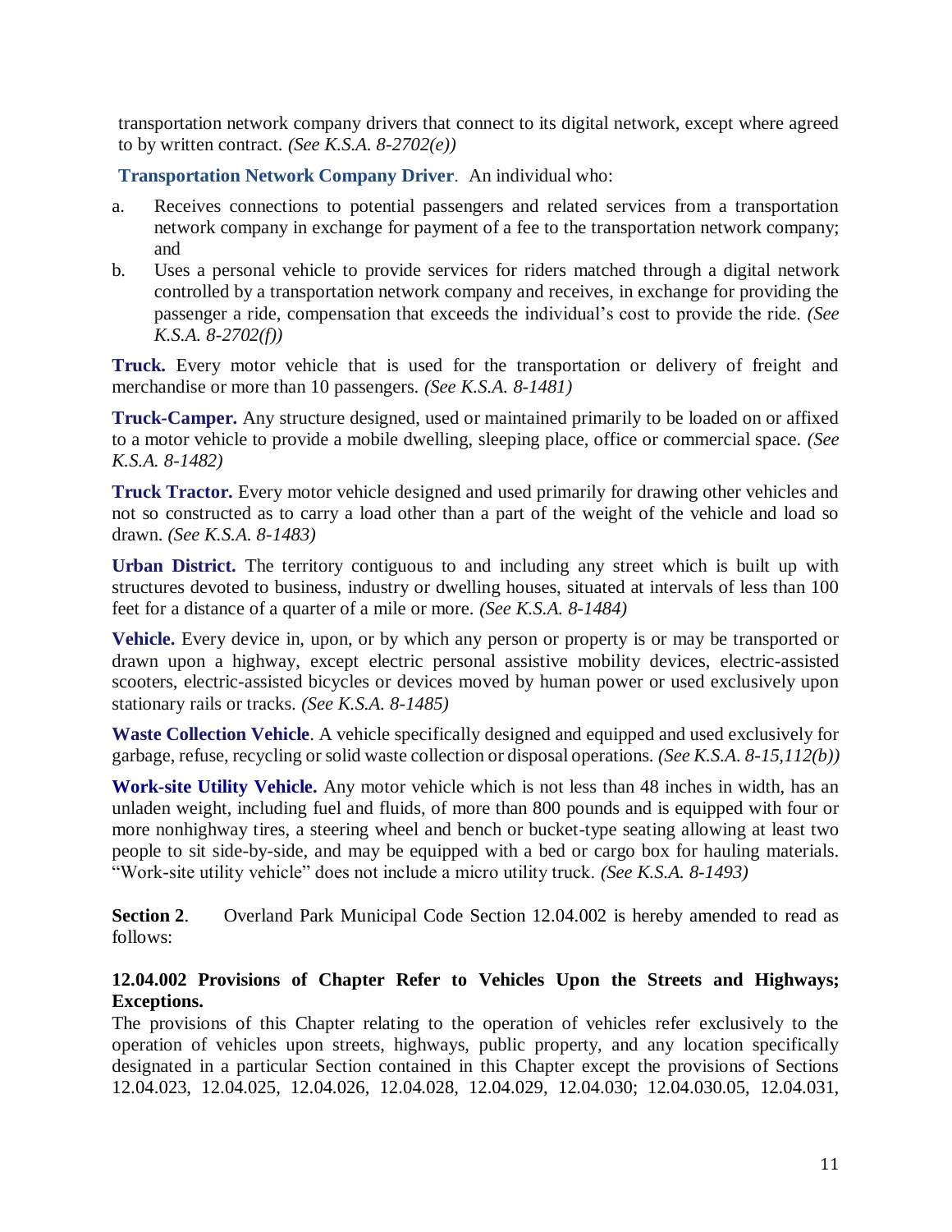transportation network company drivers that connect to its digital network, except where agreed to by written contract. *(See K.S.A. 8-2702(e))*

**Transportation Network Company Driver**. An individual who:

a. Receives connections to potential passengers and related services from a transportation network company in exchange for payment of a fee to the transportation network company; and

b. Uses a personal vehicle to provide services for riders matched through a digital network controlled by a transportation network company and receives, in exchange for providing the passenger a ride, compensation that exceeds the individual's cost to provide the ride. *(See K.S.A. 8-2702(f))*

**Truck.** Every motor vehicle that is used for the transportation or delivery of freight and merchandise or more than 10 passengers. *(See K.S.A. 8-1481)*

**Truck-Camper.** Any structure designed, used or maintained primarily to be loaded on or affixed to a motor vehicle to provide a mobile dwelling, sleeping place, office or commercial space. *(See K.S.A. 8-1482)*

**Truck Tractor.** Every motor vehicle designed and used primarily for drawing other vehicles and not so constructed as to carry a load other than a part of the weight of the vehicle and load so drawn. *(See K.S.A. 8-1483)*

**Urban District.** The territory contiguous to and including any street which is built up with structures devoted to business, industry or dwelling houses, situated at intervals of less than 100 feet for a distance of a quarter of a mile or more. *(See K.S.A. 8-1484)*

**Vehicle.** Every device in, upon, or by which any person or property is or may be transported or drawn upon a highway, except electric personal assistive mobility devices, electric-assisted scooters, electric-assisted bicycles or devices moved by human power or used exclusively upon stationary rails or tracks. *(See K.S.A. 8-1485)*

**Waste Collection Vehicle**. A vehicle specifically designed and equipped and used exclusively for garbage, refuse, recycling or solid waste collection or disposal operations. *(See K.S.A. 8-15,112(b))*

**Work-site Utility Vehicle.** Any motor vehicle which is not less than 48 inches in width, has an unladen weight, including fuel and fluids, of more than 800 pounds and is equipped with four or more nonhighway tires, a steering wheel and bench or bucket-type seating allowing at least two people to sit side-by-side, and may be equipped with a bed or cargo box for hauling materials. "Work-site utility vehicle" does not include a micro utility truck. *(See K.S.A. 8-1493)*

**Section 2**. Overland Park Municipal Code Section 12.04.002 is hereby amended to read as follows:

**12.04.002 Provisions of Chapter Refer to Vehicles Upon the Streets and Highways; Exceptions.**

The provisions of this Chapter relating to the operation of vehicles refer exclusively to the operation of vehicles upon streets, highways, public property, and any location specifically designated in a particular Section contained in this Chapter except the provisions of Sections 12.04.023, 12.04.025, 12.04.026, 12.04.028, 12.04.029, 12.04.030; 12.04.030.05, 12.04.031,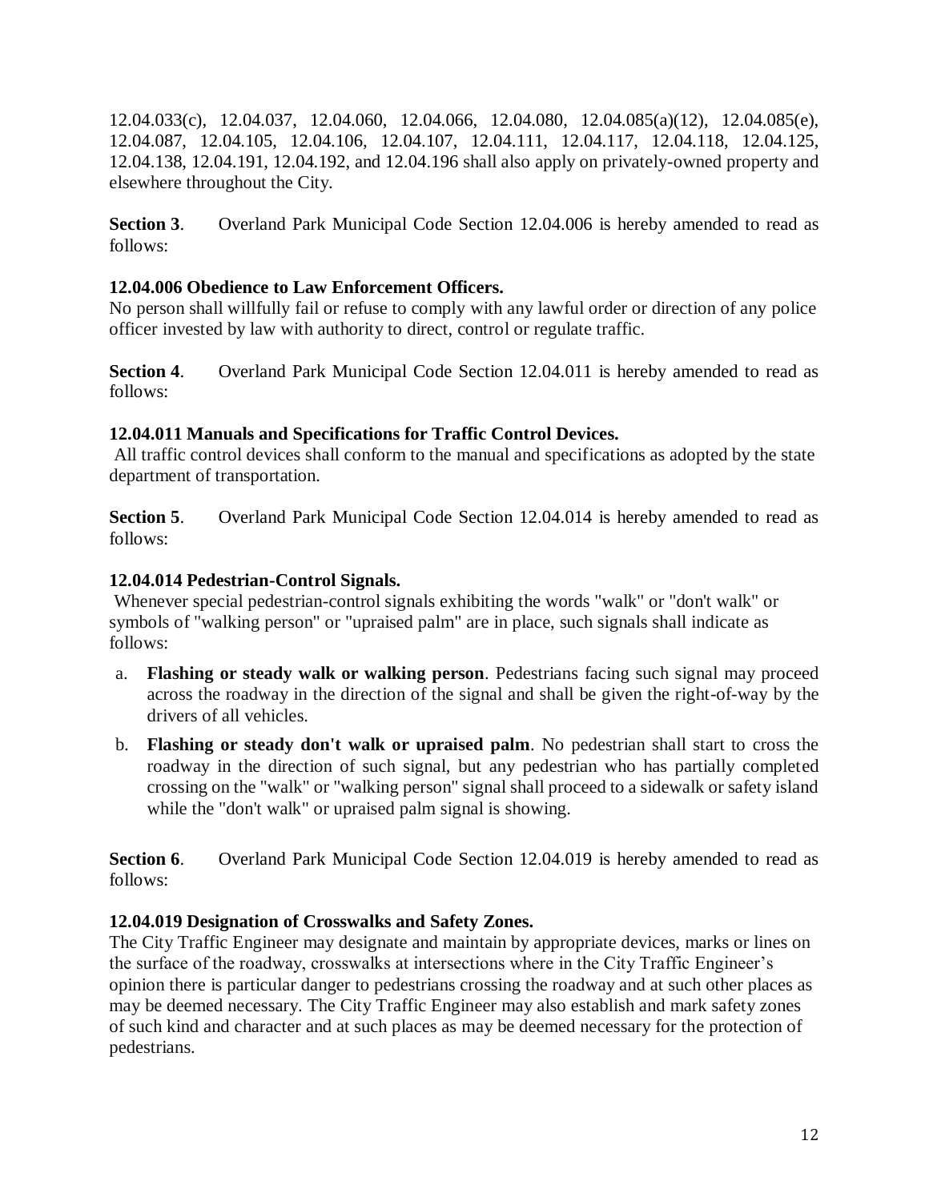12.04.033(c), 12.04.037, 12.04.060, 12.04.066, 12.04.080, 12.04.085(a)(12), 12.04.085(e), 12.04.087, 12.04.105, 12.04.106, 12.04.107, 12.04.111, 12.04.117, 12.04.118, 12.04.125, 12.04.138, 12.04.191, 12.04.192, and 12.04.196 shall also apply on privately-owned property and elsewhere throughout the City.

**Section 3**. Overland Park Municipal Code Section 12.04.006 is hereby amended to read as follows:

**12.04.006 Obedience to Law Enforcement Officers.**

No person shall willfully fail or refuse to comply with any lawful order or direction of any police officer invested by law with authority to direct, control or regulate traffic.

**Section 4**. Overland Park Municipal Code Section 12.04.011 is hereby amended to read as follows:

**12.04.011 Manuals and Specifications for Traffic Control Devices.**

All traffic control devices shall conform to the manual and specifications as adopted by the state department of transportation.

**Section 5**. Overland Park Municipal Code Section 12.04.014 is hereby amended to read as follows:

**12.04.014 Pedestrian-Control Signals.**

Whenever special pedestrian-control signals exhibiting the words "walk" or "don't walk" or symbols of "walking person" or "upraised palm" are in place, such signals shall indicate as follows:

a. **Flashing or steady walk or walking person**. Pedestrians facing such signal may proceed across the roadway in the direction of the signal and shall be given the right-of-way by the drivers of all vehicles.

b. **Flashing or steady don't walk or upraised palm**. No pedestrian shall start to cross the roadway in the direction of such signal, but any pedestrian who has partially completed crossing on the "walk" or "walking person" signal shall proceed to a sidewalk or safety island while the "don't walk" or upraised palm signal is showing.

**Section 6**. Overland Park Municipal Code Section 12.04.019 is hereby amended to read as follows:

**12.04.019 Designation of Crosswalks and Safety Zones.**

The City Traffic Engineer may designate and maintain by appropriate devices, marks or lines on the surface of the roadway, crosswalks at intersections where in the City Traffic Engineer's opinion there is particular danger to pedestrians crossing the roadway and at such other places as may be deemed necessary. The City Traffic Engineer may also establish and mark safety zones of such kind and character and at such places as may be deemed necessary for the protection of pedestrians.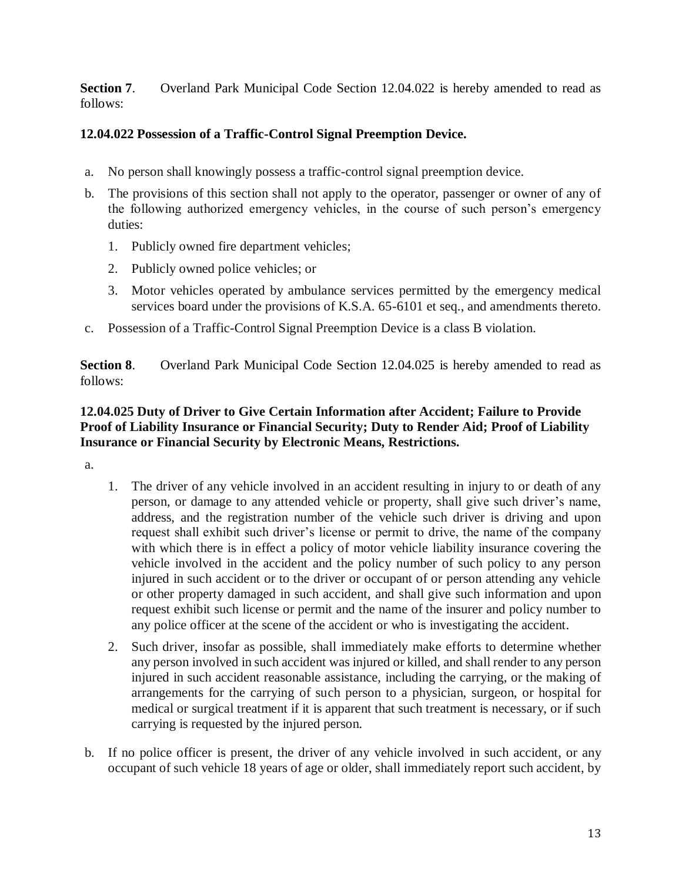**Section 7**. Overland Park Municipal Code Section 12.04.022 is hereby amended to read as follows:

**12.04.022 Possession of a Traffic-Control Signal Preemption Device.**

a. No person shall knowingly possess a traffic-control signal preemption device.

b. The provisions of this section shall not apply to the operator, passenger or owner of any of the following authorized emergency vehicles, in the course of such person's emergency duties:

   1. Publicly owned fire department vehicles;

   2. Publicly owned police vehicles; or

   3. Motor vehicles operated by ambulance services permitted by the emergency medical services board under the provisions of K.S.A. 65-6101 et seq., and amendments thereto.

c. Possession of a Traffic-Control Signal Preemption Device is a class B violation.

**Section 8**. Overland Park Municipal Code Section 12.04.025 is hereby amended to read as follows:

**12.04.025 Duty of Driver to Give Certain Information after Accident; Failure to Provide Proof of Liability Insurance or Financial Security; Duty to Render Aid; Proof of Liability Insurance or Financial Security by Electronic Means, Restrictions.**

a.

   1. The driver of any vehicle involved in an accident resulting in injury to or death of any person, or damage to any attended vehicle or property, shall give such driver's name, address, and the registration number of the vehicle such driver is driving and upon request shall exhibit such driver's license or permit to drive, the name of the company with which there is in effect a policy of motor vehicle liability insurance covering the vehicle involved in the accident and the policy number of such policy to any person injured in such accident or to the driver or occupant of or person attending any vehicle or other property damaged in such accident, and shall give such information and upon request exhibit such license or permit and the name of the insurer and policy number to any police officer at the scene of the accident or who is investigating the accident.

   2. Such driver, insofar as possible, shall immediately make efforts to determine whether any person involved in such accident was injured or killed, and shall render to any person injured in such accident reasonable assistance, including the carrying, or the making of arrangements for the carrying of such person to a physician, surgeon, or hospital for medical or surgical treatment if it is apparent that such treatment is necessary, or if such carrying is requested by the injured person.

b. If no police officer is present, the driver of any vehicle involved in such accident, or any occupant of such vehicle 18 years of age or older, shall immediately report such accident, by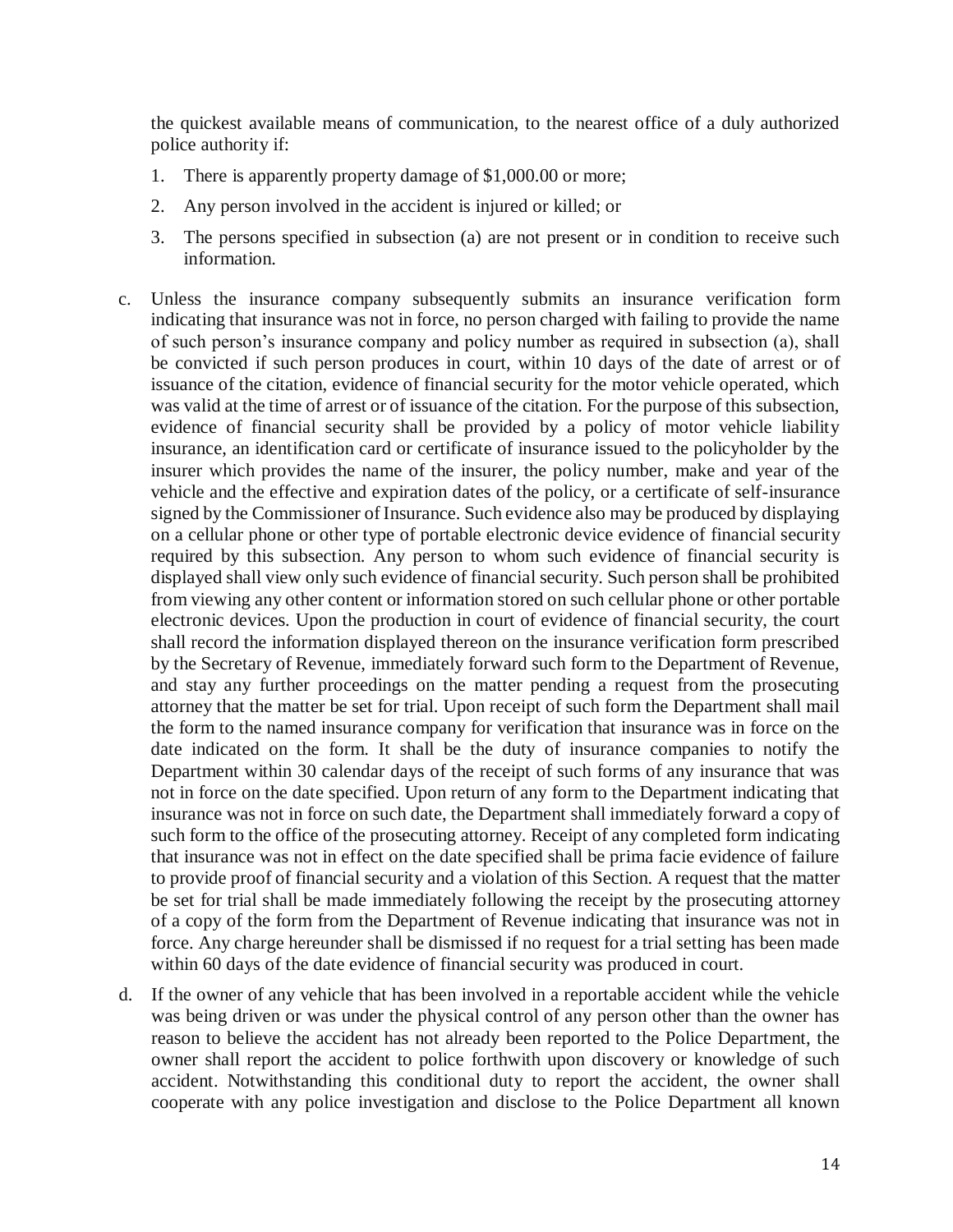the quickest available means of communication, to the nearest office of a duly authorized police authority if:

1. There is apparently property damage of $1,000.00 or more;
2. Any person involved in the accident is injured or killed; or
3. The persons specified in subsection (a) are not present or in condition to receive such information.

c. Unless the insurance company subsequently submits an insurance verification form indicating that insurance was not in force, no person charged with failing to provide the name of such person's insurance company and policy number as required in subsection (a), shall be convicted if such person produces in court, within 10 days of the date of arrest or of issuance of the citation, evidence of financial security for the motor vehicle operated, which was valid at the time of arrest or of issuance of the citation. For the purpose of this subsection, evidence of financial security shall be provided by a policy of motor vehicle liability insurance, an identification card or certificate of insurance issued to the policyholder by the insurer which provides the name of the insurer, the policy number, make and year of the vehicle and the effective and expiration dates of the policy, or a certificate of self-insurance signed by the Commissioner of Insurance. Such evidence also may be produced by displaying on a cellular phone or other type of portable electronic device evidence of financial security required by this subsection. Any person to whom such evidence of financial security is displayed shall view only such evidence of financial security. Such person shall be prohibited from viewing any other content or information stored on such cellular phone or other portable electronic devices. Upon the production in court of evidence of financial security, the court shall record the information displayed thereon on the insurance verification form prescribed by the Secretary of Revenue, immediately forward such form to the Department of Revenue, and stay any further proceedings on the matter pending a request from the prosecuting attorney that the matter be set for trial. Upon receipt of such form the Department shall mail the form to the named insurance company for verification that insurance was in force on the date indicated on the form. It shall be the duty of insurance companies to notify the Department within 30 calendar days of the receipt of such forms of any insurance that was not in force on the date specified. Upon return of any form to the Department indicating that insurance was not in force on such date, the Department shall immediately forward a copy of such form to the office of the prosecuting attorney. Receipt of any completed form indicating that insurance was not in effect on the date specified shall be prima facie evidence of failure to provide proof of financial security and a violation of this Section. A request that the matter be set for trial shall be made immediately following the receipt by the prosecuting attorney of a copy of the form from the Department of Revenue indicating that insurance was not in force. Any charge hereunder shall be dismissed if no request for a trial setting has been made within 60 days of the date evidence of financial security was produced in court.

d. If the owner of any vehicle that has been involved in a reportable accident while the vehicle was being driven or was under the physical control of any person other than the owner has reason to believe the accident has not already been reported to the Police Department, the owner shall report the accident to police forthwith upon discovery or knowledge of such accident. Notwithstanding this conditional duty to report the accident, the owner shall cooperate with any police investigation and disclose to the Police Department all known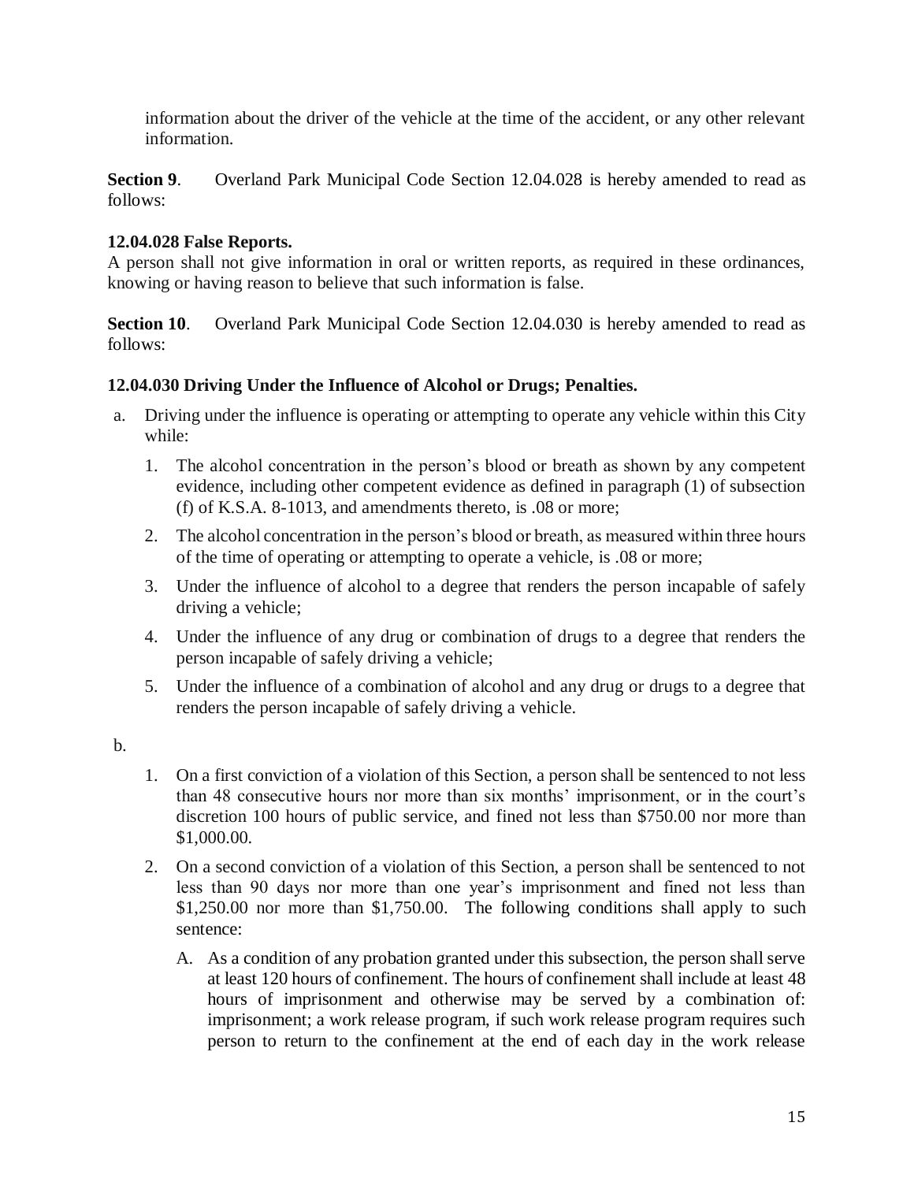information about the driver of the vehicle at the time of the accident, or any other relevant information.

**Section 9**. Overland Park Municipal Code Section 12.04.028 is hereby amended to read as follows:

**12.04.028 False Reports.**
A person shall not give information in oral or written reports, as required in these ordinances, knowing or having reason to believe that such information is false.

**Section 10**. Overland Park Municipal Code Section 12.04.030 is hereby amended to read as follows:

**12.04.030 Driving Under the Influence of Alcohol or Drugs; Penalties.**

a. Driving under the influence is operating or attempting to operate any vehicle within this City while:

   1. The alcohol concentration in the person's blood or breath as shown by any competent evidence, including other competent evidence as defined in paragraph (1) of subsection (f) of K.S.A. 8-1013, and amendments thereto, is .08 or more;
   2. The alcohol concentration in the person's blood or breath, as measured within three hours of the time of operating or attempting to operate a vehicle, is .08 or more;
   3. Under the influence of alcohol to a degree that renders the person incapable of safely driving a vehicle;
   4. Under the influence of any drug or combination of drugs to a degree that renders the person incapable of safely driving a vehicle;
   5. Under the influence of a combination of alcohol and any drug or drugs to a degree that renders the person incapable of safely driving a vehicle.

b.

   1. On a first conviction of a violation of this Section, a person shall be sentenced to not less than 48 consecutive hours nor more than six months' imprisonment, or in the court's discretion 100 hours of public service, and fined not less than $750.00 nor more than $1,000.00.
   2. On a second conviction of a violation of this Section, a person shall be sentenced to not less than 90 days nor more than one year's imprisonment and fined not less than $1,250.00 nor more than $1,750.00. The following conditions shall apply to such sentence:

      A. As a condition of any probation granted under this subsection, the person shall serve at least 120 hours of confinement. The hours of confinement shall include at least 48 hours of imprisonment and otherwise may be served by a combination of: imprisonment; a work release program, if such work release program requires such person to return to the confinement at the end of each day in the work release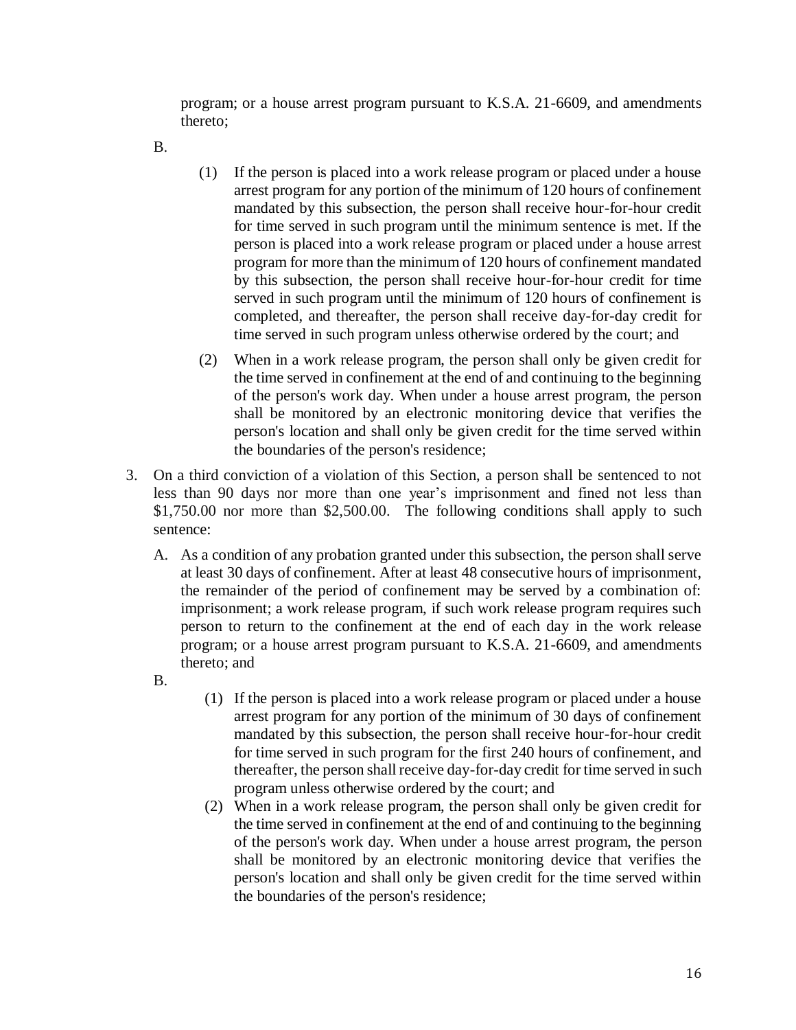program; or a house arrest program pursuant to K.S.A. 21-6609, and amendments thereto;

B.

   (1) If the person is placed into a work release program or placed under a house arrest program for any portion of the minimum of 120 hours of confinement mandated by this subsection, the person shall receive hour-for-hour credit for time served in such program until the minimum sentence is met. If the person is placed into a work release program or placed under a house arrest program for more than the minimum of 120 hours of confinement mandated by this subsection, the person shall receive hour-for-hour credit for time served in such program until the minimum of 120 hours of confinement is completed, and thereafter, the person shall receive day-for-day credit for time served in such program unless otherwise ordered by the court; and

   (2) When in a work release program, the person shall only be given credit for the time served in confinement at the end of and continuing to the beginning of the person's work day. When under a house arrest program, the person shall be monitored by an electronic monitoring device that verifies the person's location and shall only be given credit for the time served within the boundaries of the person's residence;

3. On a third conviction of a violation of this Section, a person shall be sentenced to not less than 90 days nor more than one year's imprisonment and fined not less than $1,750.00 nor more than $2,500.00. The following conditions shall apply to such sentence:

   A. As a condition of any probation granted under this subsection, the person shall serve at least 30 days of confinement. After at least 48 consecutive hours of imprisonment, the remainder of the period of confinement may be served by a combination of: imprisonment; a work release program, if such work release program requires such person to return to the confinement at the end of each day in the work release program; or a house arrest program pursuant to K.S.A. 21-6609, and amendments thereto; and

   B.

      (1) If the person is placed into a work release program or placed under a house arrest program for any portion of the minimum of 30 days of confinement mandated by this subsection, the person shall receive hour-for-hour credit for time served in such program for the first 240 hours of confinement, and thereafter, the person shall receive day-for-day credit for time served in such program unless otherwise ordered by the court; and

      (2) When in a work release program, the person shall only be given credit for the time served in confinement at the end of and continuing to the beginning of the person's work day. When under a house arrest program, the person shall be monitored by an electronic monitoring device that verifies the person's location and shall only be given credit for the time served within the boundaries of the person's residence;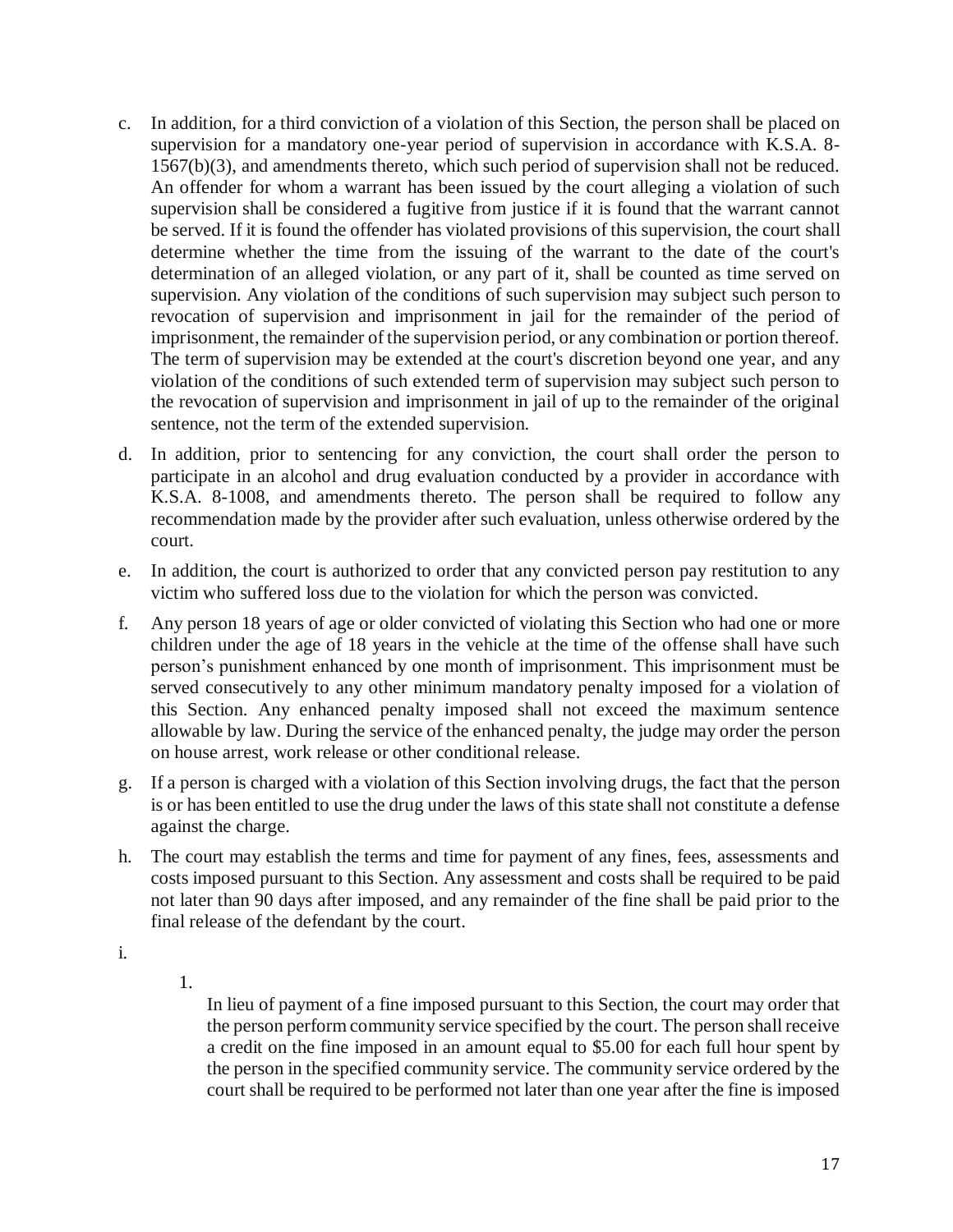c. In addition, for a third conviction of a violation of this Section, the person shall be placed on supervision for a mandatory one-year period of supervision in accordance with K.S.A. 8-1567(b)(3), and amendments thereto, which such period of supervision shall not be reduced. An offender for whom a warrant has been issued by the court alleging a violation of such supervision shall be considered a fugitive from justice if it is found that the warrant cannot be served. If it is found the offender has violated provisions of this supervision, the court shall determine whether the time from the issuing of the warrant to the date of the court's determination of an alleged violation, or any part of it, shall be counted as time served on supervision. Any violation of the conditions of such supervision may subject such person to revocation of supervision and imprisonment in jail for the remainder of the period of imprisonment, the remainder of the supervision period, or any combination or portion thereof. The term of supervision may be extended at the court's discretion beyond one year, and any violation of the conditions of such extended term of supervision may subject such person to the revocation of supervision and imprisonment in jail of up to the remainder of the original sentence, not the term of the extended supervision.

d. In addition, prior to sentencing for any conviction, the court shall order the person to participate in an alcohol and drug evaluation conducted by a provider in accordance with K.S.A. 8-1008, and amendments thereto. The person shall be required to follow any recommendation made by the provider after such evaluation, unless otherwise ordered by the court.

e. In addition, the court is authorized to order that any convicted person pay restitution to any victim who suffered loss due to the violation for which the person was convicted.

f. Any person 18 years of age or older convicted of violating this Section who had one or more children under the age of 18 years in the vehicle at the time of the offense shall have such person's punishment enhanced by one month of imprisonment. This imprisonment must be served consecutively to any other minimum mandatory penalty imposed for a violation of this Section. Any enhanced penalty imposed shall not exceed the maximum sentence allowable by law. During the service of the enhanced penalty, the judge may order the person on house arrest, work release or other conditional release.

g. If a person is charged with a violation of this Section involving drugs, the fact that the person is or has been entitled to use the drug under the laws of this state shall not constitute a defense against the charge.

h. The court may establish the terms and time for payment of any fines, fees, assessments and costs imposed pursuant to this Section. Any assessment and costs shall be required to be paid not later than 90 days after imposed, and any remainder of the fine shall be paid prior to the final release of the defendant by the court.

i.

   1. In lieu of payment of a fine imposed pursuant to this Section, the court may order that the person perform community service specified by the court. The person shall receive a credit on the fine imposed in an amount equal to $5.00 for each full hour spent by the person in the specified community service. The community service ordered by the court shall be required to be performed not later than one year after the fine is imposed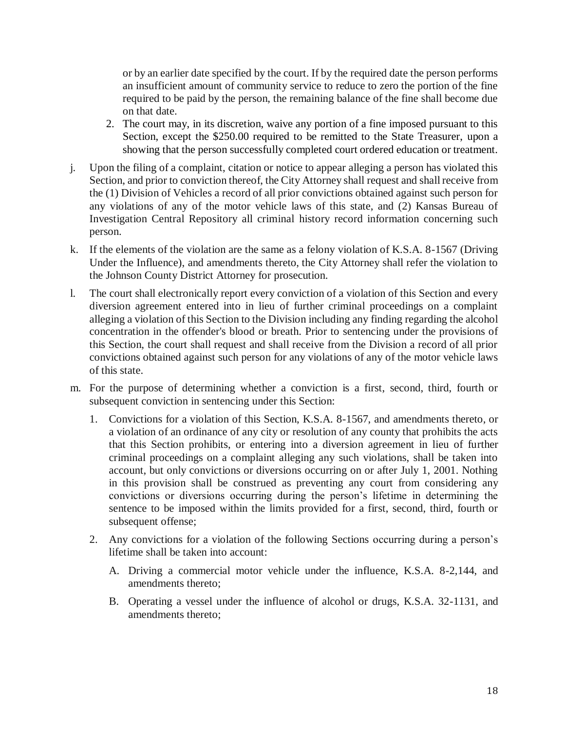or by an earlier date specified by the court. If by the required date the person performs an insufficient amount of community service to reduce to zero the portion of the fine required to be paid by the person, the remaining balance of the fine shall become due on that date.

2. The court may, in its discretion, waive any portion of a fine imposed pursuant to this Section, except the $250.00 required to be remitted to the State Treasurer, upon a showing that the person successfully completed court ordered education or treatment.

j. Upon the filing of a complaint, citation or notice to appear alleging a person has violated this Section, and prior to conviction thereof, the City Attorney shall request and shall receive from the (1) Division of Vehicles a record of all prior convictions obtained against such person for any violations of any of the motor vehicle laws of this state, and (2) Kansas Bureau of Investigation Central Repository all criminal history record information concerning such person.

k. If the elements of the violation are the same as a felony violation of K.S.A. 8-1567 (Driving Under the Influence), and amendments thereto, the City Attorney shall refer the violation to the Johnson County District Attorney for prosecution.

l. The court shall electronically report every conviction of a violation of this Section and every diversion agreement entered into in lieu of further criminal proceedings on a complaint alleging a violation of this Section to the Division including any finding regarding the alcohol concentration in the offender's blood or breath. Prior to sentencing under the provisions of this Section, the court shall request and shall receive from the Division a record of all prior convictions obtained against such person for any violations of any of the motor vehicle laws of this state.

m. For the purpose of determining whether a conviction is a first, second, third, fourth or subsequent conviction in sentencing under this Section:

   1. Convictions for a violation of this Section, K.S.A. 8-1567, and amendments thereto, or a violation of an ordinance of any city or resolution of any county that prohibits the acts that this Section prohibits, or entering into a diversion agreement in lieu of further criminal proceedings on a complaint alleging any such violations, shall be taken into account, but only convictions or diversions occurring on or after July 1, 2001. Nothing in this provision shall be construed as preventing any court from considering any convictions or diversions occurring during the person's lifetime in determining the sentence to be imposed within the limits provided for a first, second, third, fourth or subsequent offense;

   2. Any convictions for a violation of the following Sections occurring during a person's lifetime shall be taken into account:

      A. Driving a commercial motor vehicle under the influence, K.S.A. 8-2,144, and amendments thereto;

      B. Operating a vessel under the influence of alcohol or drugs, K.S.A. 32-1131, and amendments thereto;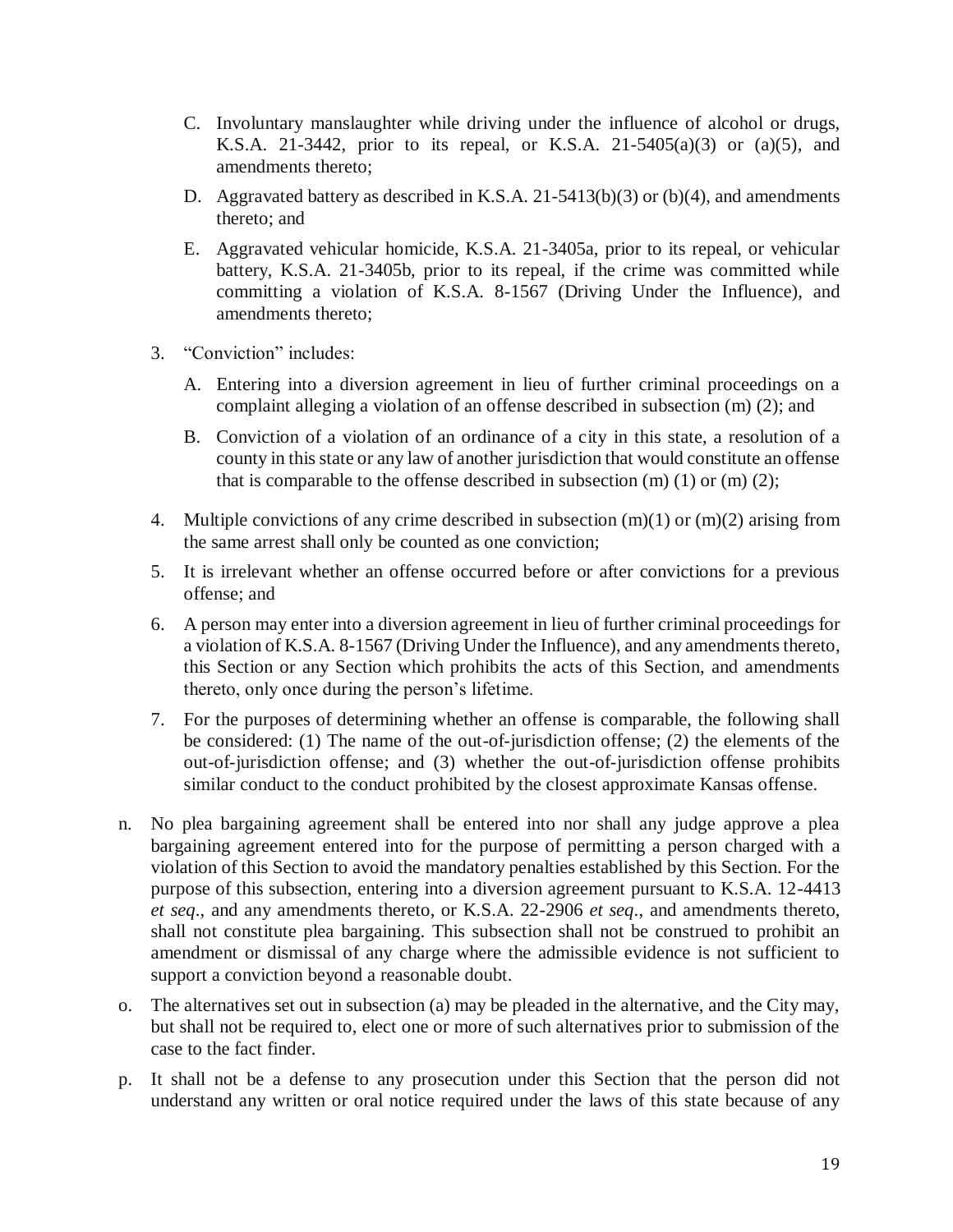C. Involuntary manslaughter while driving under the influence of alcohol or drugs, K.S.A. 21-3442, prior to its repeal, or K.S.A. 21-5405(a)(3) or (a)(5), and amendments thereto;

D. Aggravated battery as described in K.S.A. 21-5413(b)(3) or (b)(4), and amendments thereto; and

E. Aggravated vehicular homicide, K.S.A. 21-3405a, prior to its repeal, or vehicular battery, K.S.A. 21-3405b, prior to its repeal, if the crime was committed while committing a violation of K.S.A. 8-1567 (Driving Under the Influence), and amendments thereto;

3. "Conviction" includes:

   A. Entering into a diversion agreement in lieu of further criminal proceedings on a complaint alleging a violation of an offense described in subsection (m) (2); and

   B. Conviction of a violation of an ordinance of a city in this state, a resolution of a county in this state or any law of another jurisdiction that would constitute an offense that is comparable to the offense described in subsection (m) (1) or (m) (2);

4. Multiple convictions of any crime described in subsection (m)(1) or (m)(2) arising from the same arrest shall only be counted as one conviction;

5. It is irrelevant whether an offense occurred before or after convictions for a previous offense; and

6. A person may enter into a diversion agreement in lieu of further criminal proceedings for a violation of K.S.A. 8-1567 (Driving Under the Influence), and any amendments thereto, this Section or any Section which prohibits the acts of this Section, and amendments thereto, only once during the person's lifetime.

7. For the purposes of determining whether an offense is comparable, the following shall be considered: (1) The name of the out-of-jurisdiction offense; (2) the elements of the out-of-jurisdiction offense; and (3) whether the out-of-jurisdiction offense prohibits similar conduct to the conduct prohibited by the closest approximate Kansas offense.

n. No plea bargaining agreement shall be entered into nor shall any judge approve a plea bargaining agreement entered into for the purpose of permitting a person charged with a violation of this Section to avoid the mandatory penalties established by this Section. For the purpose of this subsection, entering into a diversion agreement pursuant to K.S.A. 12-4413 *et seq*., and any amendments thereto, or K.S.A. 22-2906 *et seq*., and amendments thereto, shall not constitute plea bargaining. This subsection shall not be construed to prohibit an amendment or dismissal of any charge where the admissible evidence is not sufficient to support a conviction beyond a reasonable doubt.

o. The alternatives set out in subsection (a) may be pleaded in the alternative, and the City may, but shall not be required to, elect one or more of such alternatives prior to submission of the case to the fact finder.

p. It shall not be a defense to any prosecution under this Section that the person did not understand any written or oral notice required under the laws of this state because of any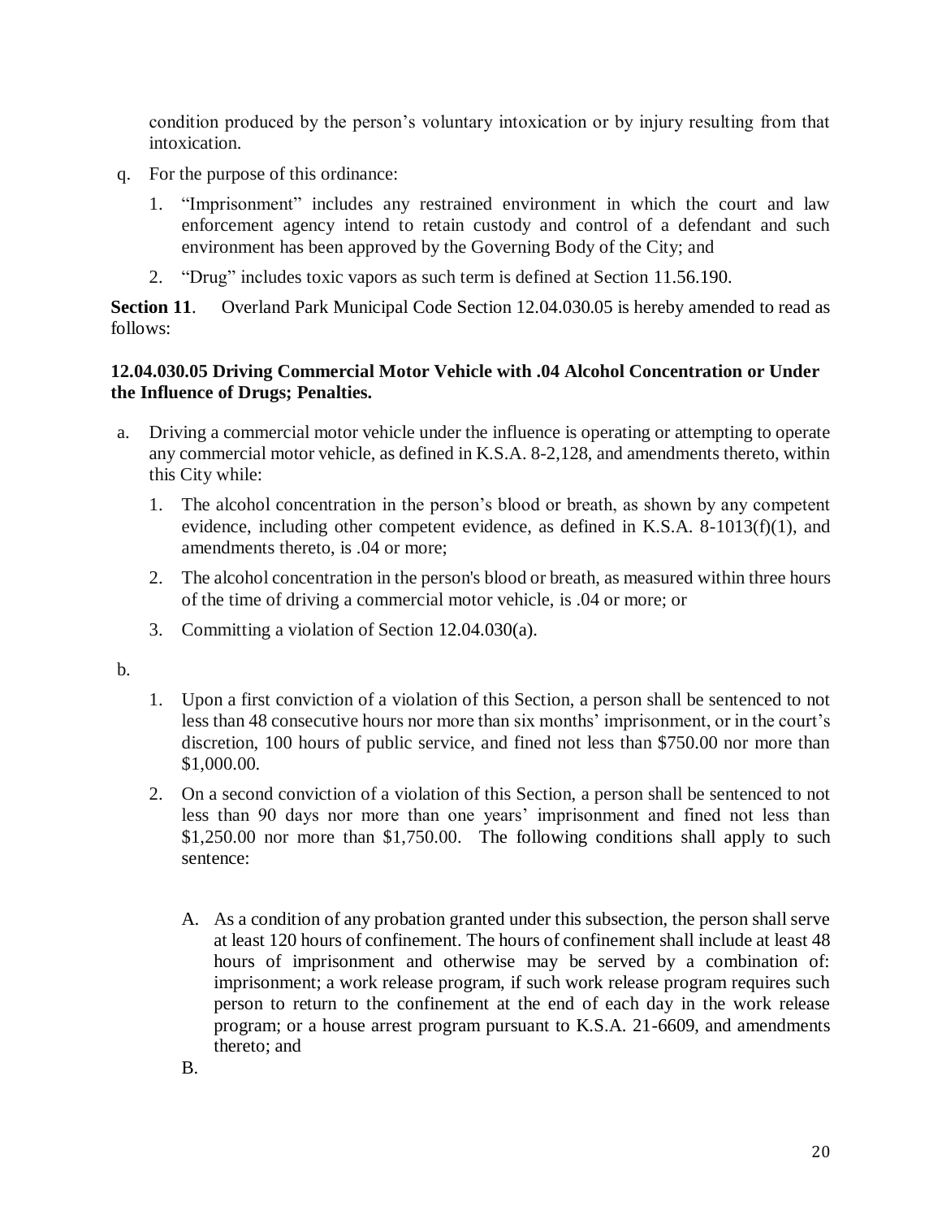condition produced by the person's voluntary intoxication or by injury resulting from that intoxication.

q. For the purpose of this ordinance:

   1. "Imprisonment" includes any restrained environment in which the court and law enforcement agency intend to retain custody and control of a defendant and such environment has been approved by the Governing Body of the City; and

   2. "Drug" includes toxic vapors as such term is defined at Section 11.56.190.

**Section 11**. Overland Park Municipal Code Section 12.04.030.05 is hereby amended to read as follows:

**12.04.030.05 Driving Commercial Motor Vehicle with .04 Alcohol Concentration or Under the Influence of Drugs; Penalties.**

a. Driving a commercial motor vehicle under the influence is operating or attempting to operate any commercial motor vehicle, as defined in K.S.A. 8-2,128, and amendments thereto, within this City while:

   1. The alcohol concentration in the person's blood or breath, as shown by any competent evidence, including other competent evidence, as defined in K.S.A. 8-1013(f)(1), and amendments thereto, is .04 or more;

   2. The alcohol concentration in the person's blood or breath, as measured within three hours of the time of driving a commercial motor vehicle, is .04 or more; or

   3. Committing a violation of Section 12.04.030(a).

b.

   1. Upon a first conviction of a violation of this Section, a person shall be sentenced to not less than 48 consecutive hours nor more than six months' imprisonment, or in the court's discretion, 100 hours of public service, and fined not less than $750.00 nor more than $1,000.00.

   2. On a second conviction of a violation of this Section, a person shall be sentenced to not less than 90 days nor more than one years' imprisonment and fined not less than $1,250.00 nor more than $1,750.00. The following conditions shall apply to such sentence:

      A. As a condition of any probation granted under this subsection, the person shall serve at least 120 hours of confinement. The hours of confinement shall include at least 48 hours of imprisonment and otherwise may be served by a combination of: imprisonment; a work release program, if such work release program requires such person to return to the confinement at the end of each day in the work release program; or a house arrest program pursuant to K.S.A. 21-6609, and amendments thereto; and

      B.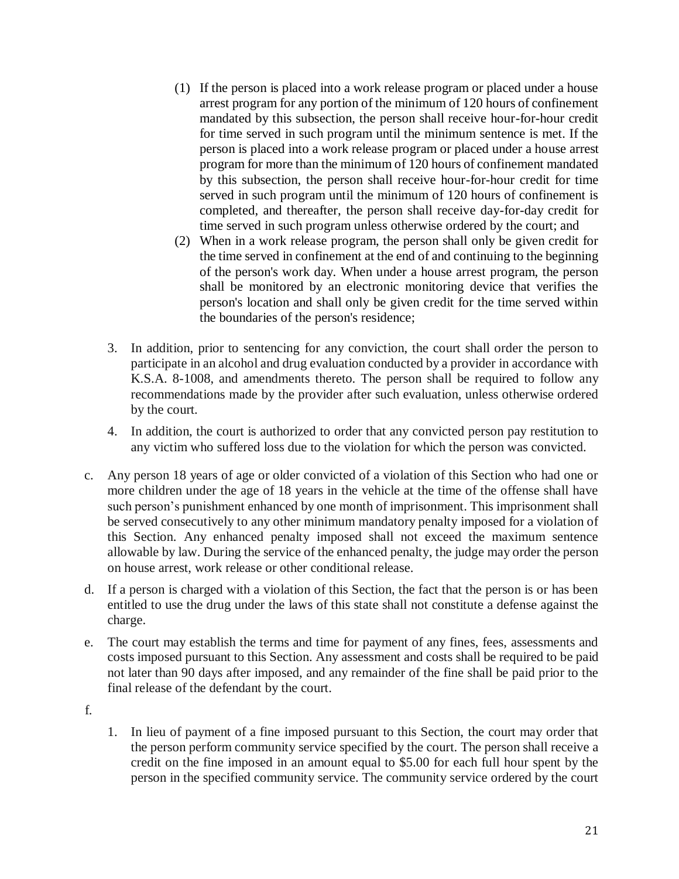(1) If the person is placed into a work release program or placed under a house arrest program for any portion of the minimum of 120 hours of confinement mandated by this subsection, the person shall receive hour-for-hour credit for time served in such program until the minimum sentence is met. If the person is placed into a work release program or placed under a house arrest program for more than the minimum of 120 hours of confinement mandated by this subsection, the person shall receive hour-for-hour credit for time served in such program until the minimum of 120 hours of confinement is completed, and thereafter, the person shall receive day-for-day credit for time served in such program unless otherwise ordered by the court; and

(2) When in a work release program, the person shall only be given credit for the time served in confinement at the end of and continuing to the beginning of the person's work day. When under a house arrest program, the person shall be monitored by an electronic monitoring device that verifies the person's location and shall only be given credit for the time served within the boundaries of the person's residence;

3. In addition, prior to sentencing for any conviction, the court shall order the person to participate in an alcohol and drug evaluation conducted by a provider in accordance with K.S.A. 8-1008, and amendments thereto. The person shall be required to follow any recommendations made by the provider after such evaluation, unless otherwise ordered by the court.

4. In addition, the court is authorized to order that any convicted person pay restitution to any victim who suffered loss due to the violation for which the person was convicted.

c. Any person 18 years of age or older convicted of a violation of this Section who had one or more children under the age of 18 years in the vehicle at the time of the offense shall have such person's punishment enhanced by one month of imprisonment. This imprisonment shall be served consecutively to any other minimum mandatory penalty imposed for a violation of this Section. Any enhanced penalty imposed shall not exceed the maximum sentence allowable by law. During the service of the enhanced penalty, the judge may order the person on house arrest, work release or other conditional release.

d. If a person is charged with a violation of this Section, the fact that the person is or has been entitled to use the drug under the laws of this state shall not constitute a defense against the charge.

e. The court may establish the terms and time for payment of any fines, fees, assessments and costs imposed pursuant to this Section. Any assessment and costs shall be required to be paid not later than 90 days after imposed, and any remainder of the fine shall be paid prior to the final release of the defendant by the court.

f.

1. In lieu of payment of a fine imposed pursuant to this Section, the court may order that the person perform community service specified by the court. The person shall receive a credit on the fine imposed in an amount equal to $5.00 for each full hour spent by the person in the specified community service. The community service ordered by the court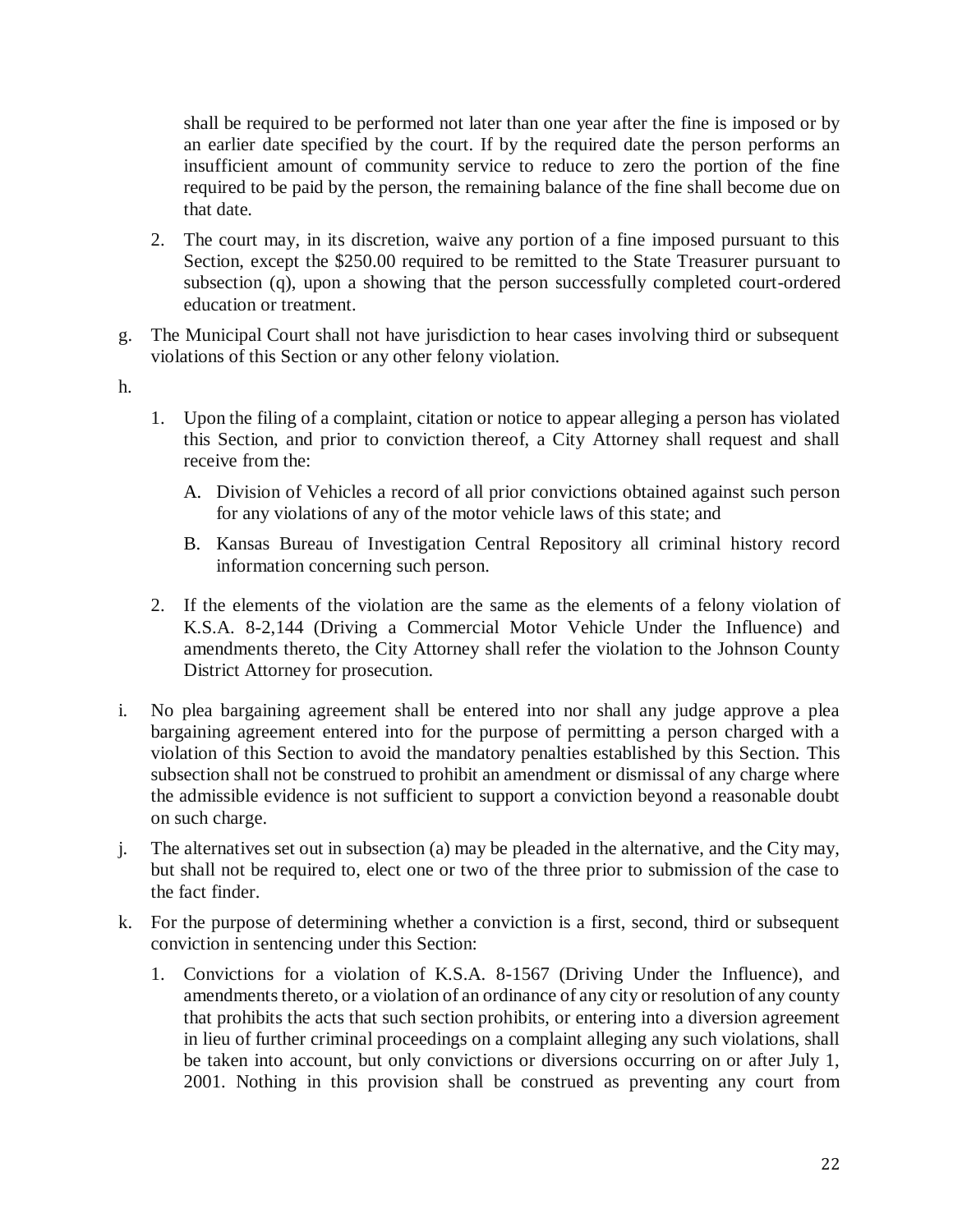shall be required to be performed not later than one year after the fine is imposed or by an earlier date specified by the court. If by the required date the person performs an insufficient amount of community service to reduce to zero the portion of the fine required to be paid by the person, the remaining balance of the fine shall become due on that date.

2. The court may, in its discretion, waive any portion of a fine imposed pursuant to this Section, except the $250.00 required to be remitted to the State Treasurer pursuant to subsection (q), upon a showing that the person successfully completed court-ordered education or treatment.

g. The Municipal Court shall not have jurisdiction to hear cases involving third or subsequent violations of this Section or any other felony violation.

h.

1. Upon the filing of a complaint, citation or notice to appear alleging a person has violated this Section, and prior to conviction thereof, a City Attorney shall request and shall receive from the:

    A. Division of Vehicles a record of all prior convictions obtained against such person for any violations of any of the motor vehicle laws of this state; and

    B. Kansas Bureau of Investigation Central Repository all criminal history record information concerning such person.

2. If the elements of the violation are the same as the elements of a felony violation of K.S.A. 8-2,144 (Driving a Commercial Motor Vehicle Under the Influence) and amendments thereto, the City Attorney shall refer the violation to the Johnson County District Attorney for prosecution.

i. No plea bargaining agreement shall be entered into nor shall any judge approve a plea bargaining agreement entered into for the purpose of permitting a person charged with a violation of this Section to avoid the mandatory penalties established by this Section. This subsection shall not be construed to prohibit an amendment or dismissal of any charge where the admissible evidence is not sufficient to support a conviction beyond a reasonable doubt on such charge.

j. The alternatives set out in subsection (a) may be pleaded in the alternative, and the City may, but shall not be required to, elect one or two of the three prior to submission of the case to the fact finder.

k. For the purpose of determining whether a conviction is a first, second, third or subsequent conviction in sentencing under this Section:

1. Convictions for a violation of K.S.A. 8-1567 (Driving Under the Influence), and amendments thereto, or a violation of an ordinance of any city or resolution of any county that prohibits the acts that such section prohibits, or entering into a diversion agreement in lieu of further criminal proceedings on a complaint alleging any such violations, shall be taken into account, but only convictions or diversions occurring on or after July 1, 2001. Nothing in this provision shall be construed as preventing any court from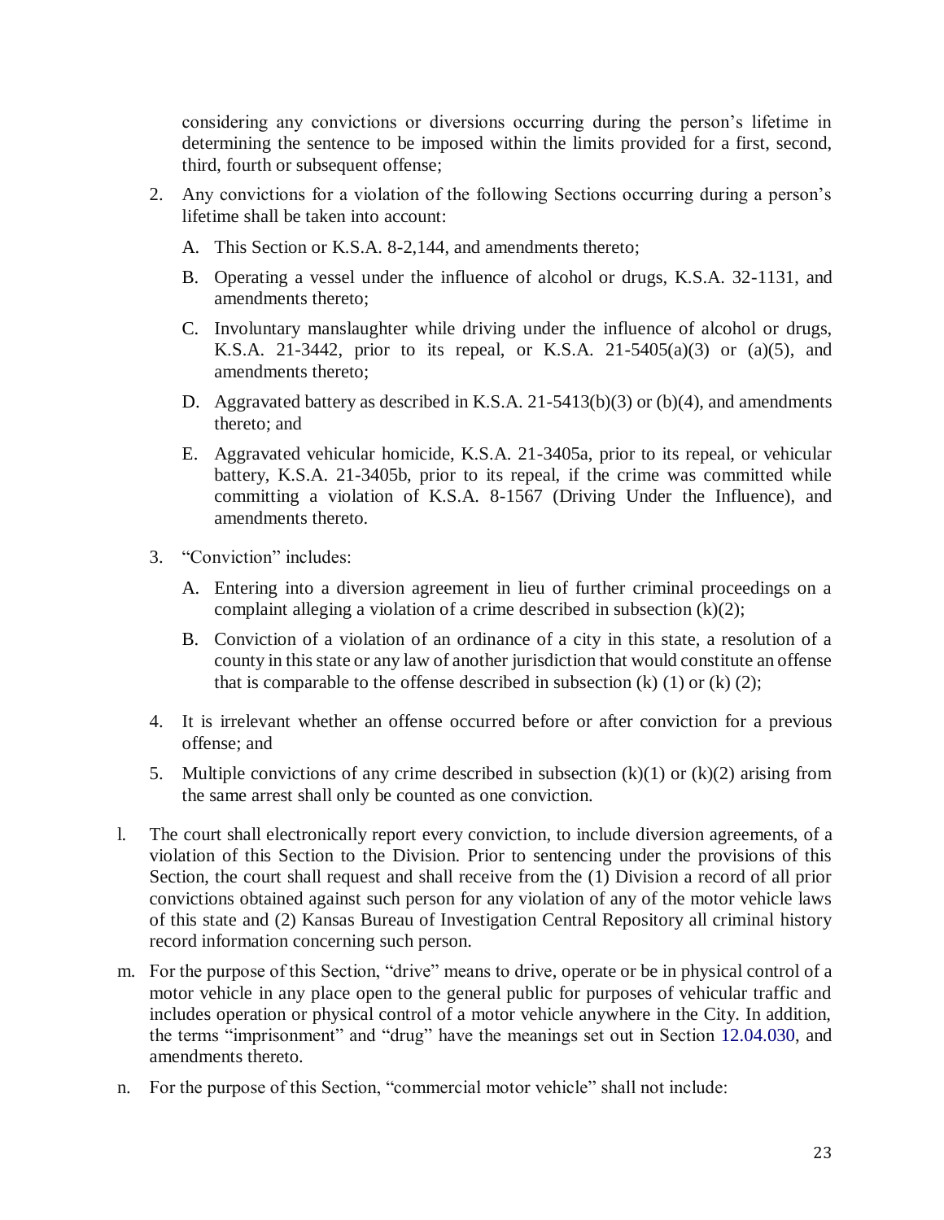considering any convictions or diversions occurring during the person's lifetime in determining the sentence to be imposed within the limits provided for a first, second, third, fourth or subsequent offense;

2. Any convictions for a violation of the following Sections occurring during a person's lifetime shall be taken into account:

   A. This Section or K.S.A. 8-2,144, and amendments thereto;

   B. Operating a vessel under the influence of alcohol or drugs, K.S.A. 32-1131, and amendments thereto;

   C. Involuntary manslaughter while driving under the influence of alcohol or drugs, K.S.A. 21-3442, prior to its repeal, or K.S.A. 21-5405(a)(3) or (a)(5), and amendments thereto;

   D. Aggravated battery as described in K.S.A. 21-5413(b)(3) or (b)(4), and amendments thereto; and

   E. Aggravated vehicular homicide, K.S.A. 21-3405a, prior to its repeal, or vehicular battery, K.S.A. 21-3405b, prior to its repeal, if the crime was committed while committing a violation of K.S.A. 8-1567 (Driving Under the Influence), and amendments thereto.

3. "Conviction" includes:

   A. Entering into a diversion agreement in lieu of further criminal proceedings on a complaint alleging a violation of a crime described in subsection (k)(2);

   B. Conviction of a violation of an ordinance of a city in this state, a resolution of a county in this state or any law of another jurisdiction that would constitute an offense that is comparable to the offense described in subsection (k) (1) or (k) (2);

4. It is irrelevant whether an offense occurred before or after conviction for a previous offense; and

5. Multiple convictions of any crime described in subsection (k)(1) or (k)(2) arising from the same arrest shall only be counted as one conviction.

l. The court shall electronically report every conviction, to include diversion agreements, of a violation of this Section to the Division. Prior to sentencing under the provisions of this Section, the court shall request and shall receive from the (1) Division a record of all prior convictions obtained against such person for any violation of any of the motor vehicle laws of this state and (2) Kansas Bureau of Investigation Central Repository all criminal history record information concerning such person.

m. For the purpose of this Section, "drive" means to drive, operate or be in physical control of a motor vehicle in any place open to the general public for purposes of vehicular traffic and includes operation or physical control of a motor vehicle anywhere in the City. In addition, the terms "imprisonment" and "drug" have the meanings set out in Section 12.04.030, and amendments thereto.

n. For the purpose of this Section, "commercial motor vehicle" shall not include: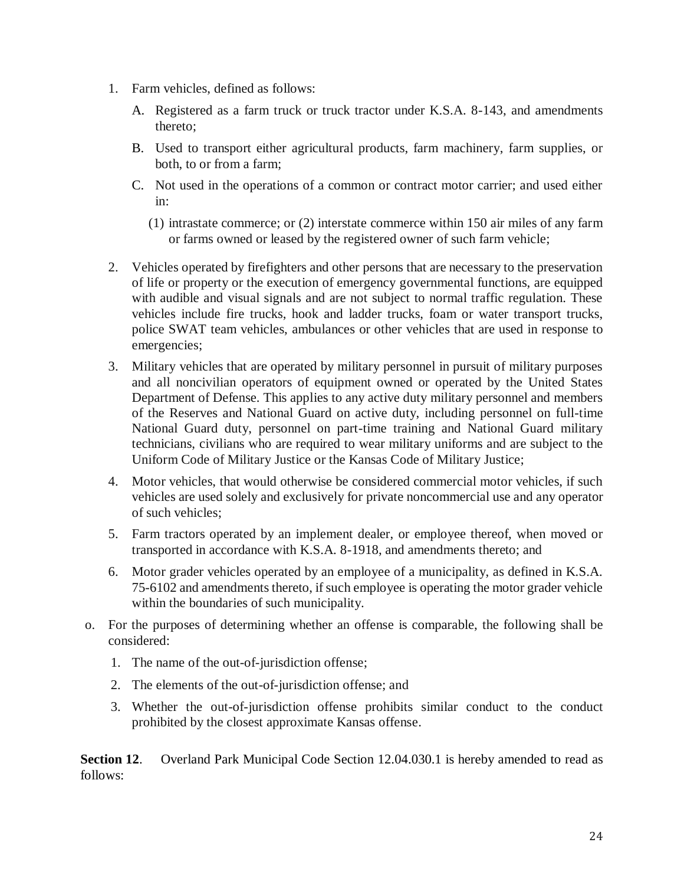1. Farm vehicles, defined as follows:

   A. Registered as a farm truck or truck tractor under K.S.A. 8-143, and amendments thereto;

   B. Used to transport either agricultural products, farm machinery, farm supplies, or both, to or from a farm;

   C. Not used in the operations of a common or contract motor carrier; and used either in:

      (1) intrastate commerce; or (2) interstate commerce within 150 air miles of any farm or farms owned or leased by the registered owner of such farm vehicle;

2. Vehicles operated by firefighters and other persons that are necessary to the preservation of life or property or the execution of emergency governmental functions, are equipped with audible and visual signals and are not subject to normal traffic regulation. These vehicles include fire trucks, hook and ladder trucks, foam or water transport trucks, police SWAT team vehicles, ambulances or other vehicles that are used in response to emergencies;

3. Military vehicles that are operated by military personnel in pursuit of military purposes and all noncivilian operators of equipment owned or operated by the United States Department of Defense. This applies to any active duty military personnel and members of the Reserves and National Guard on active duty, including personnel on full-time National Guard duty, personnel on part-time training and National Guard military technicians, civilians who are required to wear military uniforms and are subject to the Uniform Code of Military Justice or the Kansas Code of Military Justice;

4. Motor vehicles, that would otherwise be considered commercial motor vehicles, if such vehicles are used solely and exclusively for private noncommercial use and any operator of such vehicles;

5. Farm tractors operated by an implement dealer, or employee thereof, when moved or transported in accordance with K.S.A. 8-1918, and amendments thereto; and

6. Motor grader vehicles operated by an employee of a municipality, as defined in K.S.A. 75-6102 and amendments thereto, if such employee is operating the motor grader vehicle within the boundaries of such municipality.

o. For the purposes of determining whether an offense is comparable, the following shall be considered:

   1. The name of the out-of-jurisdiction offense;

   2. The elements of the out-of-jurisdiction offense; and

   3. Whether the out-of-jurisdiction offense prohibits similar conduct to the conduct prohibited by the closest approximate Kansas offense.

**Section 12**. Overland Park Municipal Code Section 12.04.030.1 is hereby amended to read as follows: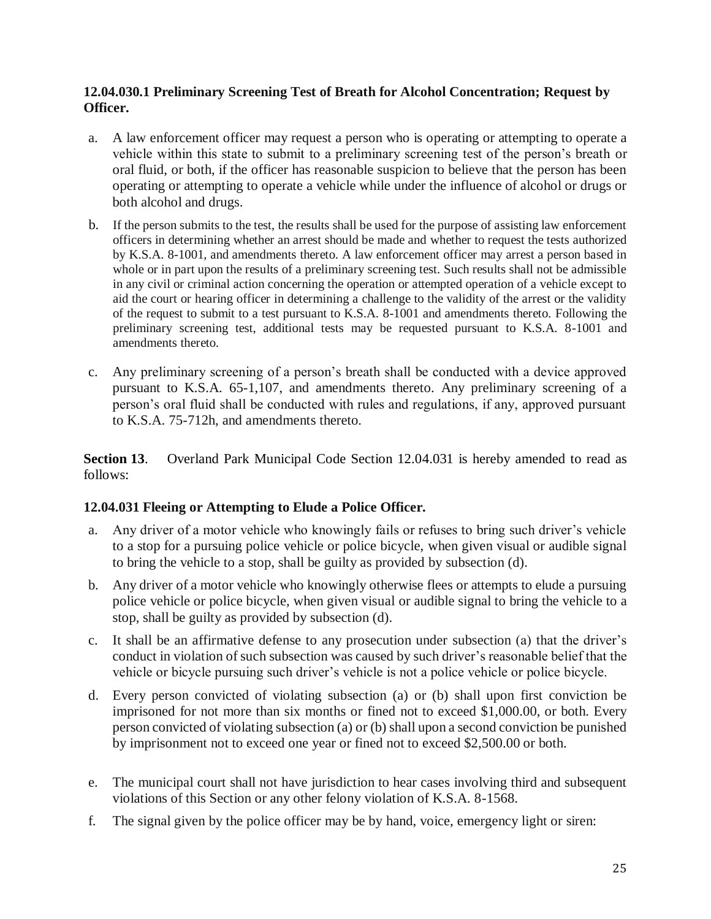**12.04.030.1 Preliminary Screening Test of Breath for Alcohol Concentration; Request by Officer.**

a. A law enforcement officer may request a person who is operating or attempting to operate a vehicle within this state to submit to a preliminary screening test of the person's breath or oral fluid, or both, if the officer has reasonable suspicion to believe that the person has been operating or attempting to operate a vehicle while under the influence of alcohol or drugs or both alcohol and drugs.

b. If the person submits to the test, the results shall be used for the purpose of assisting law enforcement officers in determining whether an arrest should be made and whether to request the tests authorized by K.S.A. 8-1001, and amendments thereto. A law enforcement officer may arrest a person based in whole or in part upon the results of a preliminary screening test. Such results shall not be admissible in any civil or criminal action concerning the operation or attempted operation of a vehicle except to aid the court or hearing officer in determining a challenge to the validity of the arrest or the validity of the request to submit to a test pursuant to K.S.A. 8-1001 and amendments thereto. Following the preliminary screening test, additional tests may be requested pursuant to K.S.A. 8-1001 and amendments thereto.

c. Any preliminary screening of a person's breath shall be conducted with a device approved pursuant to K.S.A. 65-1,107, and amendments thereto. Any preliminary screening of a person's oral fluid shall be conducted with rules and regulations, if any, approved pursuant to K.S.A. 75-712h, and amendments thereto.

**Section 13**. Overland Park Municipal Code Section 12.04.031 is hereby amended to read as follows:

**12.04.031 Fleeing or Attempting to Elude a Police Officer.**

a. Any driver of a motor vehicle who knowingly fails or refuses to bring such driver's vehicle to a stop for a pursuing police vehicle or police bicycle, when given visual or audible signal to bring the vehicle to a stop, shall be guilty as provided by subsection (d).

b. Any driver of a motor vehicle who knowingly otherwise flees or attempts to elude a pursuing police vehicle or police bicycle, when given visual or audible signal to bring the vehicle to a stop, shall be guilty as provided by subsection (d).

c. It shall be an affirmative defense to any prosecution under subsection (a) that the driver's conduct in violation of such subsection was caused by such driver's reasonable belief that the vehicle or bicycle pursuing such driver's vehicle is not a police vehicle or police bicycle.

d. Every person convicted of violating subsection (a) or (b) shall upon first conviction be imprisoned for not more than six months or fined not to exceed $1,000.00, or both. Every person convicted of violating subsection (a) or (b) shall upon a second conviction be punished by imprisonment not to exceed one year or fined not to exceed $2,500.00 or both.

e. The municipal court shall not have jurisdiction to hear cases involving third and subsequent violations of this Section or any other felony violation of K.S.A. 8-1568.

f. The signal given by the police officer may be by hand, voice, emergency light or siren: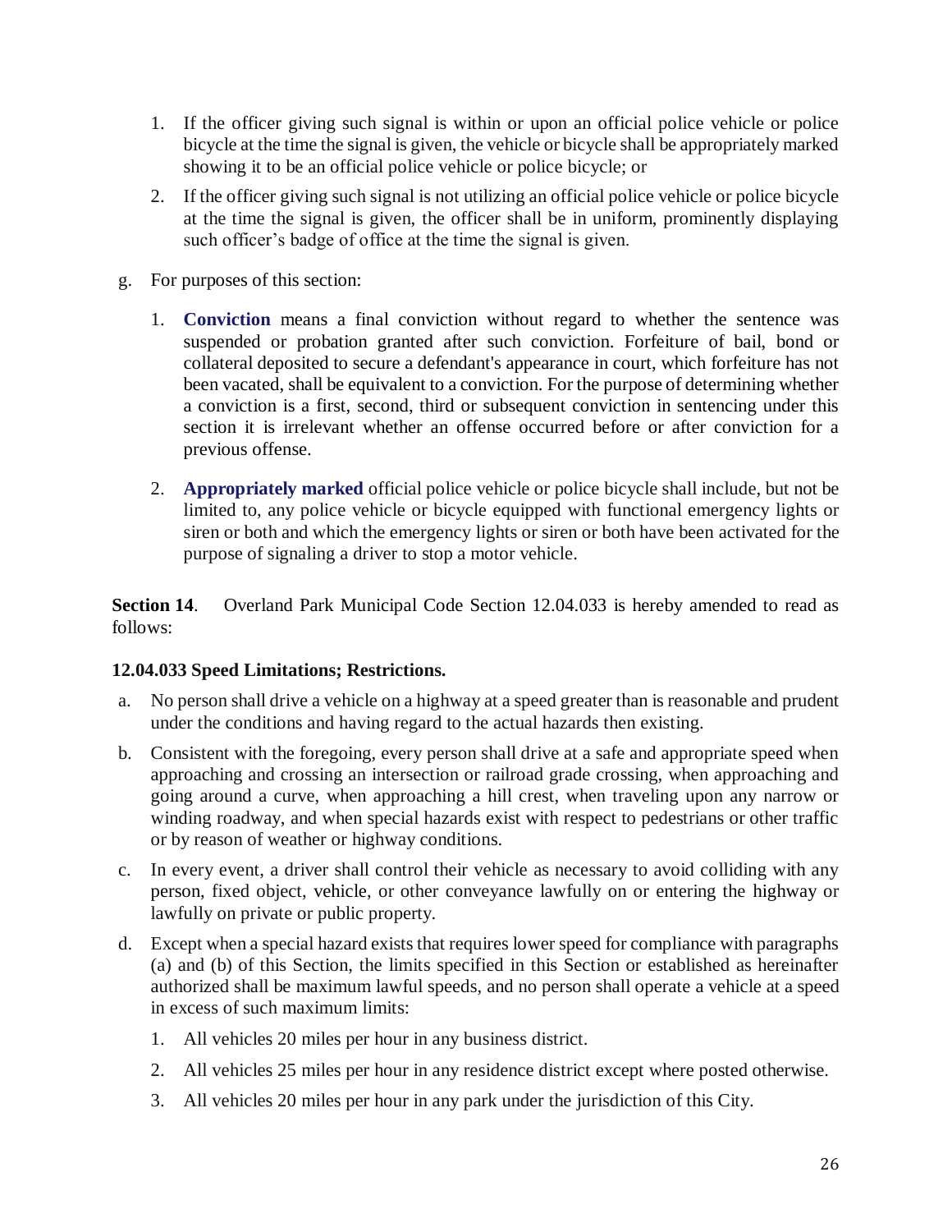1. If the officer giving such signal is within or upon an official police vehicle or police bicycle at the time the signal is given, the vehicle or bicycle shall be appropriately marked showing it to be an official police vehicle or police bicycle; or

2. If the officer giving such signal is not utilizing an official police vehicle or police bicycle at the time the signal is given, the officer shall be in uniform, prominently displaying such officer's badge of office at the time the signal is given.

g. For purposes of this section:

   1. **Conviction** means a final conviction without regard to whether the sentence was suspended or probation granted after such conviction. Forfeiture of bail, bond or collateral deposited to secure a defendant's appearance in court, which forfeiture has not been vacated, shall be equivalent to a conviction. For the purpose of determining whether a conviction is a first, second, third or subsequent conviction in sentencing under this section it is irrelevant whether an offense occurred before or after conviction for a previous offense.

   2. **Appropriately marked** official police vehicle or police bicycle shall include, but not be limited to, any police vehicle or bicycle equipped with functional emergency lights or siren or both and which the emergency lights or siren or both have been activated for the purpose of signaling a driver to stop a motor vehicle.

**Section 14**. Overland Park Municipal Code Section 12.04.033 is hereby amended to read as follows:

**12.04.033 Speed Limitations; Restrictions.**

a. No person shall drive a vehicle on a highway at a speed greater than is reasonable and prudent under the conditions and having regard to the actual hazards then existing.

b. Consistent with the foregoing, every person shall drive at a safe and appropriate speed when approaching and crossing an intersection or railroad grade crossing, when approaching and going around a curve, when approaching a hill crest, when traveling upon any narrow or winding roadway, and when special hazards exist with respect to pedestrians or other traffic or by reason of weather or highway conditions.

c. In every event, a driver shall control their vehicle as necessary to avoid colliding with any person, fixed object, vehicle, or other conveyance lawfully on or entering the highway or lawfully on private or public property.

d. Except when a special hazard exists that requires lower speed for compliance with paragraphs (a) and (b) of this Section, the limits specified in this Section or established as hereinafter authorized shall be maximum lawful speeds, and no person shall operate a vehicle at a speed in excess of such maximum limits:

   1. All vehicles 20 miles per hour in any business district.

   2. All vehicles 25 miles per hour in any residence district except where posted otherwise.

   3. All vehicles 20 miles per hour in any park under the jurisdiction of this City.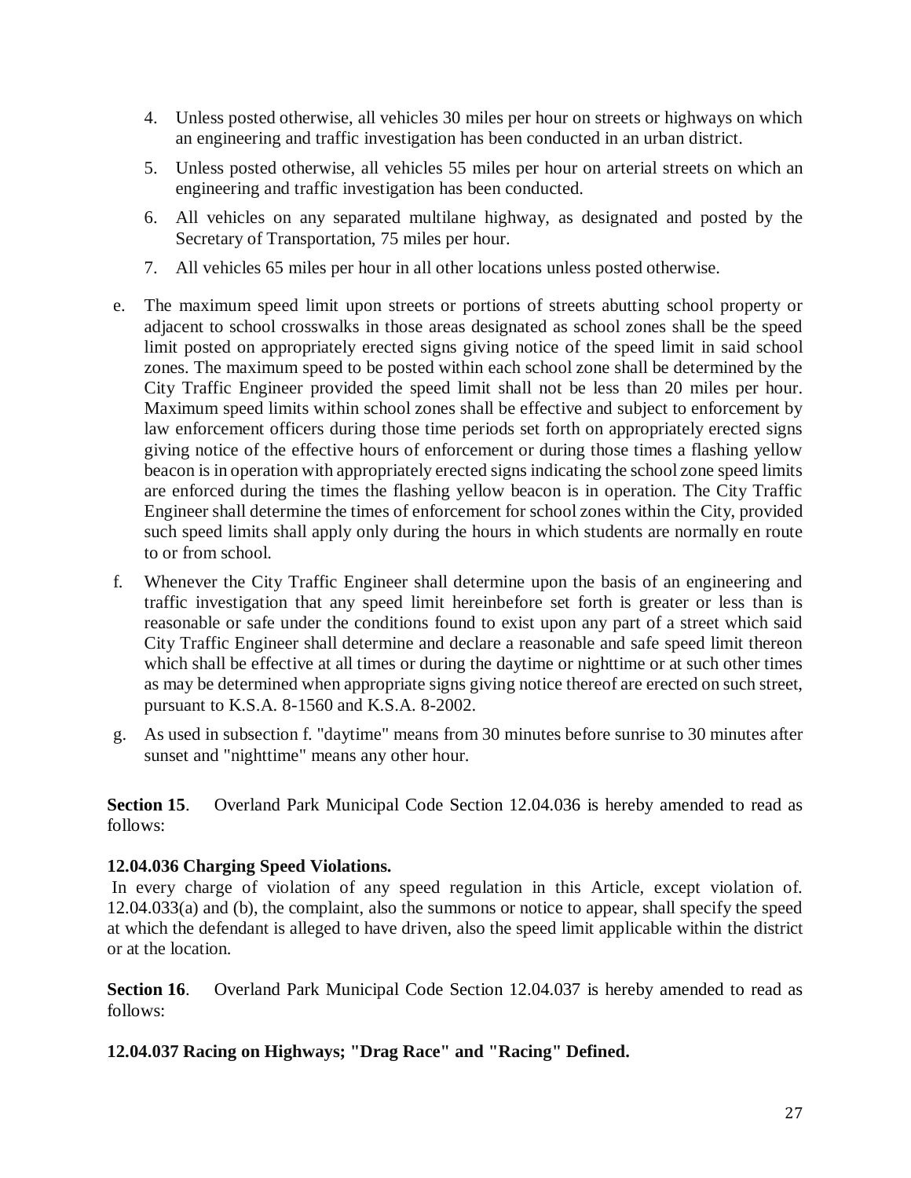4. Unless posted otherwise, all vehicles 30 miles per hour on streets or highways on which an engineering and traffic investigation has been conducted in an urban district.
5. Unless posted otherwise, all vehicles 55 miles per hour on arterial streets on which an engineering and traffic investigation has been conducted.
6. All vehicles on any separated multilane highway, as designated and posted by the Secretary of Transportation, 75 miles per hour.
7. All vehicles 65 miles per hour in all other locations unless posted otherwise.

e. The maximum speed limit upon streets or portions of streets abutting school property or adjacent to school crosswalks in those areas designated as school zones shall be the speed limit posted on appropriately erected signs giving notice of the speed limit in said school zones. The maximum speed to be posted within each school zone shall be determined by the City Traffic Engineer provided the speed limit shall not be less than 20 miles per hour. Maximum speed limits within school zones shall be effective and subject to enforcement by law enforcement officers during those time periods set forth on appropriately erected signs giving notice of the effective hours of enforcement or during those times a flashing yellow beacon is in operation with appropriately erected signs indicating the school zone speed limits are enforced during the times the flashing yellow beacon is in operation. The City Traffic Engineer shall determine the times of enforcement for school zones within the City, provided such speed limits shall apply only during the hours in which students are normally en route to or from school.

f. Whenever the City Traffic Engineer shall determine upon the basis of an engineering and traffic investigation that any speed limit hereinbefore set forth is greater or less than is reasonable or safe under the conditions found to exist upon any part of a street which said City Traffic Engineer shall determine and declare a reasonable and safe speed limit thereon which shall be effective at all times or during the daytime or nighttime or at such other times as may be determined when appropriate signs giving notice thereof are erected on such street, pursuant to K.S.A. 8-1560 and K.S.A. 8-2002.

g. As used in subsection f. "daytime" means from 30 minutes before sunrise to 30 minutes after sunset and "nighttime" means any other hour.

**Section 15**. Overland Park Municipal Code Section 12.04.036 is hereby amended to read as follows:

**12.04.036 Charging Speed Violations.**

In every charge of violation of any speed regulation in this Article, except violation of. 12.04.033(a) and (b), the complaint, also the summons or notice to appear, shall specify the speed at which the defendant is alleged to have driven, also the speed limit applicable within the district or at the location.

**Section 16**. Overland Park Municipal Code Section 12.04.037 is hereby amended to read as follows:

**12.04.037 Racing on Highways; "Drag Race" and "Racing" Defined.**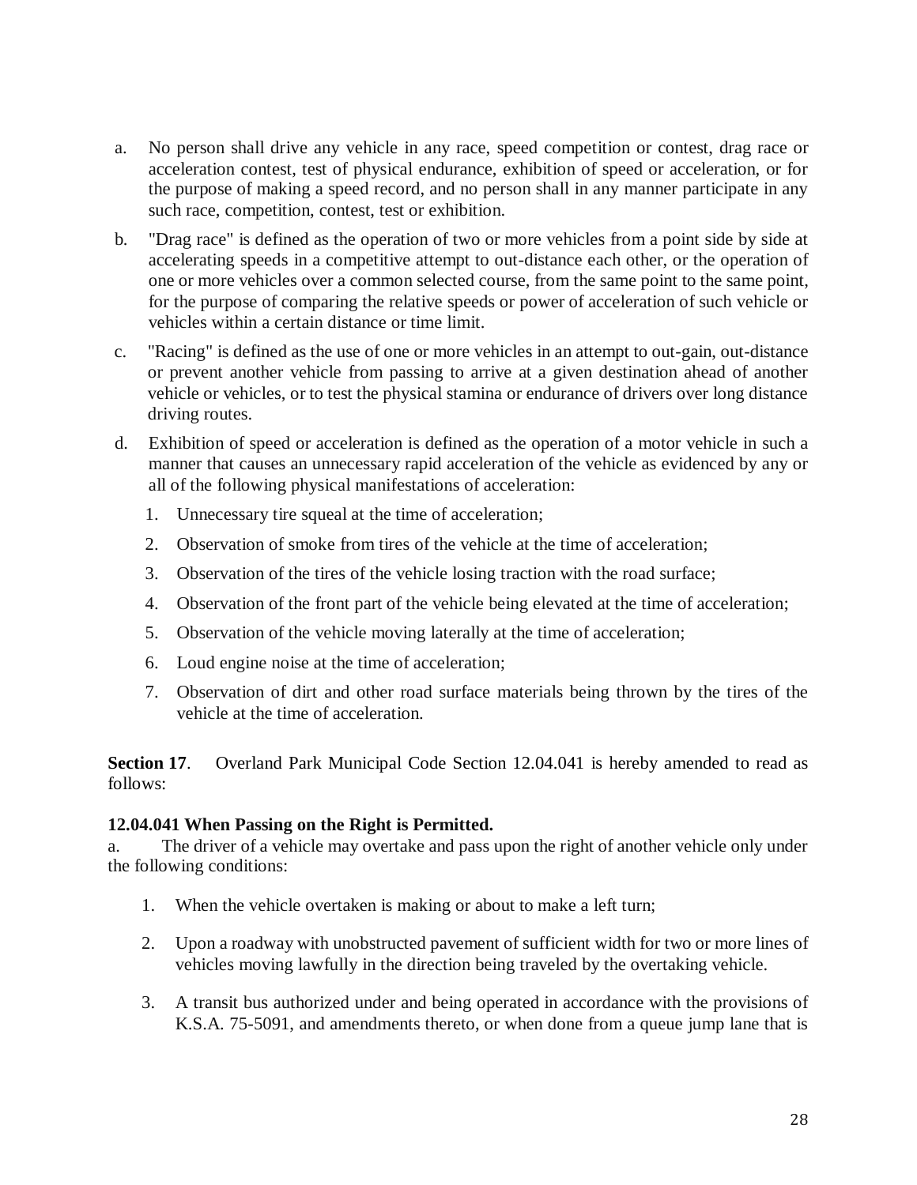a. No person shall drive any vehicle in any race, speed competition or contest, drag race or acceleration contest, test of physical endurance, exhibition of speed or acceleration, or for the purpose of making a speed record, and no person shall in any manner participate in any such race, competition, contest, test or exhibition.

b. "Drag race" is defined as the operation of two or more vehicles from a point side by side at accelerating speeds in a competitive attempt to out-distance each other, or the operation of one or more vehicles over a common selected course, from the same point to the same point, for the purpose of comparing the relative speeds or power of acceleration of such vehicle or vehicles within a certain distance or time limit.

c. "Racing" is defined as the use of one or more vehicles in an attempt to out-gain, out-distance or prevent another vehicle from passing to arrive at a given destination ahead of another vehicle or vehicles, or to test the physical stamina or endurance of drivers over long distance driving routes.

d. Exhibition of speed or acceleration is defined as the operation of a motor vehicle in such a manner that causes an unnecessary rapid acceleration of the vehicle as evidenced by any or all of the following physical manifestations of acceleration:

   1. Unnecessary tire squeal at the time of acceleration;
   2. Observation of smoke from tires of the vehicle at the time of acceleration;
   3. Observation of the tires of the vehicle losing traction with the road surface;
   4. Observation of the front part of the vehicle being elevated at the time of acceleration;
   5. Observation of the vehicle moving laterally at the time of acceleration;
   6. Loud engine noise at the time of acceleration;
   7. Observation of dirt and other road surface materials being thrown by the tires of the vehicle at the time of acceleration.

**Section 17**. Overland Park Municipal Code Section 12.04.041 is hereby amended to read as follows:

**12.04.041 When Passing on the Right is Permitted.**

a. The driver of a vehicle may overtake and pass upon the right of another vehicle only under the following conditions:

   1. When the vehicle overtaken is making or about to make a left turn;
   2. Upon a roadway with unobstructed pavement of sufficient width for two or more lines of vehicles moving lawfully in the direction being traveled by the overtaking vehicle.
   3. A transit bus authorized under and being operated in accordance with the provisions of K.S.A. 75-5091, and amendments thereto, or when done from a queue jump lane that is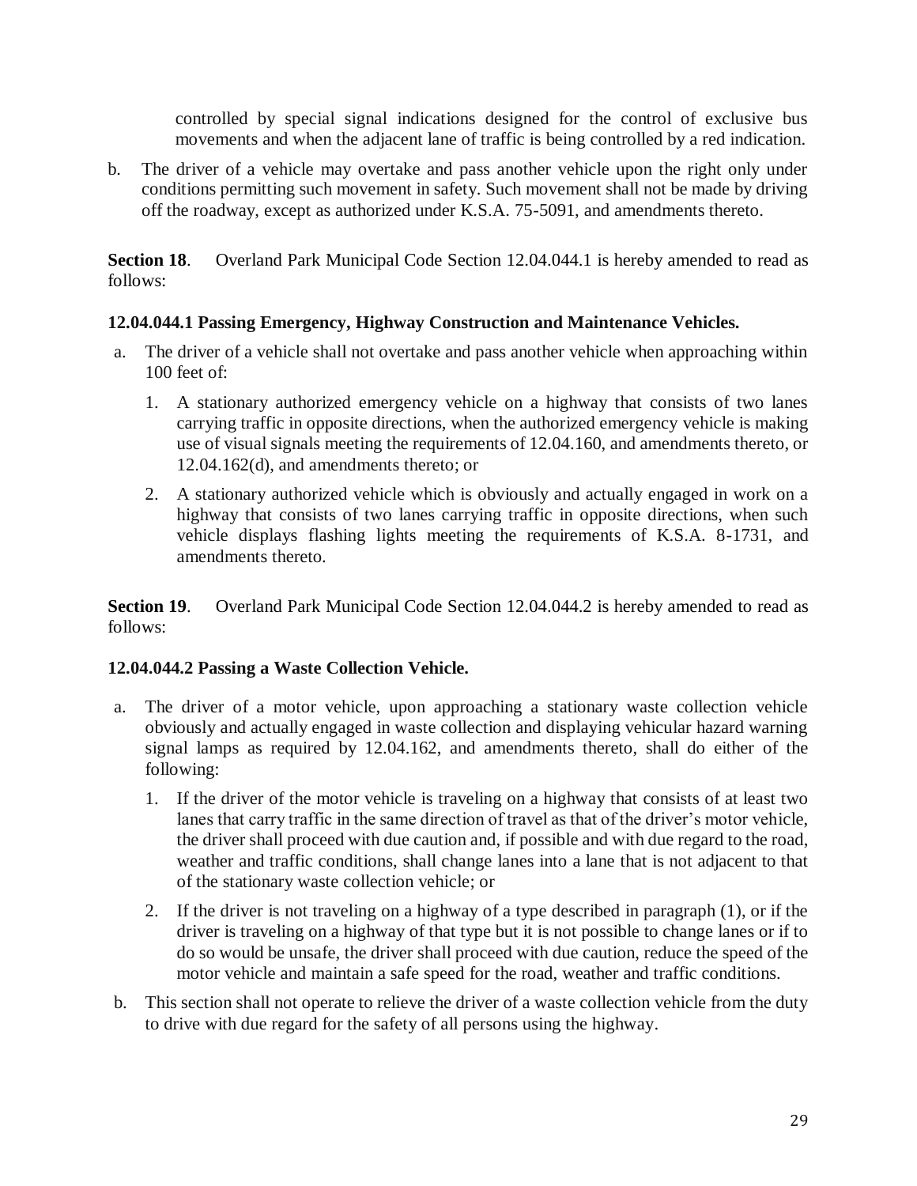controlled by special signal indications designed for the control of exclusive bus movements and when the adjacent lane of traffic is being controlled by a red indication.

b. The driver of a vehicle may overtake and pass another vehicle upon the right only under conditions permitting such movement in safety. Such movement shall not be made by driving off the roadway, except as authorized under K.S.A. 75-5091, and amendments thereto.

**Section 18**. Overland Park Municipal Code Section 12.04.044.1 is hereby amended to read as follows:

**12.04.044.1 Passing Emergency, Highway Construction and Maintenance Vehicles.**

a. The driver of a vehicle shall not overtake and pass another vehicle when approaching within 100 feet of:

   1. A stationary authorized emergency vehicle on a highway that consists of two lanes carrying traffic in opposite directions, when the authorized emergency vehicle is making use of visual signals meeting the requirements of 12.04.160, and amendments thereto, or 12.04.162(d), and amendments thereto; or

   2. A stationary authorized vehicle which is obviously and actually engaged in work on a highway that consists of two lanes carrying traffic in opposite directions, when such vehicle displays flashing lights meeting the requirements of K.S.A. 8-1731, and amendments thereto.

**Section 19**. Overland Park Municipal Code Section 12.04.044.2 is hereby amended to read as follows:

**12.04.044.2 Passing a Waste Collection Vehicle.**

a. The driver of a motor vehicle, upon approaching a stationary waste collection vehicle obviously and actually engaged in waste collection and displaying vehicular hazard warning signal lamps as required by 12.04.162, and amendments thereto, shall do either of the following:

   1. If the driver of the motor vehicle is traveling on a highway that consists of at least two lanes that carry traffic in the same direction of travel as that of the driver's motor vehicle, the driver shall proceed with due caution and, if possible and with due regard to the road, weather and traffic conditions, shall change lanes into a lane that is not adjacent to that of the stationary waste collection vehicle; or

   2. If the driver is not traveling on a highway of a type described in paragraph (1), or if the driver is traveling on a highway of that type but it is not possible to change lanes or if to do so would be unsafe, the driver shall proceed with due caution, reduce the speed of the motor vehicle and maintain a safe speed for the road, weather and traffic conditions.

b. This section shall not operate to relieve the driver of a waste collection vehicle from the duty to drive with due regard for the safety of all persons using the highway.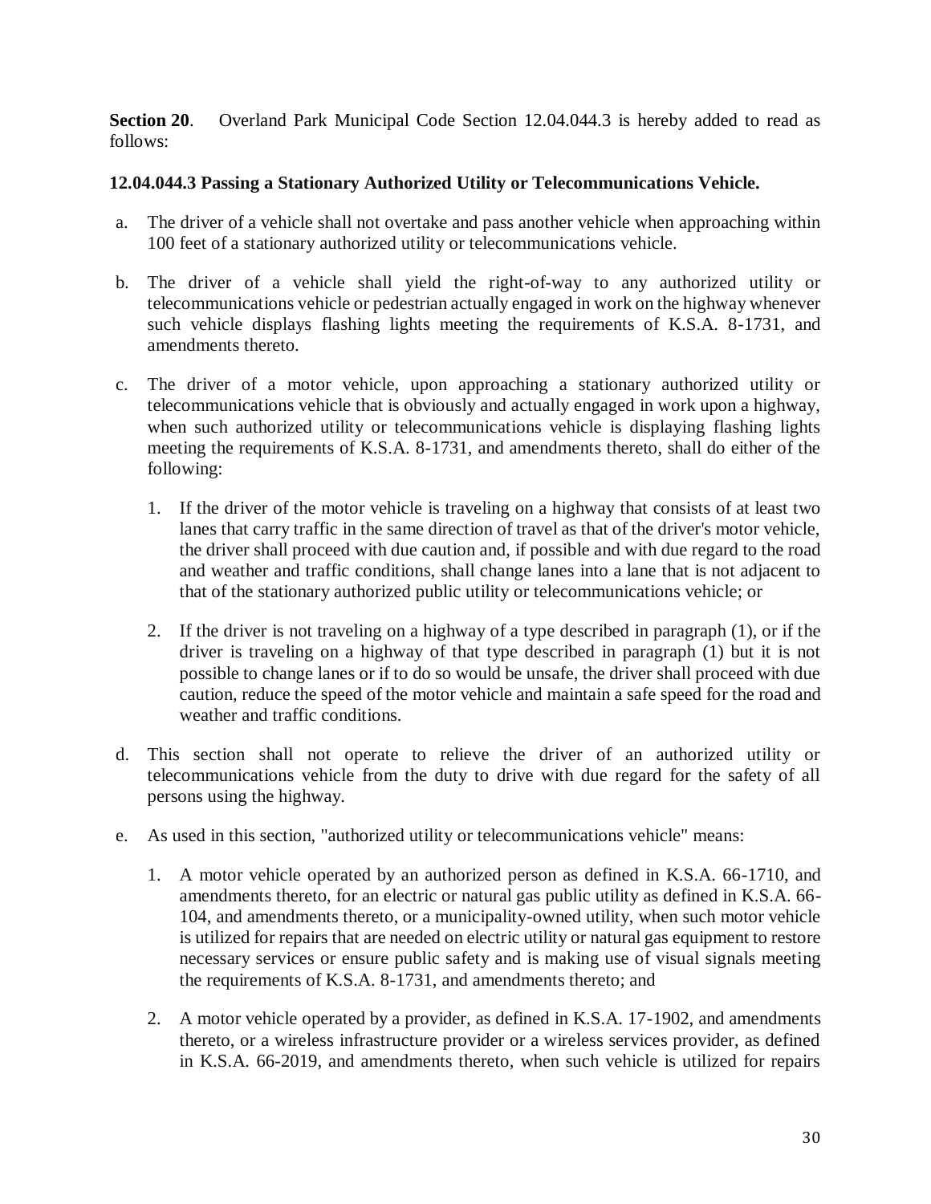**Section 20**. Overland Park Municipal Code Section 12.04.044.3 is hereby added to read as follows:

**12.04.044.3 Passing a Stationary Authorized Utility or Telecommunications Vehicle.**

a. The driver of a vehicle shall not overtake and pass another vehicle when approaching within 100 feet of a stationary authorized utility or telecommunications vehicle.

b. The driver of a vehicle shall yield the right-of-way to any authorized utility or telecommunications vehicle or pedestrian actually engaged in work on the highway whenever such vehicle displays flashing lights meeting the requirements of K.S.A. 8-1731, and amendments thereto.

c. The driver of a motor vehicle, upon approaching a stationary authorized utility or telecommunications vehicle that is obviously and actually engaged in work upon a highway, when such authorized utility or telecommunications vehicle is displaying flashing lights meeting the requirements of K.S.A. 8-1731, and amendments thereto, shall do either of the following:

   1. If the driver of the motor vehicle is traveling on a highway that consists of at least two lanes that carry traffic in the same direction of travel as that of the driver's motor vehicle, the driver shall proceed with due caution and, if possible and with due regard to the road and weather and traffic conditions, shall change lanes into a lane that is not adjacent to that of the stationary authorized public utility or telecommunications vehicle; or

   2. If the driver is not traveling on a highway of a type described in paragraph (1), or if the driver is traveling on a highway of that type described in paragraph (1) but it is not possible to change lanes or if to do so would be unsafe, the driver shall proceed with due caution, reduce the speed of the motor vehicle and maintain a safe speed for the road and weather and traffic conditions.

d. This section shall not operate to relieve the driver of an authorized utility or telecommunications vehicle from the duty to drive with due regard for the safety of all persons using the highway.

e. As used in this section, "authorized utility or telecommunications vehicle" means:

   1. A motor vehicle operated by an authorized person as defined in K.S.A. 66-1710, and amendments thereto, for an electric or natural gas public utility as defined in K.S.A. 66-104, and amendments thereto, or a municipality-owned utility, when such motor vehicle is utilized for repairs that are needed on electric utility or natural gas equipment to restore necessary services or ensure public safety and is making use of visual signals meeting the requirements of K.S.A. 8-1731, and amendments thereto; and

   2. A motor vehicle operated by a provider, as defined in K.S.A. 17-1902, and amendments thereto, or a wireless infrastructure provider or a wireless services provider, as defined in K.S.A. 66-2019, and amendments thereto, when such vehicle is utilized for repairs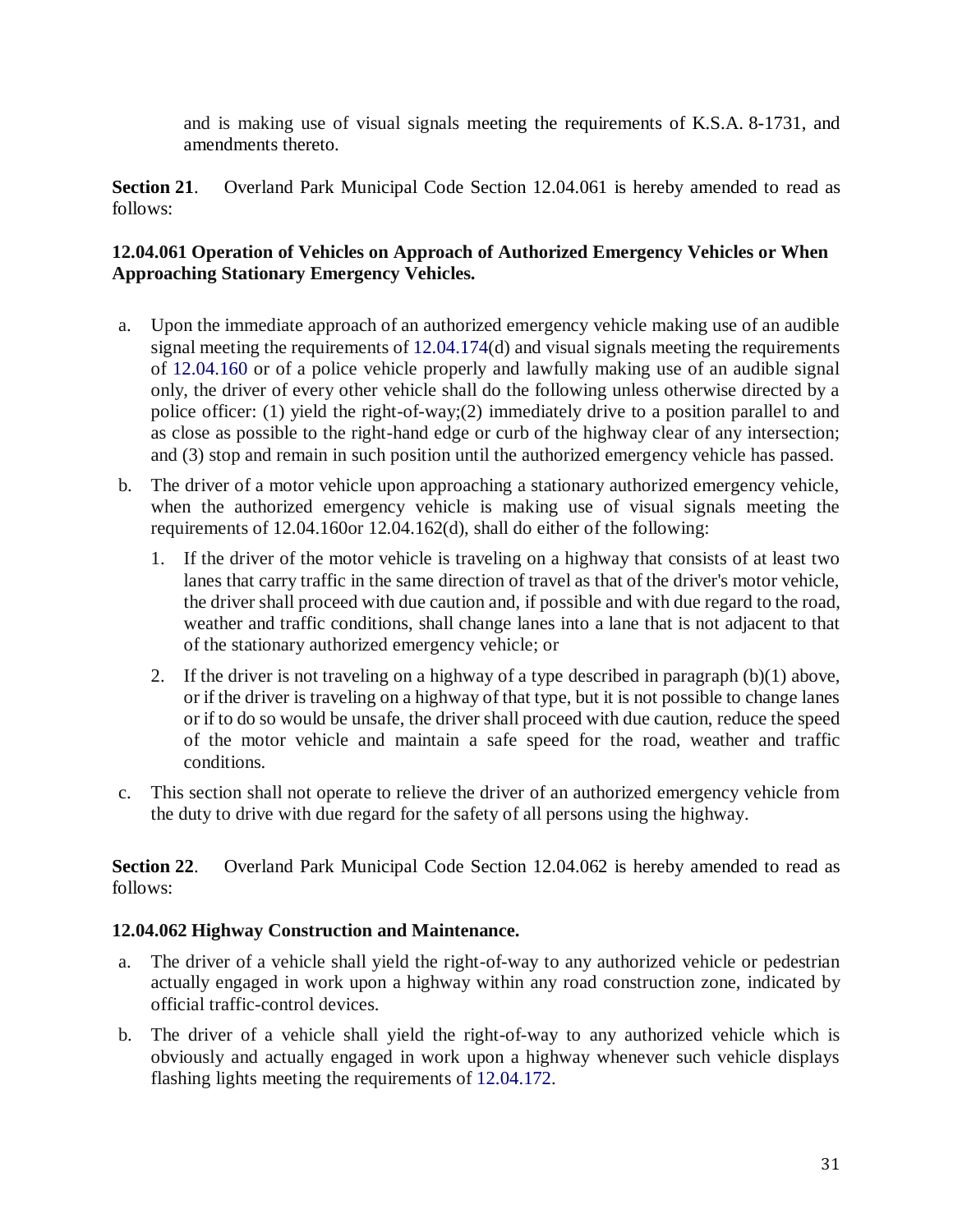and is making use of visual signals meeting the requirements of K.S.A. 8-1731, and amendments thereto.

**Section 21**. Overland Park Municipal Code Section 12.04.061 is hereby amended to read as follows:

**12.04.061 Operation of Vehicles on Approach of Authorized Emergency Vehicles or When Approaching Stationary Emergency Vehicles.**

a. Upon the immediate approach of an authorized emergency vehicle making use of an audible signal meeting the requirements of 12.04.174(d) and visual signals meeting the requirements of 12.04.160 or of a police vehicle properly and lawfully making use of an audible signal only, the driver of every other vehicle shall do the following unless otherwise directed by a police officer: (1) yield the right-of-way;(2) immediately drive to a position parallel to and as close as possible to the right-hand edge or curb of the highway clear of any intersection; and (3) stop and remain in such position until the authorized emergency vehicle has passed.

b. The driver of a motor vehicle upon approaching a stationary authorized emergency vehicle, when the authorized emergency vehicle is making use of visual signals meeting the requirements of 12.04.160or 12.04.162(d), shall do either of the following:

   1. If the driver of the motor vehicle is traveling on a highway that consists of at least two lanes that carry traffic in the same direction of travel as that of the driver's motor vehicle, the driver shall proceed with due caution and, if possible and with due regard to the road, weather and traffic conditions, shall change lanes into a lane that is not adjacent to that of the stationary authorized emergency vehicle; or

   2. If the driver is not traveling on a highway of a type described in paragraph (b)(1) above, or if the driver is traveling on a highway of that type, but it is not possible to change lanes or if to do so would be unsafe, the driver shall proceed with due caution, reduce the speed of the motor vehicle and maintain a safe speed for the road, weather and traffic conditions.

c. This section shall not operate to relieve the driver of an authorized emergency vehicle from the duty to drive with due regard for the safety of all persons using the highway.

**Section 22**. Overland Park Municipal Code Section 12.04.062 is hereby amended to read as follows:

**12.04.062 Highway Construction and Maintenance.**

a. The driver of a vehicle shall yield the right-of-way to any authorized vehicle or pedestrian actually engaged in work upon a highway within any road construction zone, indicated by official traffic-control devices.

b. The driver of a vehicle shall yield the right-of-way to any authorized vehicle which is obviously and actually engaged in work upon a highway whenever such vehicle displays flashing lights meeting the requirements of 12.04.172.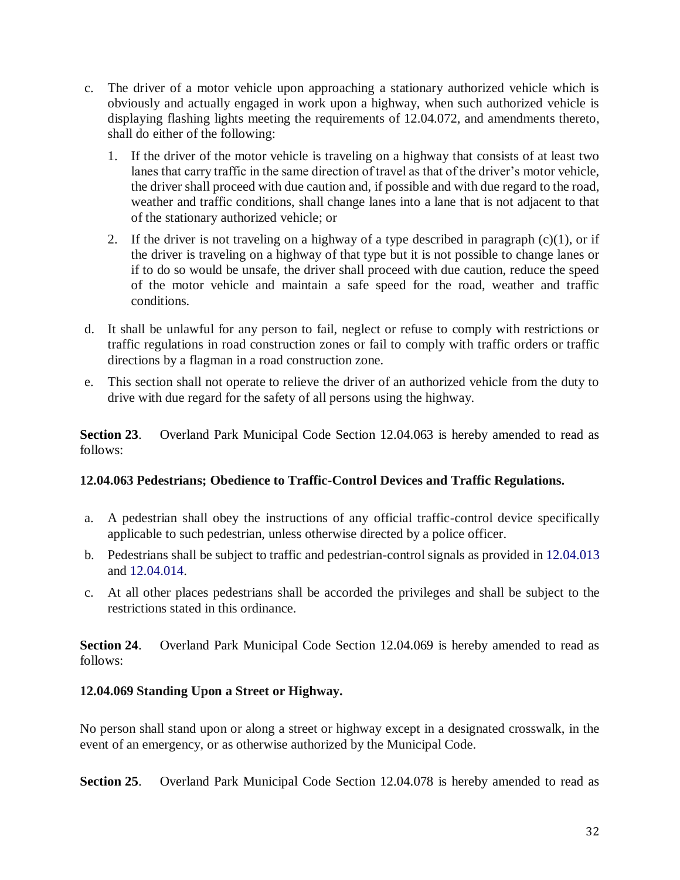c. The driver of a motor vehicle upon approaching a stationary authorized vehicle which is obviously and actually engaged in work upon a highway, when such authorized vehicle is displaying flashing lights meeting the requirements of 12.04.072, and amendments thereto, shall do either of the following:

   1. If the driver of the motor vehicle is traveling on a highway that consists of at least two lanes that carry traffic in the same direction of travel as that of the driver's motor vehicle, the driver shall proceed with due caution and, if possible and with due regard to the road, weather and traffic conditions, shall change lanes into a lane that is not adjacent to that of the stationary authorized vehicle; or

   2. If the driver is not traveling on a highway of a type described in paragraph (c)(1), or if the driver is traveling on a highway of that type but it is not possible to change lanes or if to do so would be unsafe, the driver shall proceed with due caution, reduce the speed of the motor vehicle and maintain a safe speed for the road, weather and traffic conditions.

d. It shall be unlawful for any person to fail, neglect or refuse to comply with restrictions or traffic regulations in road construction zones or fail to comply with traffic orders or traffic directions by a flagman in a road construction zone.

e. This section shall not operate to relieve the driver of an authorized vehicle from the duty to drive with due regard for the safety of all persons using the highway.

**Section 23**. Overland Park Municipal Code Section 12.04.063 is hereby amended to read as follows:

**12.04.063 Pedestrians; Obedience to Traffic-Control Devices and Traffic Regulations.**

a. A pedestrian shall obey the instructions of any official traffic-control device specifically applicable to such pedestrian, unless otherwise directed by a police officer.

b. Pedestrians shall be subject to traffic and pedestrian-control signals as provided in 12.04.013 and 12.04.014.

c. At all other places pedestrians shall be accorded the privileges and shall be subject to the restrictions stated in this ordinance.

**Section 24**. Overland Park Municipal Code Section 12.04.069 is hereby amended to read as follows:

**12.04.069 Standing Upon a Street or Highway.**

No person shall stand upon or along a street or highway except in a designated crosswalk, in the event of an emergency, or as otherwise authorized by the Municipal Code.

**Section 25**. Overland Park Municipal Code Section 12.04.078 is hereby amended to read as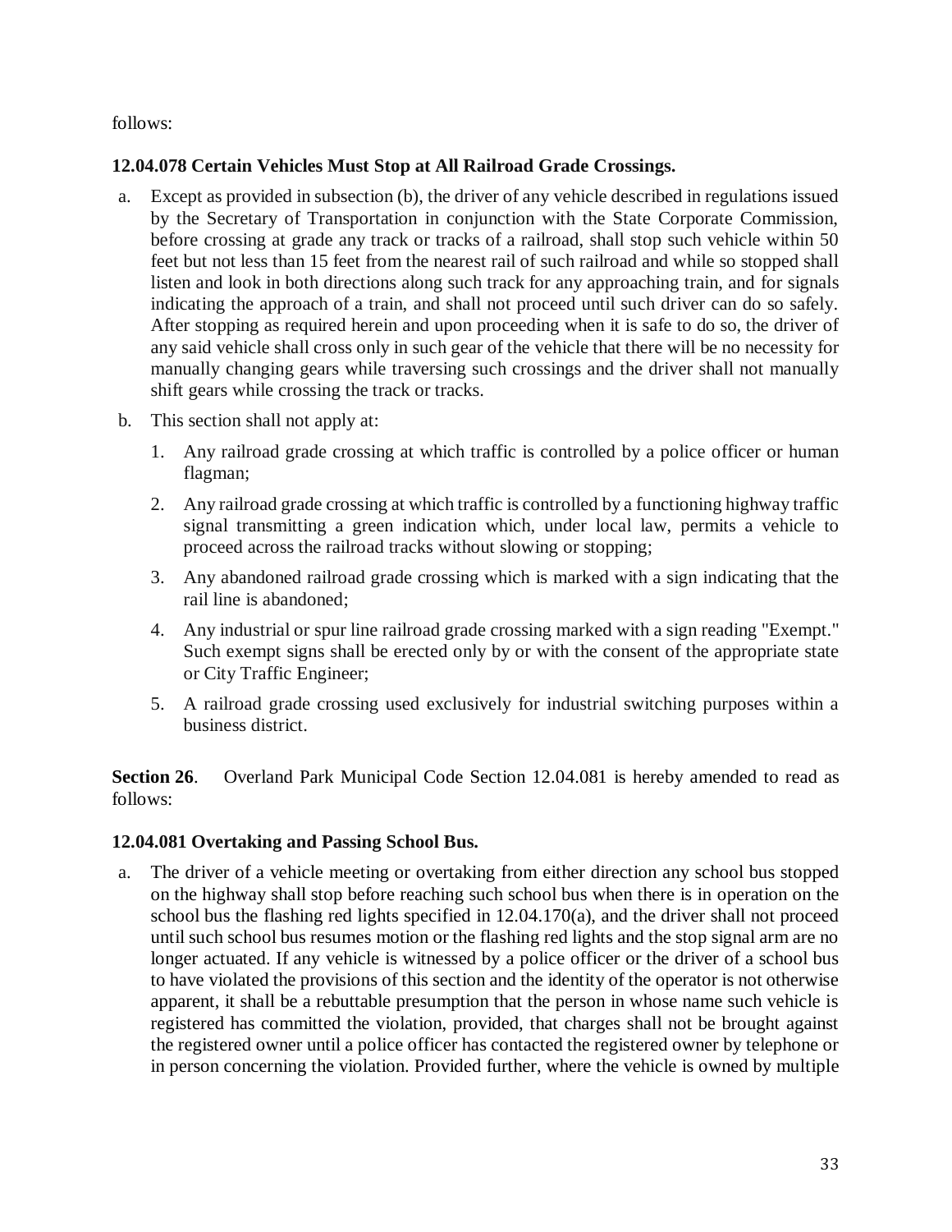follows:

**12.04.078 Certain Vehicles Must Stop at All Railroad Grade Crossings.**

a. Except as provided in subsection (b), the driver of any vehicle described in regulations issued by the Secretary of Transportation in conjunction with the State Corporate Commission, before crossing at grade any track or tracks of a railroad, shall stop such vehicle within 50 feet but not less than 15 feet from the nearest rail of such railroad and while so stopped shall listen and look in both directions along such track for any approaching train, and for signals indicating the approach of a train, and shall not proceed until such driver can do so safely. After stopping as required herein and upon proceeding when it is safe to do so, the driver of any said vehicle shall cross only in such gear of the vehicle that there will be no necessity for manually changing gears while traversing such crossings and the driver shall not manually shift gears while crossing the track or tracks.

b. This section shall not apply at:

   1. Any railroad grade crossing at which traffic is controlled by a police officer or human flagman;

   2. Any railroad grade crossing at which traffic is controlled by a functioning highway traffic signal transmitting a green indication which, under local law, permits a vehicle to proceed across the railroad tracks without slowing or stopping;

   3. Any abandoned railroad grade crossing which is marked with a sign indicating that the rail line is abandoned;

   4. Any industrial or spur line railroad grade crossing marked with a sign reading "Exempt." Such exempt signs shall be erected only by or with the consent of the appropriate state or City Traffic Engineer;

   5. A railroad grade crossing used exclusively for industrial switching purposes within a business district.

**Section 26**. Overland Park Municipal Code Section 12.04.081 is hereby amended to read as follows:

**12.04.081 Overtaking and Passing School Bus.**

a. The driver of a vehicle meeting or overtaking from either direction any school bus stopped on the highway shall stop before reaching such school bus when there is in operation on the school bus the flashing red lights specified in 12.04.170(a), and the driver shall not proceed until such school bus resumes motion or the flashing red lights and the stop signal arm are no longer actuated. If any vehicle is witnessed by a police officer or the driver of a school bus to have violated the provisions of this section and the identity of the operator is not otherwise apparent, it shall be a rebuttable presumption that the person in whose name such vehicle is registered has committed the violation, provided, that charges shall not be brought against the registered owner until a police officer has contacted the registered owner by telephone or in person concerning the violation. Provided further, where the vehicle is owned by multiple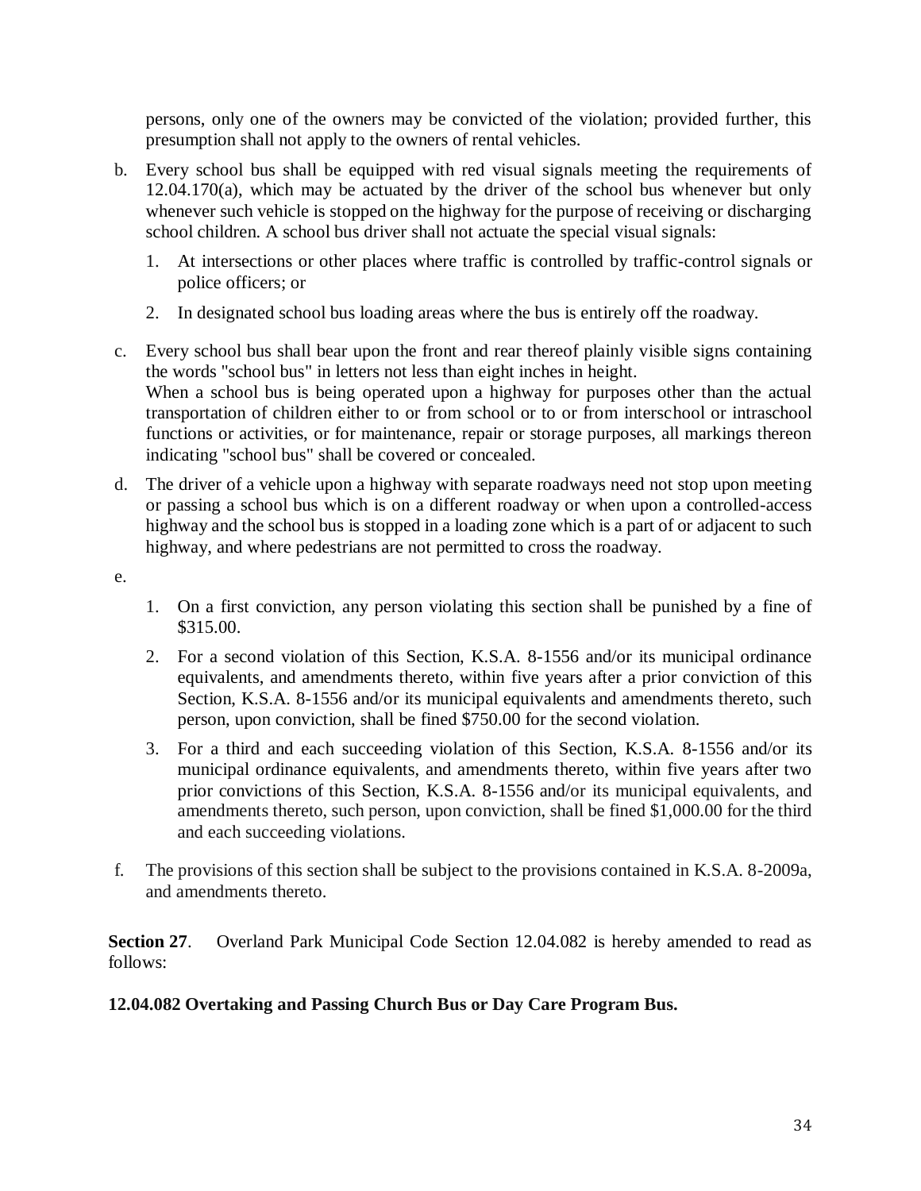persons, only one of the owners may be convicted of the violation; provided further, this presumption shall not apply to the owners of rental vehicles.

b. Every school bus shall be equipped with red visual signals meeting the requirements of 12.04.170(a), which may be actuated by the driver of the school bus whenever but only whenever such vehicle is stopped on the highway for the purpose of receiving or discharging school children. A school bus driver shall not actuate the special visual signals:

    1. At intersections or other places where traffic is controlled by traffic-control signals or police officers; or

    2. In designated school bus loading areas where the bus is entirely off the roadway.

c. Every school bus shall bear upon the front and rear thereof plainly visible signs containing the words "school bus" in letters not less than eight inches in height.
When a school bus is being operated upon a highway for purposes other than the actual transportation of children either to or from school or to or from interschool or intraschool functions or activities, or for maintenance, repair or storage purposes, all markings thereon indicating "school bus" shall be covered or concealed.

d. The driver of a vehicle upon a highway with separate roadways need not stop upon meeting or passing a school bus which is on a different roadway or when upon a controlled-access highway and the school bus is stopped in a loading zone which is a part of or adjacent to such highway, and where pedestrians are not permitted to cross the roadway.

e.

    1. On a first conviction, any person violating this section shall be punished by a fine of $315.00.

    2. For a second violation of this Section, K.S.A. 8-1556 and/or its municipal ordinance equivalents, and amendments thereto, within five years after a prior conviction of this Section, K.S.A. 8-1556 and/or its municipal equivalents and amendments thereto, such person, upon conviction, shall be fined $750.00 for the second violation.

    3. For a third and each succeeding violation of this Section, K.S.A. 8-1556 and/or its municipal ordinance equivalents, and amendments thereto, within five years after two prior convictions of this Section, K.S.A. 8-1556 and/or its municipal equivalents, and amendments thereto, such person, upon conviction, shall be fined $1,000.00 for the third and each succeeding violations.

f. The provisions of this section shall be subject to the provisions contained in K.S.A. 8-2009a, and amendments thereto.

**Section 27**. Overland Park Municipal Code Section 12.04.082 is hereby amended to read as follows:

**12.04.082 Overtaking and Passing Church Bus or Day Care Program Bus.**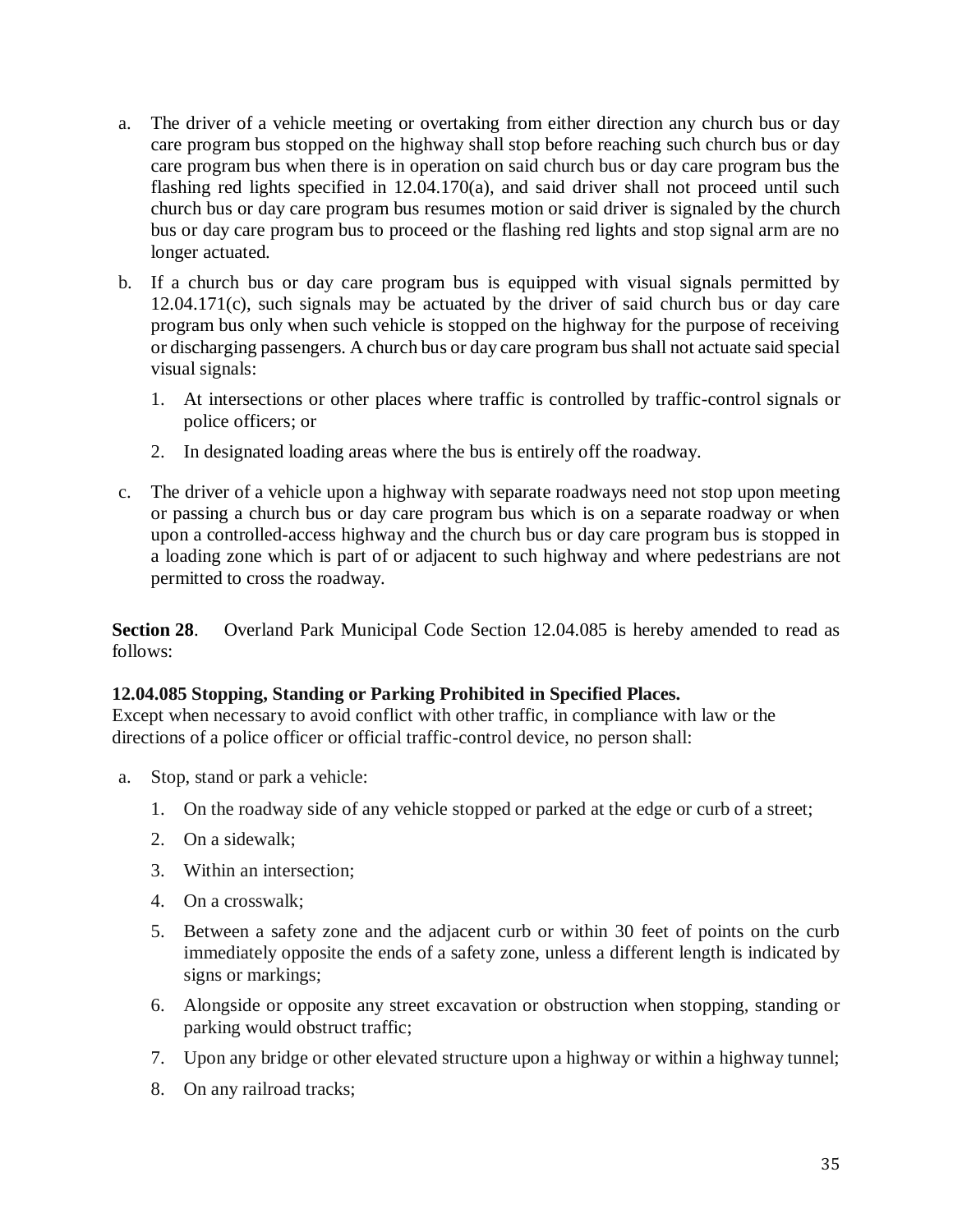a. The driver of a vehicle meeting or overtaking from either direction any church bus or day care program bus stopped on the highway shall stop before reaching such church bus or day care program bus when there is in operation on said church bus or day care program bus the flashing red lights specified in 12.04.170(a), and said driver shall not proceed until such church bus or day care program bus resumes motion or said driver is signaled by the church bus or day care program bus to proceed or the flashing red lights and stop signal arm are no longer actuated.

b. If a church bus or day care program bus is equipped with visual signals permitted by 12.04.171(c), such signals may be actuated by the driver of said church bus or day care program bus only when such vehicle is stopped on the highway for the purpose of receiving or discharging passengers. A church bus or day care program bus shall not actuate said special visual signals:

   1. At intersections or other places where traffic is controlled by traffic-control signals or police officers; or

   2. In designated loading areas where the bus is entirely off the roadway.

c. The driver of a vehicle upon a highway with separate roadways need not stop upon meeting or passing a church bus or day care program bus which is on a separate roadway or when upon a controlled-access highway and the church bus or day care program bus is stopped in a loading zone which is part of or adjacent to such highway and where pedestrians are not permitted to cross the roadway.

**Section 28**. Overland Park Municipal Code Section 12.04.085 is hereby amended to read as follows:

**12.04.085 Stopping, Standing or Parking Prohibited in Specified Places.**
Except when necessary to avoid conflict with other traffic, in compliance with law or the directions of a police officer or official traffic-control device, no person shall:

a. Stop, stand or park a vehicle:

   1. On the roadway side of any vehicle stopped or parked at the edge or curb of a street;

   2. On a sidewalk;

   3. Within an intersection;

   4. On a crosswalk;

   5. Between a safety zone and the adjacent curb or within 30 feet of points on the curb immediately opposite the ends of a safety zone, unless a different length is indicated by signs or markings;

   6. Alongside or opposite any street excavation or obstruction when stopping, standing or parking would obstruct traffic;

   7. Upon any bridge or other elevated structure upon a highway or within a highway tunnel;

   8. On any railroad tracks;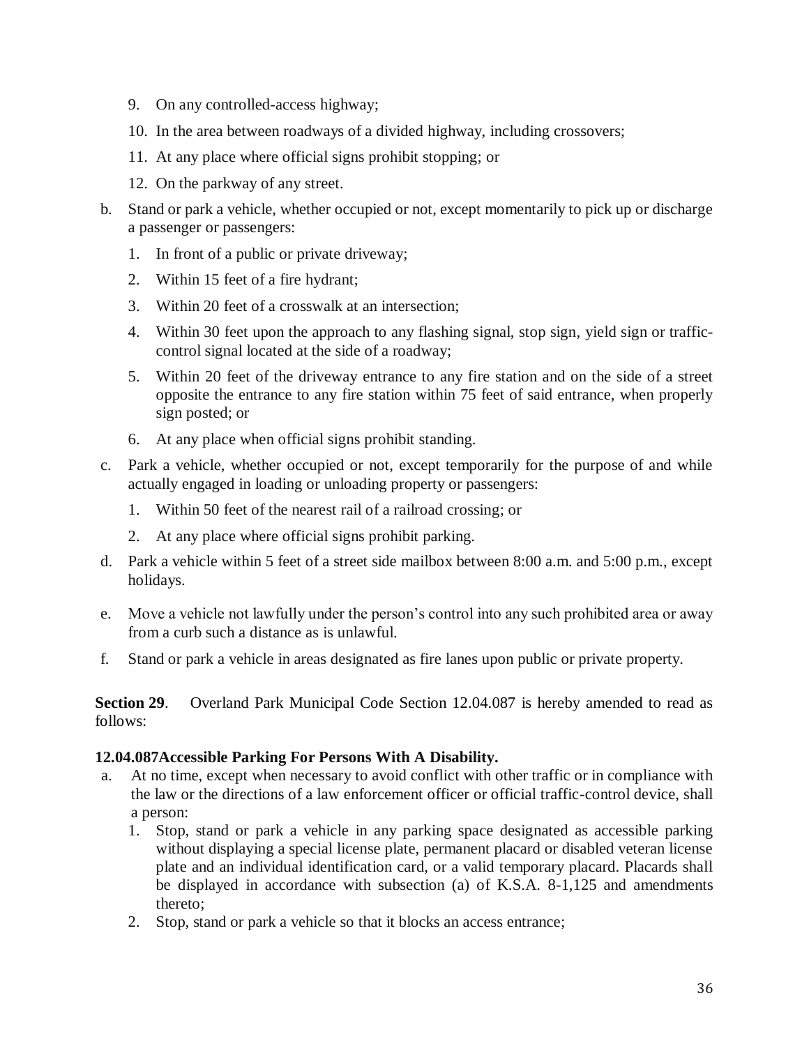9. On any controlled-access highway;
10. In the area between roadways of a divided highway, including crossovers;
11. At any place where official signs prohibit stopping; or
12. On the parkway of any street.

b. Stand or park a vehicle, whether occupied or not, except momentarily to pick up or discharge a passenger or passengers:
   1. In front of a public or private driveway;
   2. Within 15 feet of a fire hydrant;
   3. Within 20 feet of a crosswalk at an intersection;
   4. Within 30 feet upon the approach to any flashing signal, stop sign, yield sign or traffic-control signal located at the side of a roadway;
   5. Within 20 feet of the driveway entrance to any fire station and on the side of a street opposite the entrance to any fire station within 75 feet of said entrance, when properly sign posted; or
   6. At any place when official signs prohibit standing.

c. Park a vehicle, whether occupied or not, except temporarily for the purpose of and while actually engaged in loading or unloading property or passengers:
   1. Within 50 feet of the nearest rail of a railroad crossing; or
   2. At any place where official signs prohibit parking.

d. Park a vehicle within 5 feet of a street side mailbox between 8:00 a.m. and 5:00 p.m., except holidays.

e. Move a vehicle not lawfully under the person's control into any such prohibited area or away from a curb such a distance as is unlawful.

f. Stand or park a vehicle in areas designated as fire lanes upon public or private property.

**Section 29**. Overland Park Municipal Code Section 12.04.087 is hereby amended to read as follows:

**12.04.087Accessible Parking For Persons With A Disability.**

a. At no time, except when necessary to avoid conflict with other traffic or in compliance with the law or the directions of a law enforcement officer or official traffic-control device, shall a person:
   1. Stop, stand or park a vehicle in any parking space designated as accessible parking without displaying a special license plate, permanent placard or disabled veteran license plate and an individual identification card, or a valid temporary placard. Placards shall be displayed in accordance with subsection (a) of K.S.A. 8-1,125 and amendments thereto;
   2. Stop, stand or park a vehicle so that it blocks an access entrance;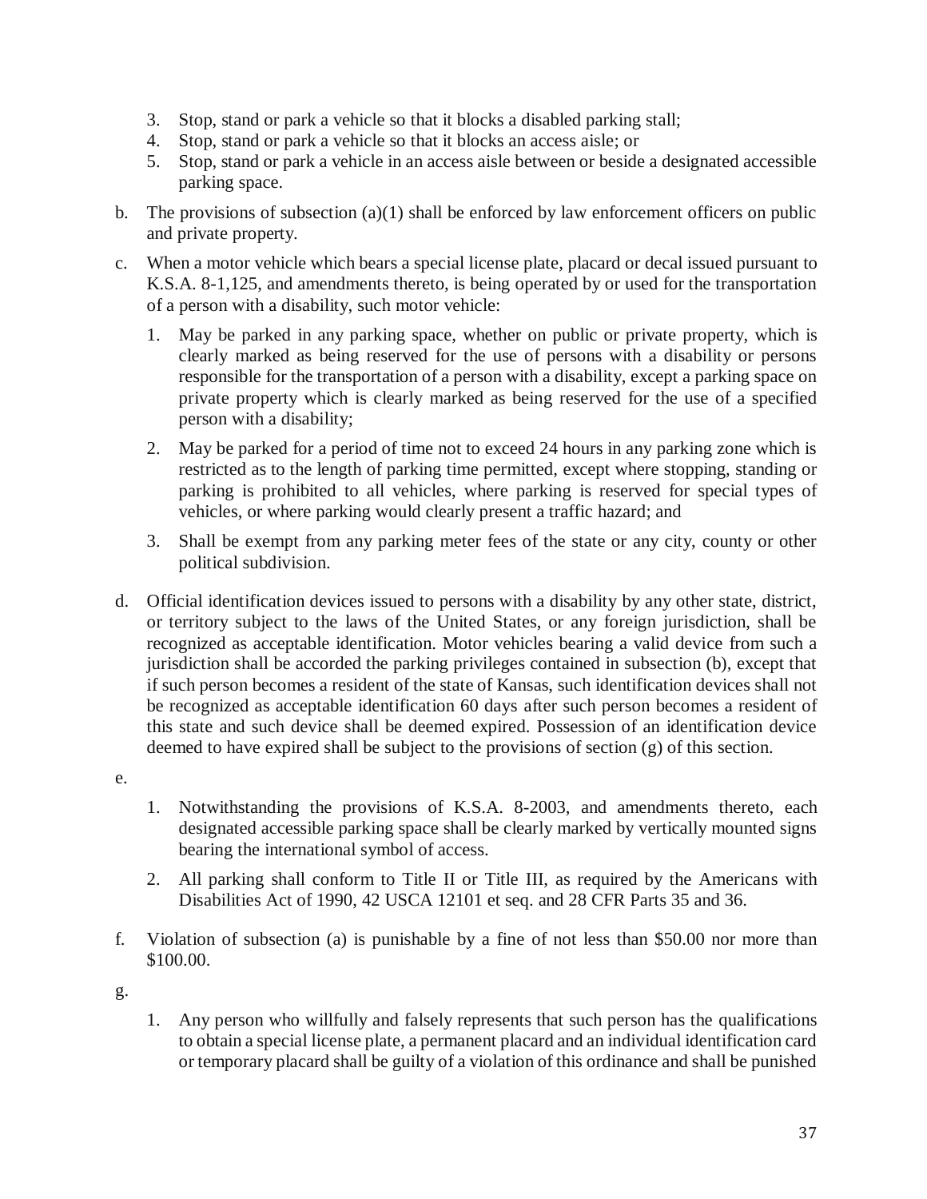3. Stop, stand or park a vehicle so that it blocks a disabled parking stall;
4. Stop, stand or park a vehicle so that it blocks an access aisle; or
5. Stop, stand or park a vehicle in an access aisle between or beside a designated accessible parking space.

b. The provisions of subsection (a)(1) shall be enforced by law enforcement officers on public and private property.

c. When a motor vehicle which bears a special license plate, placard or decal issued pursuant to K.S.A. 8-1,125, and amendments thereto, is being operated by or used for the transportation of a person with a disability, such motor vehicle:

   1. May be parked in any parking space, whether on public or private property, which is clearly marked as being reserved for the use of persons with a disability or persons responsible for the transportation of a person with a disability, except a parking space on private property which is clearly marked as being reserved for the use of a specified person with a disability;

   2. May be parked for a period of time not to exceed 24 hours in any parking zone which is restricted as to the length of parking time permitted, except where stopping, standing or parking is prohibited to all vehicles, where parking is reserved for special types of vehicles, or where parking would clearly present a traffic hazard; and

   3. Shall be exempt from any parking meter fees of the state or any city, county or other political subdivision.

d. Official identification devices issued to persons with a disability by any other state, district, or territory subject to the laws of the United States, or any foreign jurisdiction, shall be recognized as acceptable identification. Motor vehicles bearing a valid device from such a jurisdiction shall be accorded the parking privileges contained in subsection (b), except that if such person becomes a resident of the state of Kansas, such identification devices shall not be recognized as acceptable identification 60 days after such person becomes a resident of this state and such device shall be deemed expired. Possession of an identification device deemed to have expired shall be subject to the provisions of section (g) of this section.

e.

   1. Notwithstanding the provisions of K.S.A. 8-2003, and amendments thereto, each designated accessible parking space shall be clearly marked by vertically mounted signs bearing the international symbol of access.

   2. All parking shall conform to Title II or Title III, as required by the Americans with Disabilities Act of 1990, 42 USCA 12101 et seq. and 28 CFR Parts 35 and 36.

f. Violation of subsection (a) is punishable by a fine of not less than $50.00 nor more than $100.00.

g.

   1. Any person who willfully and falsely represents that such person has the qualifications to obtain a special license plate, a permanent placard and an individual identification card or temporary placard shall be guilty of a violation of this ordinance and shall be punished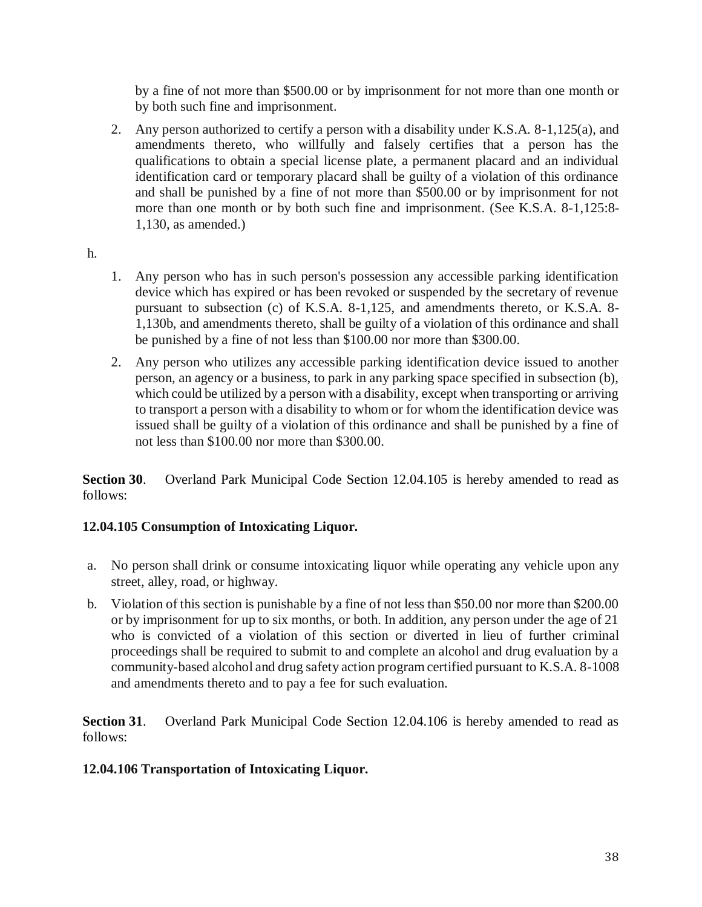by a fine of not more than \$500.00 or by imprisonment for not more than one month or by both such fine and imprisonment.

2. Any person authorized to certify a person with a disability under K.S.A. 8-1,125(a), and amendments thereto, who willfully and falsely certifies that a person has the qualifications to obtain a special license plate, a permanent placard and an individual identification card or temporary placard shall be guilty of a violation of this ordinance and shall be punished by a fine of not more than \$500.00 or by imprisonment for not more than one month or by both such fine and imprisonment. (See K.S.A. 8-1,125:8-1,130, as amended.)

h.

1. Any person who has in such person's possession any accessible parking identification device which has expired or has been revoked or suspended by the secretary of revenue pursuant to subsection (c) of K.S.A. 8-1,125, and amendments thereto, or K.S.A. 8-1,130b, and amendments thereto, shall be guilty of a violation of this ordinance and shall be punished by a fine of not less than \$100.00 nor more than \$300.00.
2. Any person who utilizes any accessible parking identification device issued to another person, an agency or a business, to park in any parking space specified in subsection (b), which could be utilized by a person with a disability, except when transporting or arriving to transport a person with a disability to whom or for whom the identification device was issued shall be guilty of a violation of this ordinance and shall be punished by a fine of not less than \$100.00 nor more than \$300.00.

**Section 30**. Overland Park Municipal Code Section 12.04.105 is hereby amended to read as follows:

**12.04.105 Consumption of Intoxicating Liquor.**

a. No person shall drink or consume intoxicating liquor while operating any vehicle upon any street, alley, road, or highway.

b. Violation of this section is punishable by a fine of not less than \$50.00 nor more than \$200.00 or by imprisonment for up to six months, or both. In addition, any person under the age of 21 who is convicted of a violation of this section or diverted in lieu of further criminal proceedings shall be required to submit to and complete an alcohol and drug evaluation by a community-based alcohol and drug safety action program certified pursuant to K.S.A. 8-1008 and amendments thereto and to pay a fee for such evaluation.

**Section 31**. Overland Park Municipal Code Section 12.04.106 is hereby amended to read as follows:

**12.04.106 Transportation of Intoxicating Liquor.**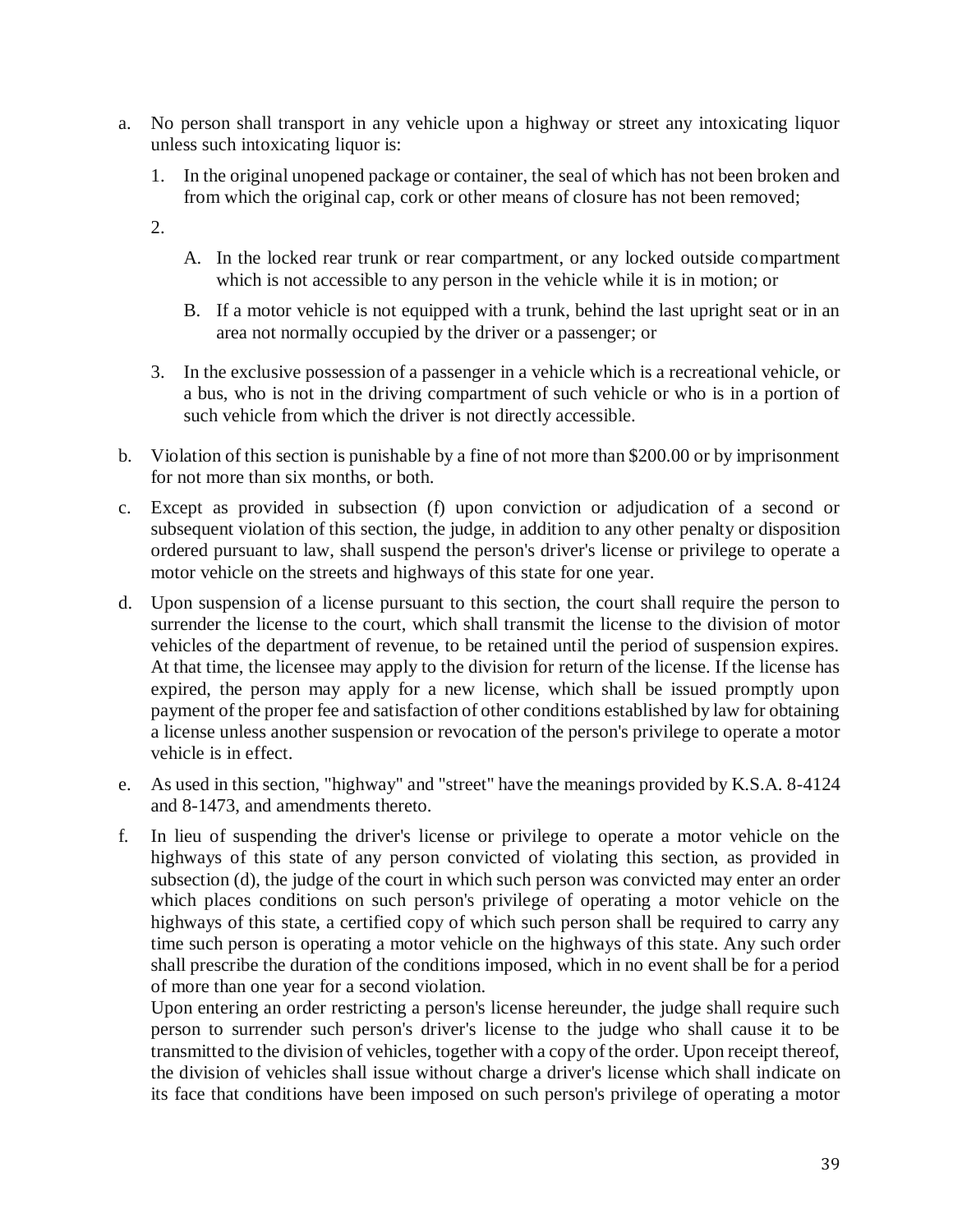a. No person shall transport in any vehicle upon a highway or street any intoxicating liquor unless such intoxicating liquor is:

   1. In the original unopened package or container, the seal of which has not been broken and from which the original cap, cork or other means of closure has not been removed;

   2. 

      A. In the locked rear trunk or rear compartment, or any locked outside compartment which is not accessible to any person in the vehicle while it is in motion; or

      B. If a motor vehicle is not equipped with a trunk, behind the last upright seat or in an area not normally occupied by the driver or a passenger; or

   3. In the exclusive possession of a passenger in a vehicle which is a recreational vehicle, or a bus, who is not in the driving compartment of such vehicle or who is in a portion of such vehicle from which the driver is not directly accessible.

b. Violation of this section is punishable by a fine of not more than $200.00 or by imprisonment for not more than six months, or both.

c. Except as provided in subsection (f) upon conviction or adjudication of a second or subsequent violation of this section, the judge, in addition to any other penalty or disposition ordered pursuant to law, shall suspend the person's driver's license or privilege to operate a motor vehicle on the streets and highways of this state for one year.

d. Upon suspension of a license pursuant to this section, the court shall require the person to surrender the license to the court, which shall transmit the license to the division of motor vehicles of the department of revenue, to be retained until the period of suspension expires. At that time, the licensee may apply to the division for return of the license. If the license has expired, the person may apply for a new license, which shall be issued promptly upon payment of the proper fee and satisfaction of other conditions established by law for obtaining a license unless another suspension or revocation of the person's privilege to operate a motor vehicle is in effect.

e. As used in this section, "highway" and "street" have the meanings provided by K.S.A. 8-4124 and 8-1473, and amendments thereto.

f. In lieu of suspending the driver's license or privilege to operate a motor vehicle on the highways of this state of any person convicted of violating this section, as provided in subsection (d), the judge of the court in which such person was convicted may enter an order which places conditions on such person's privilege of operating a motor vehicle on the highways of this state, a certified copy of which such person shall be required to carry any time such person is operating a motor vehicle on the highways of this state. Any such order shall prescribe the duration of the conditions imposed, which in no event shall be for a period of more than one year for a second violation.

   Upon entering an order restricting a person's license hereunder, the judge shall require such person to surrender such person's driver's license to the judge who shall cause it to be transmitted to the division of vehicles, together with a copy of the order. Upon receipt thereof, the division of vehicles shall issue without charge a driver's license which shall indicate on its face that conditions have been imposed on such person's privilege of operating a motor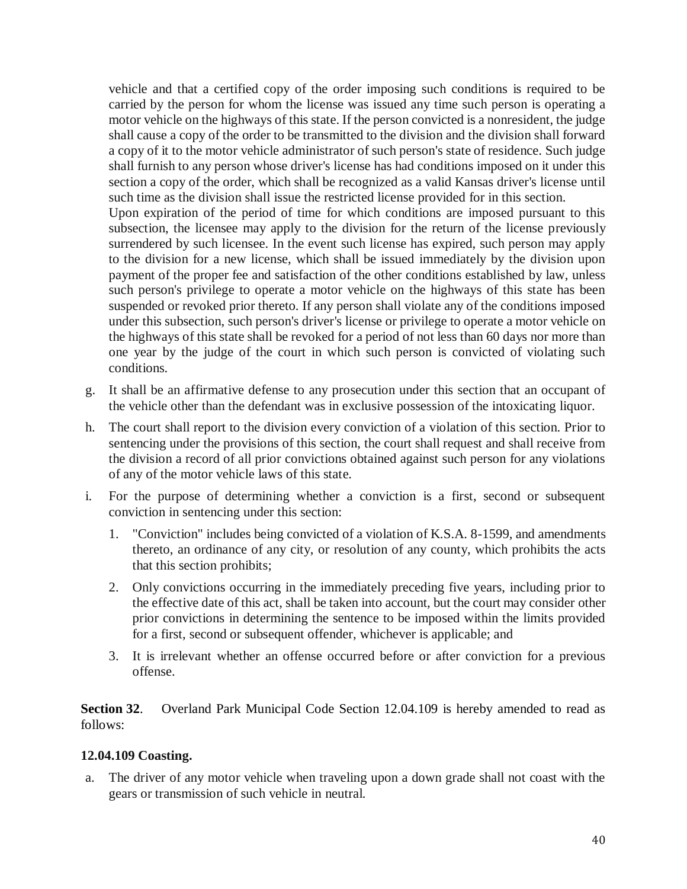vehicle and that a certified copy of the order imposing such conditions is required to be carried by the person for whom the license was issued any time such person is operating a motor vehicle on the highways of this state. If the person convicted is a nonresident, the judge shall cause a copy of the order to be transmitted to the division and the division shall forward a copy of it to the motor vehicle administrator of such person's state of residence. Such judge shall furnish to any person whose driver's license has had conditions imposed on it under this section a copy of the order, which shall be recognized as a valid Kansas driver's license until such time as the division shall issue the restricted license provided for in this section.
Upon expiration of the period of time for which conditions are imposed pursuant to this subsection, the licensee may apply to the division for the return of the license previously surrendered by such licensee. In the event such license has expired, such person may apply to the division for a new license, which shall be issued immediately by the division upon payment of the proper fee and satisfaction of the other conditions established by law, unless such person's privilege to operate a motor vehicle on the highways of this state has been suspended or revoked prior thereto. If any person shall violate any of the conditions imposed under this subsection, such person's driver's license or privilege to operate a motor vehicle on the highways of this state shall be revoked for a period of not less than 60 days nor more than one year by the judge of the court in which such person is convicted of violating such conditions.

g. It shall be an affirmative defense to any prosecution under this section that an occupant of the vehicle other than the defendant was in exclusive possession of the intoxicating liquor.

h. The court shall report to the division every conviction of a violation of this section. Prior to sentencing under the provisions of this section, the court shall request and shall receive from the division a record of all prior convictions obtained against such person for any violations of any of the motor vehicle laws of this state.

i. For the purpose of determining whether a conviction is a first, second or subsequent conviction in sentencing under this section:

   1. "Conviction" includes being convicted of a violation of K.S.A. 8-1599, and amendments thereto, an ordinance of any city, or resolution of any county, which prohibits the acts that this section prohibits;

   2. Only convictions occurring in the immediately preceding five years, including prior to the effective date of this act, shall be taken into account, but the court may consider other prior convictions in determining the sentence to be imposed within the limits provided for a first, second or subsequent offender, whichever is applicable; and

   3. It is irrelevant whether an offense occurred before or after conviction for a previous offense.

**Section 32**. Overland Park Municipal Code Section 12.04.109 is hereby amended to read as follows:

**12.04.109 Coasting.**

a. The driver of any motor vehicle when traveling upon a down grade shall not coast with the gears or transmission of such vehicle in neutral.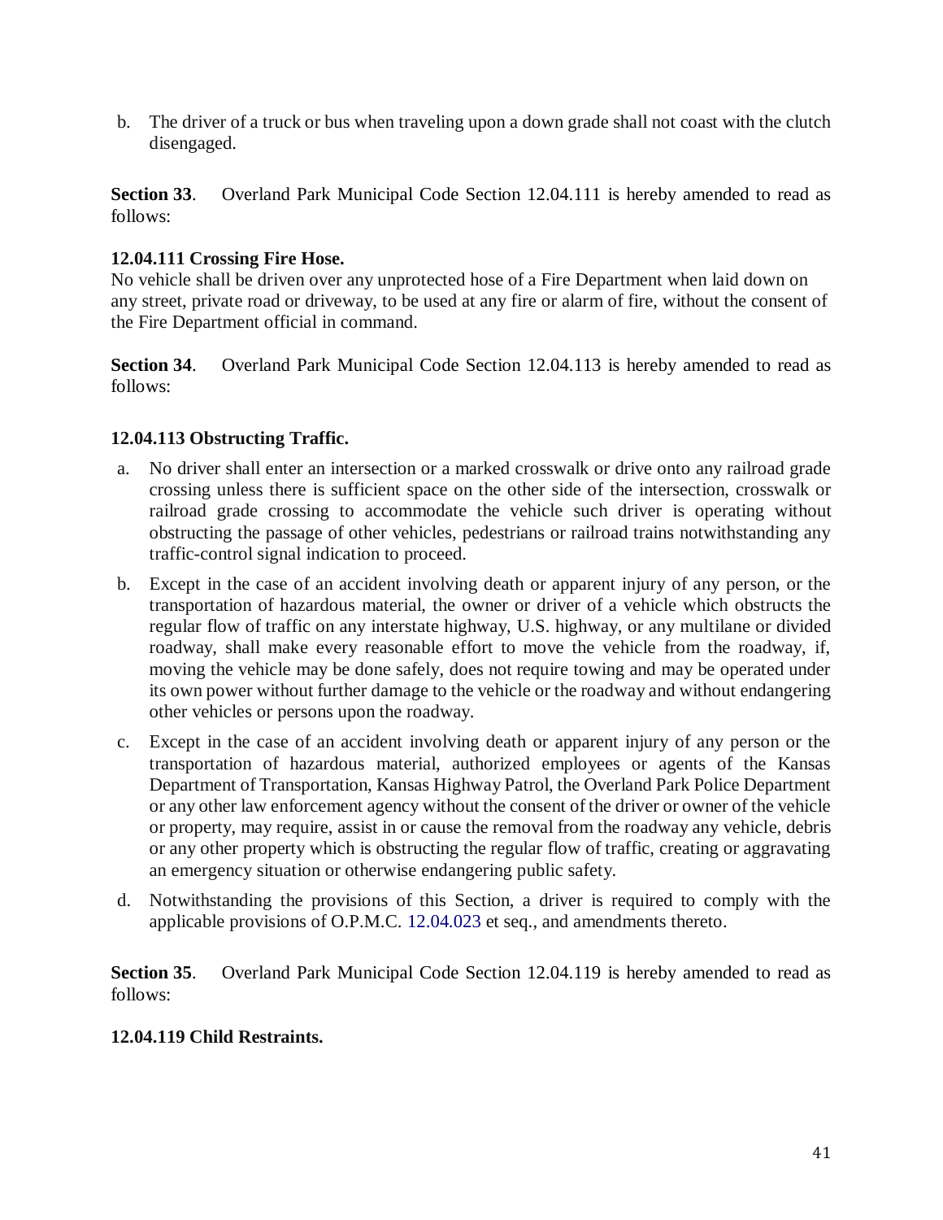b. The driver of a truck or bus when traveling upon a down grade shall not coast with the clutch disengaged.

**Section 33**. Overland Park Municipal Code Section 12.04.111 is hereby amended to read as follows:

**12.04.111 Crossing Fire Hose.**
No vehicle shall be driven over any unprotected hose of a Fire Department when laid down on any street, private road or driveway, to be used at any fire or alarm of fire, without the consent of the Fire Department official in command.

**Section 34**. Overland Park Municipal Code Section 12.04.113 is hereby amended to read as follows:

**12.04.113 Obstructing Traffic.**

a. No driver shall enter an intersection or a marked crosswalk or drive onto any railroad grade crossing unless there is sufficient space on the other side of the intersection, crosswalk or railroad grade crossing to accommodate the vehicle such driver is operating without obstructing the passage of other vehicles, pedestrians or railroad trains notwithstanding any traffic-control signal indication to proceed.

b. Except in the case of an accident involving death or apparent injury of any person, or the transportation of hazardous material, the owner or driver of a vehicle which obstructs the regular flow of traffic on any interstate highway, U.S. highway, or any multilane or divided roadway, shall make every reasonable effort to move the vehicle from the roadway, if, moving the vehicle may be done safely, does not require towing and may be operated under its own power without further damage to the vehicle or the roadway and without endangering other vehicles or persons upon the roadway.

c. Except in the case of an accident involving death or apparent injury of any person or the transportation of hazardous material, authorized employees or agents of the Kansas Department of Transportation, Kansas Highway Patrol, the Overland Park Police Department or any other law enforcement agency without the consent of the driver or owner of the vehicle or property, may require, assist in or cause the removal from the roadway any vehicle, debris or any other property which is obstructing the regular flow of traffic, creating or aggravating an emergency situation or otherwise endangering public safety.

d. Notwithstanding the provisions of this Section, a driver is required to comply with the applicable provisions of O.P.M.C. 12.04.023 et seq., and amendments thereto.

**Section 35**. Overland Park Municipal Code Section 12.04.119 is hereby amended to read as follows:

**12.04.119 Child Restraints.**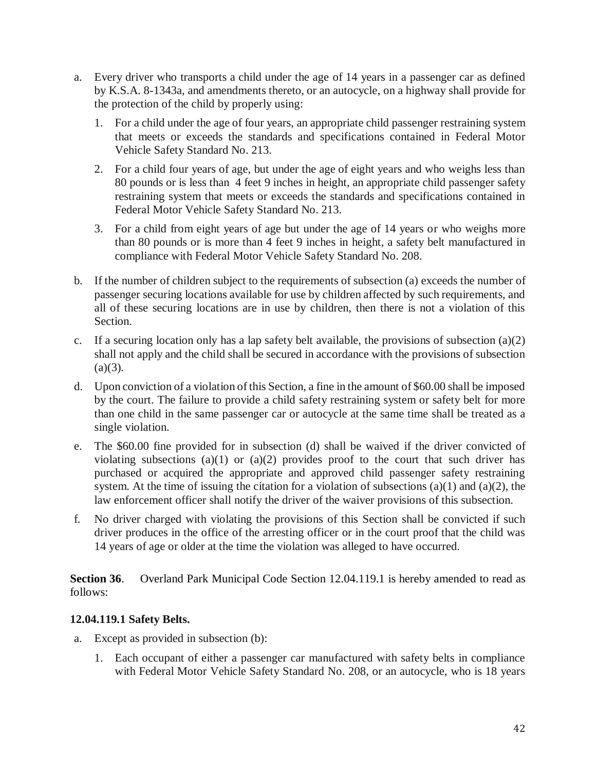a. Every driver who transports a child under the age of 14 years in a passenger car as defined by K.S.A. 8-1343a, and amendments thereto, or an autocycle, on a highway shall provide for the protection of the child by properly using:

   1. For a child under the age of four years, an appropriate child passenger restraining system that meets or exceeds the standards and specifications contained in Federal Motor Vehicle Safety Standard No. 213.

   2. For a child four years of age, but under the age of eight years and who weighs less than 80 pounds or is less than 4 feet 9 inches in height, an appropriate child passenger safety restraining system that meets or exceeds the standards and specifications contained in Federal Motor Vehicle Safety Standard No. 213.

   3. For a child from eight years of age but under the age of 14 years or who weighs more than 80 pounds or is more than 4 feet 9 inches in height, a safety belt manufactured in compliance with Federal Motor Vehicle Safety Standard No. 208.

b. If the number of children subject to the requirements of subsection (a) exceeds the number of passenger securing locations available for use by children affected by such requirements, and all of these securing locations are in use by children, then there is not a violation of this Section.

c. If a securing location only has a lap safety belt available, the provisions of subsection (a)(2) shall not apply and the child shall be secured in accordance with the provisions of subsection (a)(3).

d. Upon conviction of a violation of this Section, a fine in the amount of $60.00 shall be imposed by the court. The failure to provide a child safety restraining system or safety belt for more than one child in the same passenger car or autocycle at the same time shall be treated as a single violation.

e. The $60.00 fine provided for in subsection (d) shall be waived if the driver convicted of violating subsections (a)(1) or (a)(2) provides proof to the court that such driver has purchased or acquired the appropriate and approved child passenger safety restraining system. At the time of issuing the citation for a violation of subsections (a)(1) and (a)(2), the law enforcement officer shall notify the driver of the waiver provisions of this subsection.

f. No driver charged with violating the provisions of this Section shall be convicted if such driver produces in the office of the arresting officer or in the court proof that the child was 14 years of age or older at the time the violation was alleged to have occurred.

**Section 36**. Overland Park Municipal Code Section 12.04.119.1 is hereby amended to read as follows:

**12.04.119.1 Safety Belts.**

a. Except as provided in subsection (b):

   1. Each occupant of either a passenger car manufactured with safety belts in compliance with Federal Motor Vehicle Safety Standard No. 208, or an autocycle, who is 18 years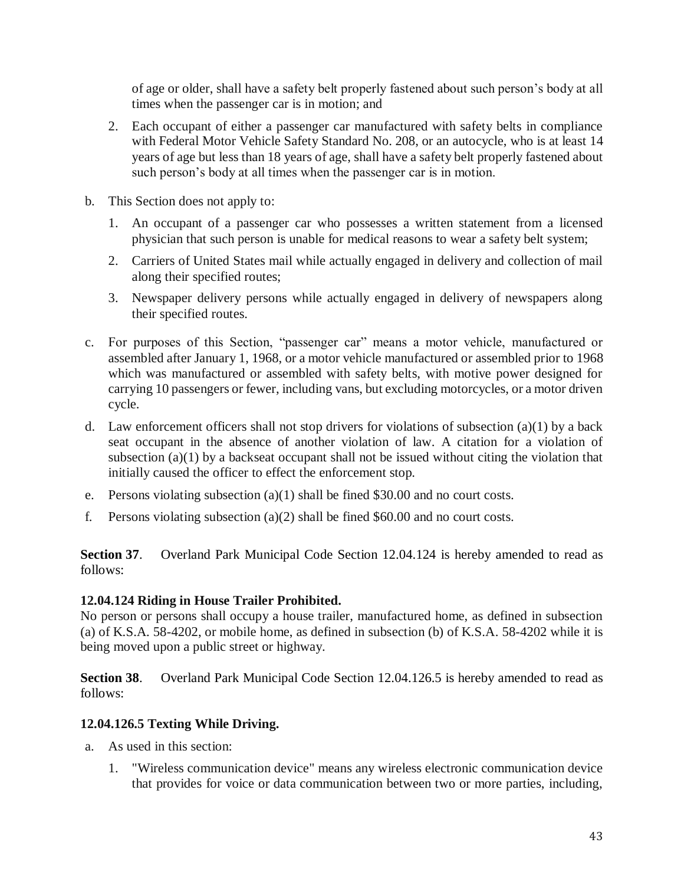of age or older, shall have a safety belt properly fastened about such person's body at all times when the passenger car is in motion; and

2. Each occupant of either a passenger car manufactured with safety belts in compliance with Federal Motor Vehicle Safety Standard No. 208, or an autocycle, who is at least 14 years of age but less than 18 years of age, shall have a safety belt properly fastened about such person's body at all times when the passenger car is in motion.

b. This Section does not apply to:

   1. An occupant of a passenger car who possesses a written statement from a licensed physician that such person is unable for medical reasons to wear a safety belt system;

   2. Carriers of United States mail while actually engaged in delivery and collection of mail along their specified routes;

   3. Newspaper delivery persons while actually engaged in delivery of newspapers along their specified routes.

c. For purposes of this Section, "passenger car" means a motor vehicle, manufactured or assembled after January 1, 1968, or a motor vehicle manufactured or assembled prior to 1968 which was manufactured or assembled with safety belts, with motive power designed for carrying 10 passengers or fewer, including vans, but excluding motorcycles, or a motor driven cycle.

d. Law enforcement officers shall not stop drivers for violations of subsection (a)(1) by a back seat occupant in the absence of another violation of law. A citation for a violation of subsection (a)(1) by a backseat occupant shall not be issued without citing the violation that initially caused the officer to effect the enforcement stop.

e. Persons violating subsection (a)(1) shall be fined $30.00 and no court costs.

f. Persons violating subsection (a)(2) shall be fined $60.00 and no court costs.

**Section 37**. Overland Park Municipal Code Section 12.04.124 is hereby amended to read as follows:

**12.04.124 Riding in House Trailer Prohibited.**

No person or persons shall occupy a house trailer, manufactured home, as defined in subsection (a) of K.S.A. 58-4202, or mobile home, as defined in subsection (b) of K.S.A. 58-4202 while it is being moved upon a public street or highway.

**Section 38**. Overland Park Municipal Code Section 12.04.126.5 is hereby amended to read as follows:

**12.04.126.5 Texting While Driving.**

a. As used in this section:

   1. "Wireless communication device" means any wireless electronic communication device that provides for voice or data communication between two or more parties, including,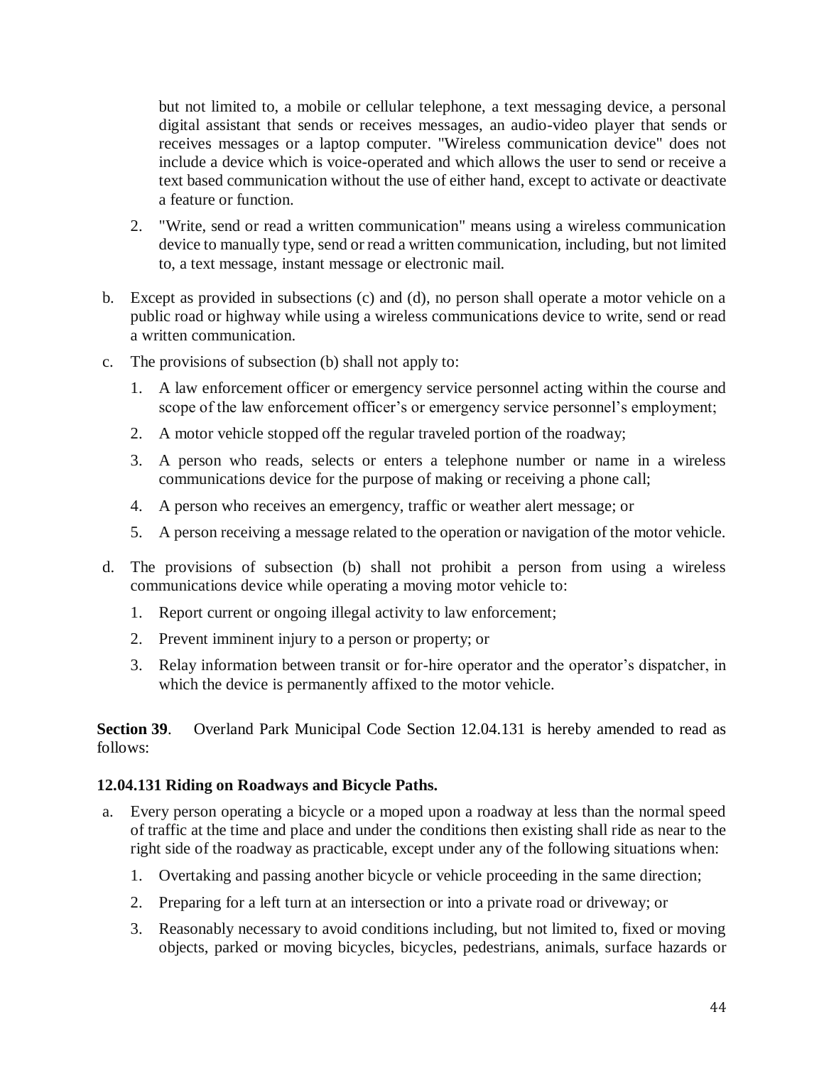but not limited to, a mobile or cellular telephone, a text messaging device, a personal digital assistant that sends or receives messages, an audio-video player that sends or receives messages or a laptop computer. "Wireless communication device" does not include a device which is voice-operated and which allows the user to send or receive a text based communication without the use of either hand, except to activate or deactivate a feature or function.

2. "Write, send or read a written communication" means using a wireless communication device to manually type, send or read a written communication, including, but not limited to, a text message, instant message or electronic mail.

b. Except as provided in subsections (c) and (d), no person shall operate a motor vehicle on a public road or highway while using a wireless communications device to write, send or read a written communication.

c. The provisions of subsection (b) shall not apply to:

   1. A law enforcement officer or emergency service personnel acting within the course and scope of the law enforcement officer's or emergency service personnel's employment;

   2. A motor vehicle stopped off the regular traveled portion of the roadway;

   3. A person who reads, selects or enters a telephone number or name in a wireless communications device for the purpose of making or receiving a phone call;

   4. A person who receives an emergency, traffic or weather alert message; or

   5. A person receiving a message related to the operation or navigation of the motor vehicle.

d. The provisions of subsection (b) shall not prohibit a person from using a wireless communications device while operating a moving motor vehicle to:

   1. Report current or ongoing illegal activity to law enforcement;

   2. Prevent imminent injury to a person or property; or

   3. Relay information between transit or for-hire operator and the operator's dispatcher, in which the device is permanently affixed to the motor vehicle.

**Section 39**. Overland Park Municipal Code Section 12.04.131 is hereby amended to read as follows:

**12.04.131 Riding on Roadways and Bicycle Paths.**

a. Every person operating a bicycle or a moped upon a roadway at less than the normal speed of traffic at the time and place and under the conditions then existing shall ride as near to the right side of the roadway as practicable, except under any of the following situations when:

   1. Overtaking and passing another bicycle or vehicle proceeding in the same direction;

   2. Preparing for a left turn at an intersection or into a private road or driveway; or

   3. Reasonably necessary to avoid conditions including, but not limited to, fixed or moving objects, parked or moving bicycles, bicycles, pedestrians, animals, surface hazards or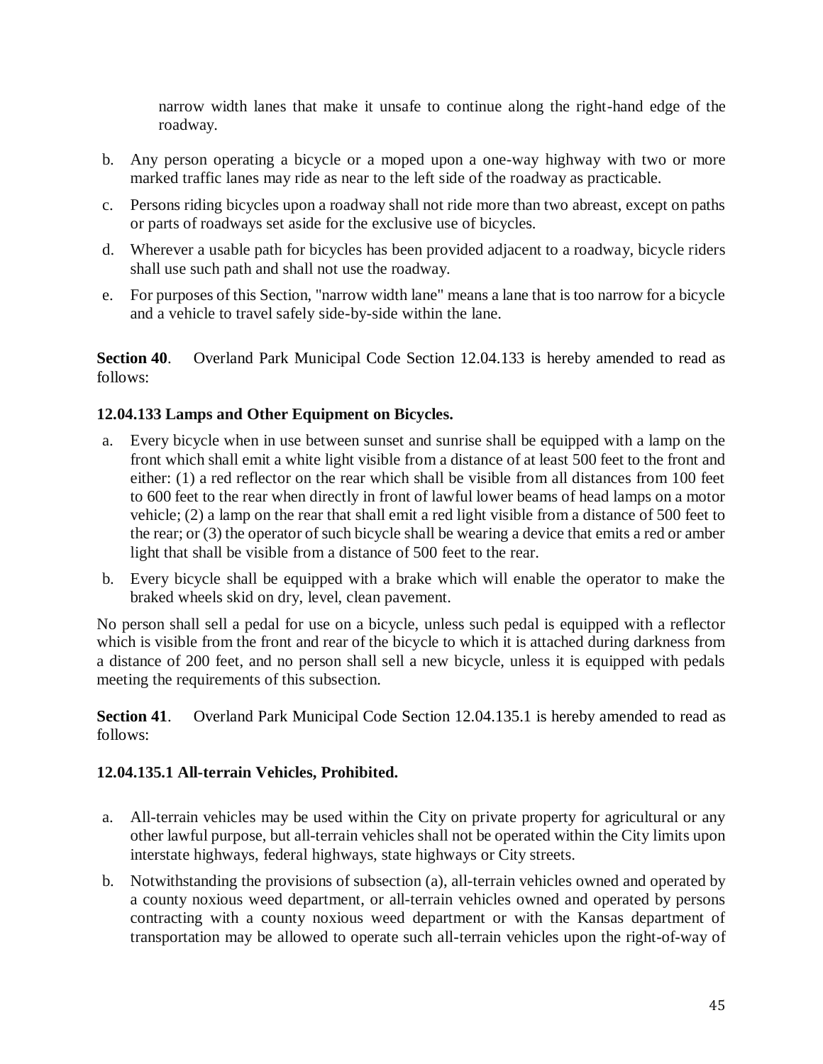narrow width lanes that make it unsafe to continue along the right-hand edge of the roadway.

b. Any person operating a bicycle or a moped upon a one-way highway with two or more marked traffic lanes may ride as near to the left side of the roadway as practicable.

c. Persons riding bicycles upon a roadway shall not ride more than two abreast, except on paths or parts of roadways set aside for the exclusive use of bicycles.

d. Wherever a usable path for bicycles has been provided adjacent to a roadway, bicycle riders shall use such path and shall not use the roadway.

e. For purposes of this Section, "narrow width lane" means a lane that is too narrow for a bicycle and a vehicle to travel safely side-by-side within the lane.

**Section 40**. Overland Park Municipal Code Section 12.04.133 is hereby amended to read as follows:

**12.04.133 Lamps and Other Equipment on Bicycles.**

a. Every bicycle when in use between sunset and sunrise shall be equipped with a lamp on the front which shall emit a white light visible from a distance of at least 500 feet to the front and either: (1) a red reflector on the rear which shall be visible from all distances from 100 feet to 600 feet to the rear when directly in front of lawful lower beams of head lamps on a motor vehicle; (2) a lamp on the rear that shall emit a red light visible from a distance of 500 feet to the rear; or (3) the operator of such bicycle shall be wearing a device that emits a red or amber light that shall be visible from a distance of 500 feet to the rear.

b. Every bicycle shall be equipped with a brake which will enable the operator to make the braked wheels skid on dry, level, clean pavement.

No person shall sell a pedal for use on a bicycle, unless such pedal is equipped with a reflector which is visible from the front and rear of the bicycle to which it is attached during darkness from a distance of 200 feet, and no person shall sell a new bicycle, unless it is equipped with pedals meeting the requirements of this subsection.

**Section 41**. Overland Park Municipal Code Section 12.04.135.1 is hereby amended to read as follows:

**12.04.135.1 All-terrain Vehicles, Prohibited.**

a. All-terrain vehicles may be used within the City on private property for agricultural or any other lawful purpose, but all-terrain vehicles shall not be operated within the City limits upon interstate highways, federal highways, state highways or City streets.

b. Notwithstanding the provisions of subsection (a), all-terrain vehicles owned and operated by a county noxious weed department, or all-terrain vehicles owned and operated by persons contracting with a county noxious weed department or with the Kansas department of transportation may be allowed to operate such all-terrain vehicles upon the right-of-way of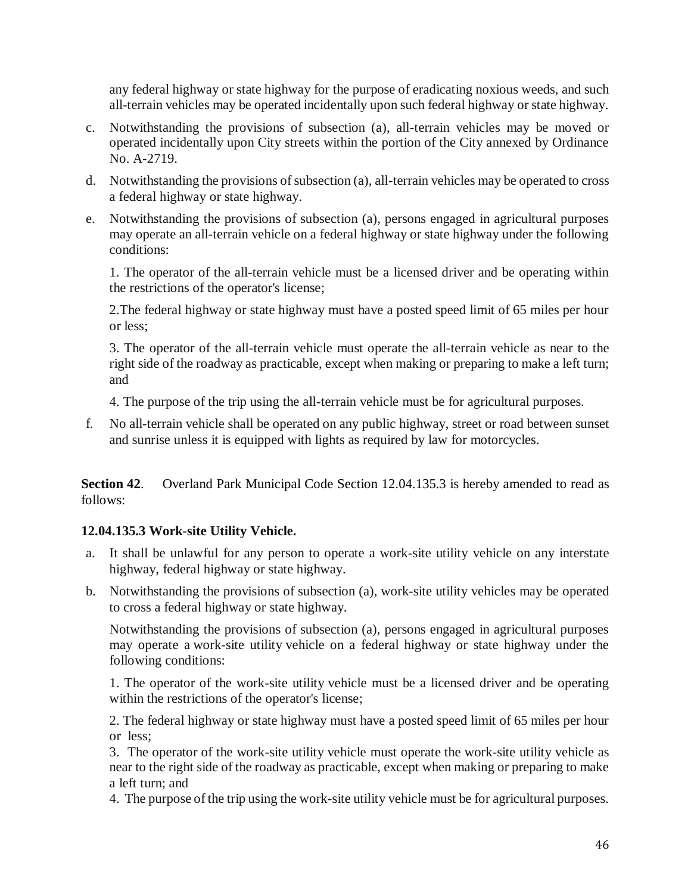any federal highway or state highway for the purpose of eradicating noxious weeds, and such all-terrain vehicles may be operated incidentally upon such federal highway or state highway.

c. Notwithstanding the provisions of subsection (a), all-terrain vehicles may be moved or operated incidentally upon City streets within the portion of the City annexed by Ordinance No. A-2719.

d. Notwithstanding the provisions of subsection (a), all-terrain vehicles may be operated to cross a federal highway or state highway.

e. Notwithstanding the provisions of subsection (a), persons engaged in agricultural purposes may operate an all-terrain vehicle on a federal highway or state highway under the following conditions:

   1. The operator of the all-terrain vehicle must be a licensed driver and be operating within the restrictions of the operator's license;

   2.The federal highway or state highway must have a posted speed limit of 65 miles per hour or less;

   3. The operator of the all-terrain vehicle must operate the all-terrain vehicle as near to the right side of the roadway as practicable, except when making or preparing to make a left turn; and

   4. The purpose of the trip using the all-terrain vehicle must be for agricultural purposes.

f. No all-terrain vehicle shall be operated on any public highway, street or road between sunset and sunrise unless it is equipped with lights as required by law for motorcycles.

**Section 42**. Overland Park Municipal Code Section 12.04.135.3 is hereby amended to read as follows:

**12.04.135.3 Work-site Utility Vehicle.**

a. It shall be unlawful for any person to operate a work-site utility vehicle on any interstate highway, federal highway or state highway.

b. Notwithstanding the provisions of subsection (a), work-site utility vehicles may be operated to cross a federal highway or state highway.

   Notwithstanding the provisions of subsection (a), persons engaged in agricultural purposes may operate a work-site utility vehicle on a federal highway or state highway under the following conditions:

   1. The operator of the work-site utility vehicle must be a licensed driver and be operating within the restrictions of the operator's license;

   2. The federal highway or state highway must have a posted speed limit of 65 miles per hour or less;

   3. The operator of the work-site utility vehicle must operate the work-site utility vehicle as near to the right side of the roadway as practicable, except when making or preparing to make a left turn; and

   4. The purpose of the trip using the work-site utility vehicle must be for agricultural purposes.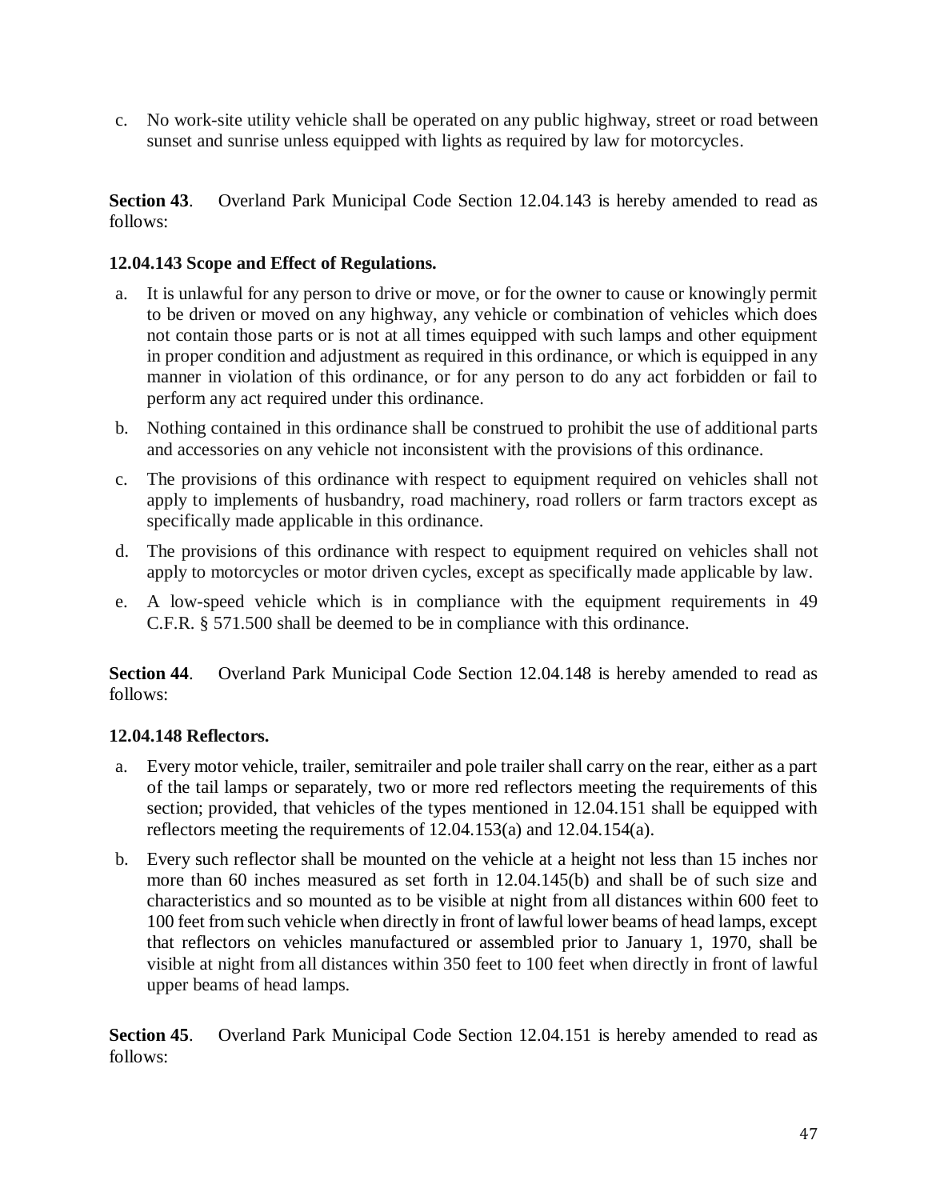c. No work-site utility vehicle shall be operated on any public highway, street or road between sunset and sunrise unless equipped with lights as required by law for motorcycles.

**Section 43**. Overland Park Municipal Code Section 12.04.143 is hereby amended to read as follows:

**12.04.143 Scope and Effect of Regulations.**

a. It is unlawful for any person to drive or move, or for the owner to cause or knowingly permit to be driven or moved on any highway, any vehicle or combination of vehicles which does not contain those parts or is not at all times equipped with such lamps and other equipment in proper condition and adjustment as required in this ordinance, or which is equipped in any manner in violation of this ordinance, or for any person to do any act forbidden or fail to perform any act required under this ordinance.

b. Nothing contained in this ordinance shall be construed to prohibit the use of additional parts and accessories on any vehicle not inconsistent with the provisions of this ordinance.

c. The provisions of this ordinance with respect to equipment required on vehicles shall not apply to implements of husbandry, road machinery, road rollers or farm tractors except as specifically made applicable in this ordinance.

d. The provisions of this ordinance with respect to equipment required on vehicles shall not apply to motorcycles or motor driven cycles, except as specifically made applicable by law.

e. A low-speed vehicle which is in compliance with the equipment requirements in 49 C.F.R. § 571.500 shall be deemed to be in compliance with this ordinance.

**Section 44**. Overland Park Municipal Code Section 12.04.148 is hereby amended to read as follows:

**12.04.148 Reflectors.**

a. Every motor vehicle, trailer, semitrailer and pole trailer shall carry on the rear, either as a part of the tail lamps or separately, two or more red reflectors meeting the requirements of this section; provided, that vehicles of the types mentioned in 12.04.151 shall be equipped with reflectors meeting the requirements of 12.04.153(a) and 12.04.154(a).

b. Every such reflector shall be mounted on the vehicle at a height not less than 15 inches nor more than 60 inches measured as set forth in 12.04.145(b) and shall be of such size and characteristics and so mounted as to be visible at night from all distances within 600 feet to 100 feet from such vehicle when directly in front of lawful lower beams of head lamps, except that reflectors on vehicles manufactured or assembled prior to January 1, 1970, shall be visible at night from all distances within 350 feet to 100 feet when directly in front of lawful upper beams of head lamps.

**Section 45**. Overland Park Municipal Code Section 12.04.151 is hereby amended to read as follows: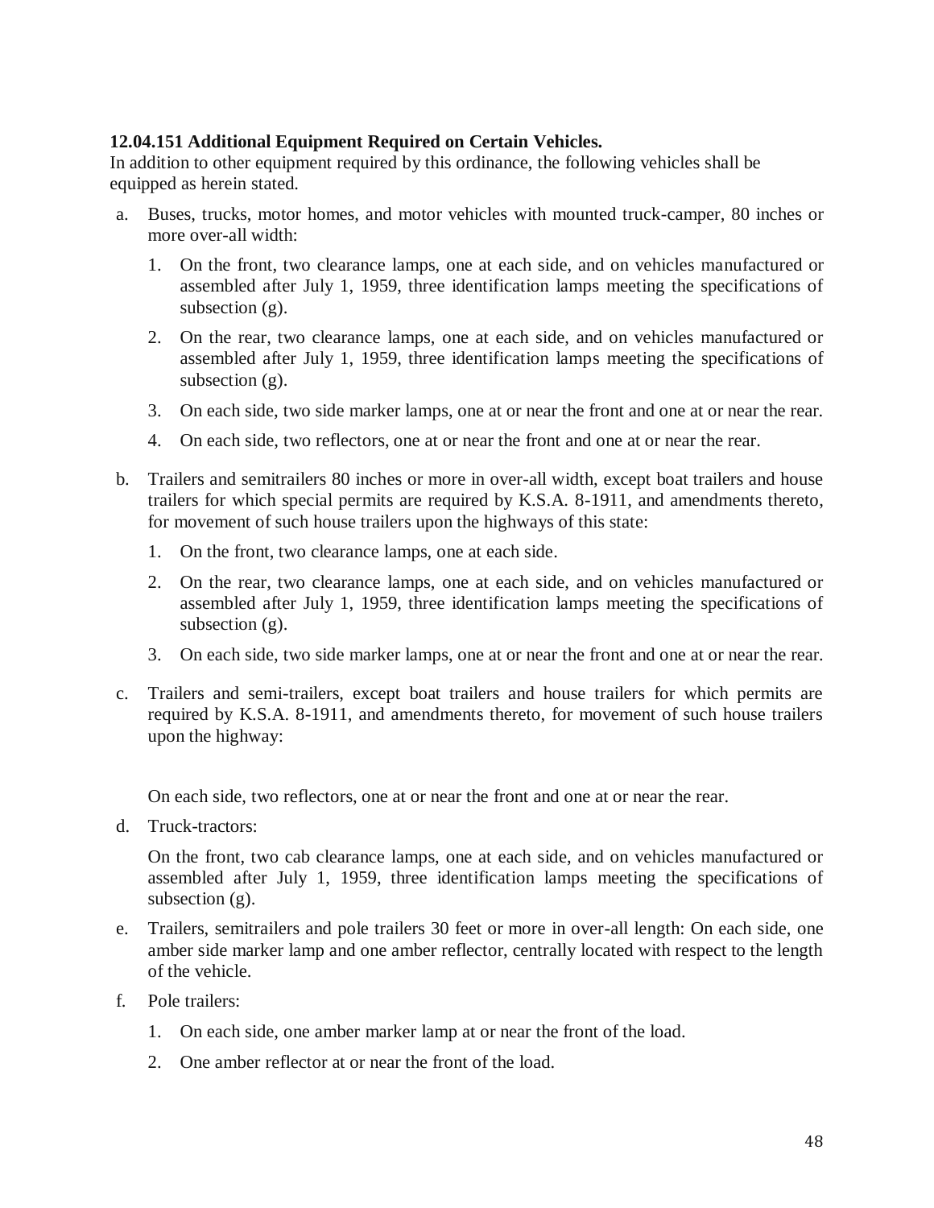**12.04.151 Additional Equipment Required on Certain Vehicles.**
In addition to other equipment required by this ordinance, the following vehicles shall be equipped as herein stated.

a. Buses, trucks, motor homes, and motor vehicles with mounted truck-camper, 80 inches or more over-all width:

   1. On the front, two clearance lamps, one at each side, and on vehicles manufactured or assembled after July 1, 1959, three identification lamps meeting the specifications of subsection (g).

   2. On the rear, two clearance lamps, one at each side, and on vehicles manufactured or assembled after July 1, 1959, three identification lamps meeting the specifications of subsection (g).

   3. On each side, two side marker lamps, one at or near the front and one at or near the rear.

   4. On each side, two reflectors, one at or near the front and one at or near the rear.

b. Trailers and semitrailers 80 inches or more in over-all width, except boat trailers and house trailers for which special permits are required by K.S.A. 8-1911, and amendments thereto, for movement of such house trailers upon the highways of this state:

   1. On the front, two clearance lamps, one at each side.

   2. On the rear, two clearance lamps, one at each side, and on vehicles manufactured or assembled after July 1, 1959, three identification lamps meeting the specifications of subsection (g).

   3. On each side, two side marker lamps, one at or near the front and one at or near the rear.

c. Trailers and semi-trailers, except boat trailers and house trailers for which permits are required by K.S.A. 8-1911, and amendments thereto, for movement of such house trailers upon the highway:

   On each side, two reflectors, one at or near the front and one at or near the rear.

d. Truck-tractors:

   On the front, two cab clearance lamps, one at each side, and on vehicles manufactured or assembled after July 1, 1959, three identification lamps meeting the specifications of subsection (g).

e. Trailers, semitrailers and pole trailers 30 feet or more in over-all length: On each side, one amber side marker lamp and one amber reflector, centrally located with respect to the length of the vehicle.

f. Pole trailers:

   1. On each side, one amber marker lamp at or near the front of the load.

   2. One amber reflector at or near the front of the load.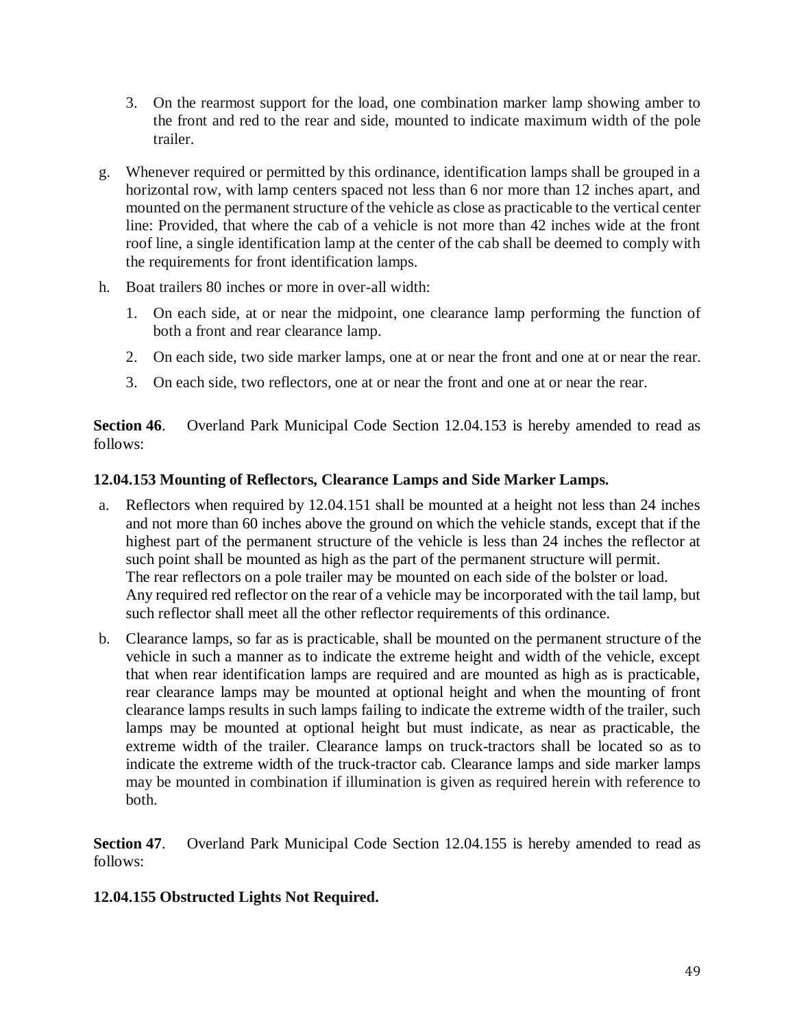3. On the rearmost support for the load, one combination marker lamp showing amber to the front and red to the rear and side, mounted to indicate maximum width of the pole trailer.

g. Whenever required or permitted by this ordinance, identification lamps shall be grouped in a horizontal row, with lamp centers spaced not less than 6 nor more than 12 inches apart, and mounted on the permanent structure of the vehicle as close as practicable to the vertical center line: Provided, that where the cab of a vehicle is not more than 42 inches wide at the front roof line, a single identification lamp at the center of the cab shall be deemed to comply with the requirements for front identification lamps.

h. Boat trailers 80 inches or more in over-all width:

1. On each side, at or near the midpoint, one clearance lamp performing the function of both a front and rear clearance lamp.

2. On each side, two side marker lamps, one at or near the front and one at or near the rear.

3. On each side, two reflectors, one at or near the front and one at or near the rear.

**Section 46**. Overland Park Municipal Code Section 12.04.153 is hereby amended to read as follows:

**12.04.153 Mounting of Reflectors, Clearance Lamps and Side Marker Lamps.**

a. Reflectors when required by 12.04.151 shall be mounted at a height not less than 24 inches and not more than 60 inches above the ground on which the vehicle stands, except that if the highest part of the permanent structure of the vehicle is less than 24 inches the reflector at such point shall be mounted as high as the part of the permanent structure will permit.
The rear reflectors on a pole trailer may be mounted on each side of the bolster or load.
Any required red reflector on the rear of a vehicle may be incorporated with the tail lamp, but such reflector shall meet all the other reflector requirements of this ordinance.

b. Clearance lamps, so far as is practicable, shall be mounted on the permanent structure of the vehicle in such a manner as to indicate the extreme height and width of the vehicle, except that when rear identification lamps are required and are mounted as high as is practicable, rear clearance lamps may be mounted at optional height and when the mounting of front clearance lamps results in such lamps failing to indicate the extreme width of the trailer, such lamps may be mounted at optional height but must indicate, as near as practicable, the extreme width of the trailer. Clearance lamps on truck-tractors shall be located so as to indicate the extreme width of the truck-tractor cab. Clearance lamps and side marker lamps may be mounted in combination if illumination is given as required herein with reference to both.

**Section 47**. Overland Park Municipal Code Section 12.04.155 is hereby amended to read as follows:

**12.04.155 Obstructed Lights Not Required.**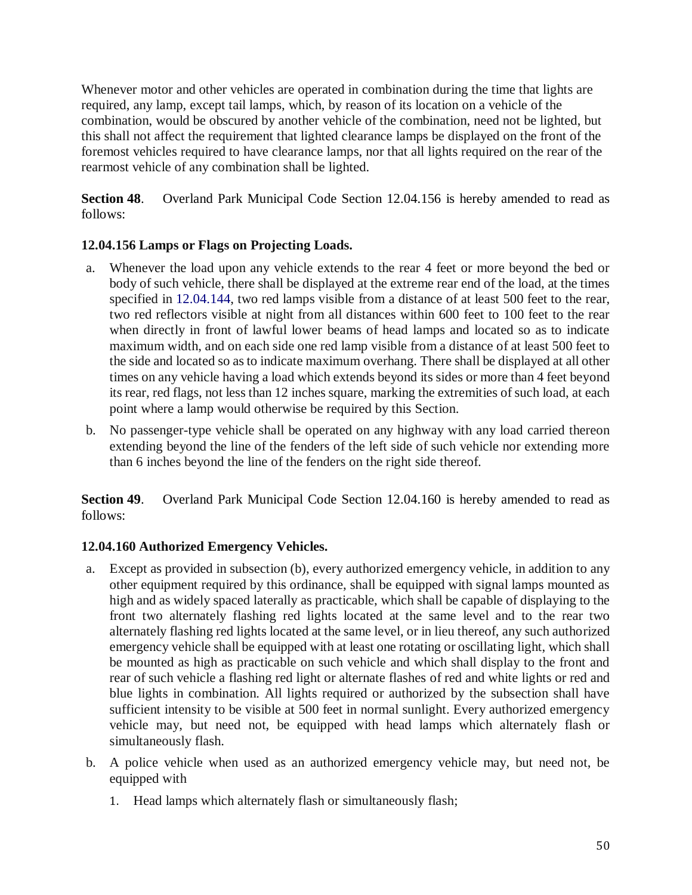Whenever motor and other vehicles are operated in combination during the time that lights are required, any lamp, except tail lamps, which, by reason of its location on a vehicle of the combination, would be obscured by another vehicle of the combination, need not be lighted, but this shall not affect the requirement that lighted clearance lamps be displayed on the front of the foremost vehicles required to have clearance lamps, nor that all lights required on the rear of the rearmost vehicle of any combination shall be lighted.

**Section 48**. Overland Park Municipal Code Section 12.04.156 is hereby amended to read as follows:

**12.04.156 Lamps or Flags on Projecting Loads.**

a. Whenever the load upon any vehicle extends to the rear 4 feet or more beyond the bed or body of such vehicle, there shall be displayed at the extreme rear end of the load, at the times specified in 12.04.144, two red lamps visible from a distance of at least 500 feet to the rear, two red reflectors visible at night from all distances within 600 feet to 100 feet to the rear when directly in front of lawful lower beams of head lamps and located so as to indicate maximum width, and on each side one red lamp visible from a distance of at least 500 feet to the side and located so as to indicate maximum overhang. There shall be displayed at all other times on any vehicle having a load which extends beyond its sides or more than 4 feet beyond its rear, red flags, not less than 12 inches square, marking the extremities of such load, at each point where a lamp would otherwise be required by this Section.

b. No passenger-type vehicle shall be operated on any highway with any load carried thereon extending beyond the line of the fenders of the left side of such vehicle nor extending more than 6 inches beyond the line of the fenders on the right side thereof.

**Section 49**. Overland Park Municipal Code Section 12.04.160 is hereby amended to read as follows:

**12.04.160 Authorized Emergency Vehicles.**

a. Except as provided in subsection (b), every authorized emergency vehicle, in addition to any other equipment required by this ordinance, shall be equipped with signal lamps mounted as high and as widely spaced laterally as practicable, which shall be capable of displaying to the front two alternately flashing red lights located at the same level and to the rear two alternately flashing red lights located at the same level, or in lieu thereof, any such authorized emergency vehicle shall be equipped with at least one rotating or oscillating light, which shall be mounted as high as practicable on such vehicle and which shall display to the front and rear of such vehicle a flashing red light or alternate flashes of red and white lights or red and blue lights in combination. All lights required or authorized by the subsection shall have sufficient intensity to be visible at 500 feet in normal sunlight. Every authorized emergency vehicle may, but need not, be equipped with head lamps which alternately flash or simultaneously flash.

b. A police vehicle when used as an authorized emergency vehicle may, but need not, be equipped with

   1. Head lamps which alternately flash or simultaneously flash;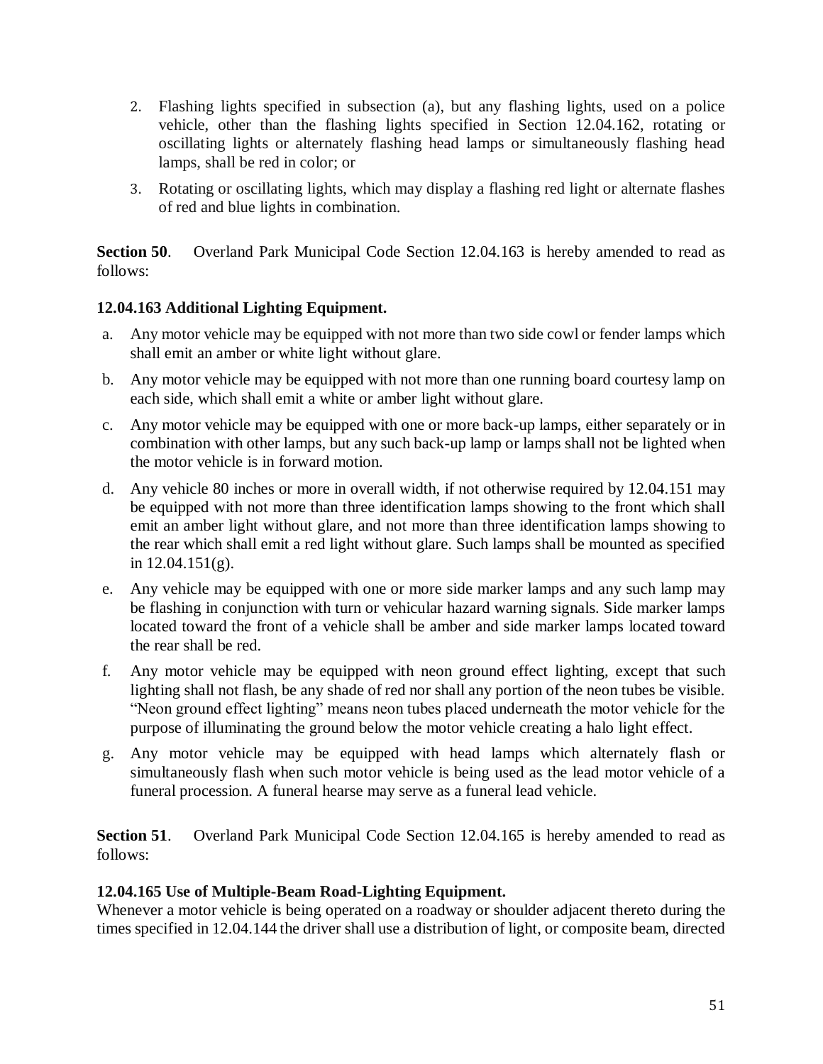2. Flashing lights specified in subsection (a), but any flashing lights, used on a police vehicle, other than the flashing lights specified in Section 12.04.162, rotating or oscillating lights or alternately flashing head lamps or simultaneously flashing head lamps, shall be red in color; or
3. Rotating or oscillating lights, which may display a flashing red light or alternate flashes of red and blue lights in combination.

**Section 50**. Overland Park Municipal Code Section 12.04.163 is hereby amended to read as follows:

**12.04.163 Additional Lighting Equipment.**

a. Any motor vehicle may be equipped with not more than two side cowl or fender lamps which shall emit an amber or white light without glare.

b. Any motor vehicle may be equipped with not more than one running board courtesy lamp on each side, which shall emit a white or amber light without glare.

c. Any motor vehicle may be equipped with one or more back-up lamps, either separately or in combination with other lamps, but any such back-up lamp or lamps shall not be lighted when the motor vehicle is in forward motion.

d. Any vehicle 80 inches or more in overall width, if not otherwise required by 12.04.151 may be equipped with not more than three identification lamps showing to the front which shall emit an amber light without glare, and not more than three identification lamps showing to the rear which shall emit a red light without glare. Such lamps shall be mounted as specified in 12.04.151(g).

e. Any vehicle may be equipped with one or more side marker lamps and any such lamp may be flashing in conjunction with turn or vehicular hazard warning signals. Side marker lamps located toward the front of a vehicle shall be amber and side marker lamps located toward the rear shall be red.

f. Any motor vehicle may be equipped with neon ground effect lighting, except that such lighting shall not flash, be any shade of red nor shall any portion of the neon tubes be visible. "Neon ground effect lighting" means neon tubes placed underneath the motor vehicle for the purpose of illuminating the ground below the motor vehicle creating a halo light effect.

g. Any motor vehicle may be equipped with head lamps which alternately flash or simultaneously flash when such motor vehicle is being used as the lead motor vehicle of a funeral procession. A funeral hearse may serve as a funeral lead vehicle.

**Section 51**. Overland Park Municipal Code Section 12.04.165 is hereby amended to read as follows:

**12.04.165 Use of Multiple-Beam Road-Lighting Equipment.**

Whenever a motor vehicle is being operated on a roadway or shoulder adjacent thereto during the times specified in 12.04.144 the driver shall use a distribution of light, or composite beam, directed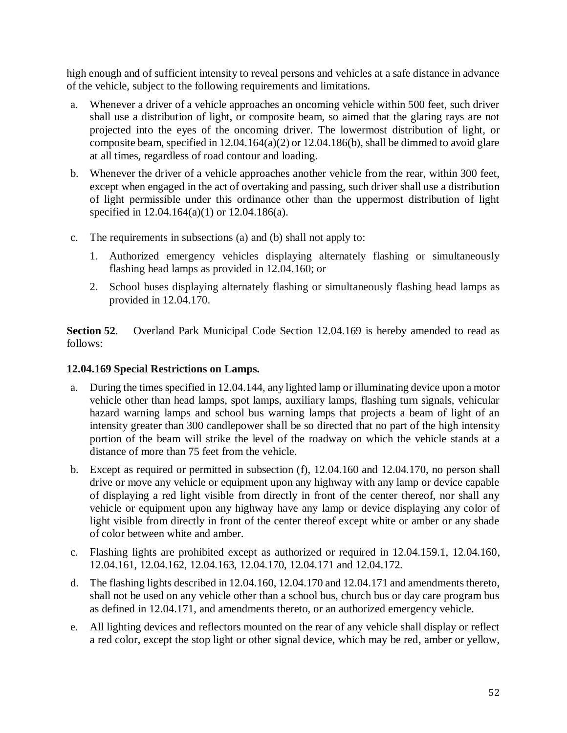high enough and of sufficient intensity to reveal persons and vehicles at a safe distance in advance of the vehicle, subject to the following requirements and limitations.

a. Whenever a driver of a vehicle approaches an oncoming vehicle within 500 feet, such driver shall use a distribution of light, or composite beam, so aimed that the glaring rays are not projected into the eyes of the oncoming driver. The lowermost distribution of light, or composite beam, specified in 12.04.164(a)(2) or 12.04.186(b), shall be dimmed to avoid glare at all times, regardless of road contour and loading.

b. Whenever the driver of a vehicle approaches another vehicle from the rear, within 300 feet, except when engaged in the act of overtaking and passing, such driver shall use a distribution of light permissible under this ordinance other than the uppermost distribution of light specified in 12.04.164(a)(1) or 12.04.186(a).

c. The requirements in subsections (a) and (b) shall not apply to:

   1. Authorized emergency vehicles displaying alternately flashing or simultaneously flashing head lamps as provided in 12.04.160; or

   2. School buses displaying alternately flashing or simultaneously flashing head lamps as provided in 12.04.170.

**Section 52**. Overland Park Municipal Code Section 12.04.169 is hereby amended to read as follows:

**12.04.169 Special Restrictions on Lamps.**

a. During the times specified in 12.04.144, any lighted lamp or illuminating device upon a motor vehicle other than head lamps, spot lamps, auxiliary lamps, flashing turn signals, vehicular hazard warning lamps and school bus warning lamps that projects a beam of light of an intensity greater than 300 candlepower shall be so directed that no part of the high intensity portion of the beam will strike the level of the roadway on which the vehicle stands at a distance of more than 75 feet from the vehicle.

b. Except as required or permitted in subsection (f), 12.04.160 and 12.04.170, no person shall drive or move any vehicle or equipment upon any highway with any lamp or device capable of displaying a red light visible from directly in front of the center thereof, nor shall any vehicle or equipment upon any highway have any lamp or device displaying any color of light visible from directly in front of the center thereof except white or amber or any shade of color between white and amber.

c. Flashing lights are prohibited except as authorized or required in 12.04.159.1, 12.04.160, 12.04.161, 12.04.162, 12.04.163, 12.04.170, 12.04.171 and 12.04.172.

d. The flashing lights described in 12.04.160, 12.04.170 and 12.04.171 and amendments thereto, shall not be used on any vehicle other than a school bus, church bus or day care program bus as defined in 12.04.171, and amendments thereto, or an authorized emergency vehicle.

e. All lighting devices and reflectors mounted on the rear of any vehicle shall display or reflect a red color, except the stop light or other signal device, which may be red, amber or yellow,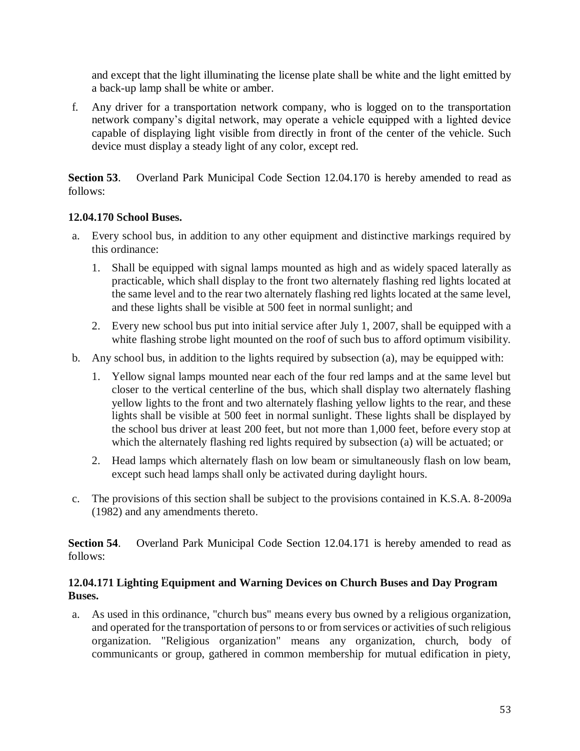and except that the light illuminating the license plate shall be white and the light emitted by a back-up lamp shall be white or amber.

f. Any driver for a transportation network company, who is logged on to the transportation network company's digital network, may operate a vehicle equipped with a lighted device capable of displaying light visible from directly in front of the center of the vehicle. Such device must display a steady light of any color, except red.

**Section 53**. Overland Park Municipal Code Section 12.04.170 is hereby amended to read as follows:

**12.04.170 School Buses.**

a. Every school bus, in addition to any other equipment and distinctive markings required by this ordinance:

   1. Shall be equipped with signal lamps mounted as high and as widely spaced laterally as practicable, which shall display to the front two alternately flashing red lights located at the same level and to the rear two alternately flashing red lights located at the same level, and these lights shall be visible at 500 feet in normal sunlight; and

   2. Every new school bus put into initial service after July 1, 2007, shall be equipped with a white flashing strobe light mounted on the roof of such bus to afford optimum visibility.

b. Any school bus, in addition to the lights required by subsection (a), may be equipped with:

   1. Yellow signal lamps mounted near each of the four red lamps and at the same level but closer to the vertical centerline of the bus, which shall display two alternately flashing yellow lights to the front and two alternately flashing yellow lights to the rear, and these lights shall be visible at 500 feet in normal sunlight. These lights shall be displayed by the school bus driver at least 200 feet, but not more than 1,000 feet, before every stop at which the alternately flashing red lights required by subsection (a) will be actuated; or

   2. Head lamps which alternately flash on low beam or simultaneously flash on low beam, except such head lamps shall only be activated during daylight hours.

c. The provisions of this section shall be subject to the provisions contained in K.S.A. 8-2009a (1982) and any amendments thereto.

**Section 54**. Overland Park Municipal Code Section 12.04.171 is hereby amended to read as follows:

**12.04.171 Lighting Equipment and Warning Devices on Church Buses and Day Program Buses.**

a. As used in this ordinance, "church bus" means every bus owned by a religious organization, and operated for the transportation of persons to or from services or activities of such religious organization. "Religious organization" means any organization, church, body of communicants or group, gathered in common membership for mutual edification in piety,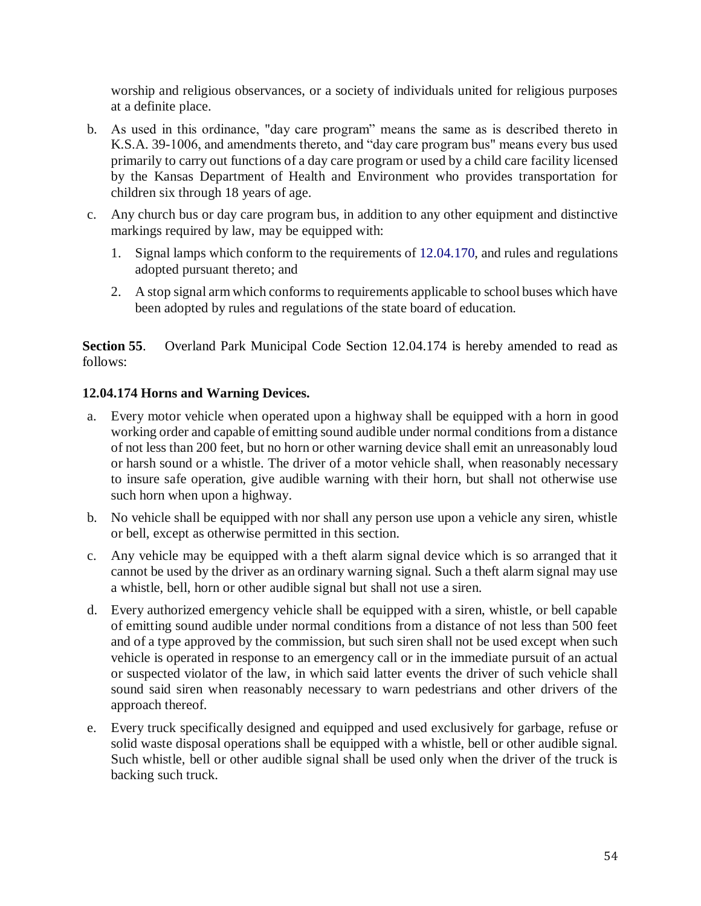worship and religious observances, or a society of individuals united for religious purposes at a definite place.

b. As used in this ordinance, "day care program" means the same as is described thereto in K.S.A. 39-1006, and amendments thereto, and "day care program bus" means every bus used primarily to carry out functions of a day care program or used by a child care facility licensed by the Kansas Department of Health and Environment who provides transportation for children six through 18 years of age.

c. Any church bus or day care program bus, in addition to any other equipment and distinctive markings required by law, may be equipped with:

   1. Signal lamps which conform to the requirements of 12.04.170, and rules and regulations adopted pursuant thereto; and

   2. A stop signal arm which conforms to requirements applicable to school buses which have been adopted by rules and regulations of the state board of education.

**Section 55**. Overland Park Municipal Code Section 12.04.174 is hereby amended to read as follows:

**12.04.174 Horns and Warning Devices.**

a. Every motor vehicle when operated upon a highway shall be equipped with a horn in good working order and capable of emitting sound audible under normal conditions from a distance of not less than 200 feet, but no horn or other warning device shall emit an unreasonably loud or harsh sound or a whistle. The driver of a motor vehicle shall, when reasonably necessary to insure safe operation, give audible warning with their horn, but shall not otherwise use such horn when upon a highway.

b. No vehicle shall be equipped with nor shall any person use upon a vehicle any siren, whistle or bell, except as otherwise permitted in this section.

c. Any vehicle may be equipped with a theft alarm signal device which is so arranged that it cannot be used by the driver as an ordinary warning signal. Such a theft alarm signal may use a whistle, bell, horn or other audible signal but shall not use a siren.

d. Every authorized emergency vehicle shall be equipped with a siren, whistle, or bell capable of emitting sound audible under normal conditions from a distance of not less than 500 feet and of a type approved by the commission, but such siren shall not be used except when such vehicle is operated in response to an emergency call or in the immediate pursuit of an actual or suspected violator of the law, in which said latter events the driver of such vehicle shall sound said siren when reasonably necessary to warn pedestrians and other drivers of the approach thereof.

e. Every truck specifically designed and equipped and used exclusively for garbage, refuse or solid waste disposal operations shall be equipped with a whistle, bell or other audible signal. Such whistle, bell or other audible signal shall be used only when the driver of the truck is backing such truck.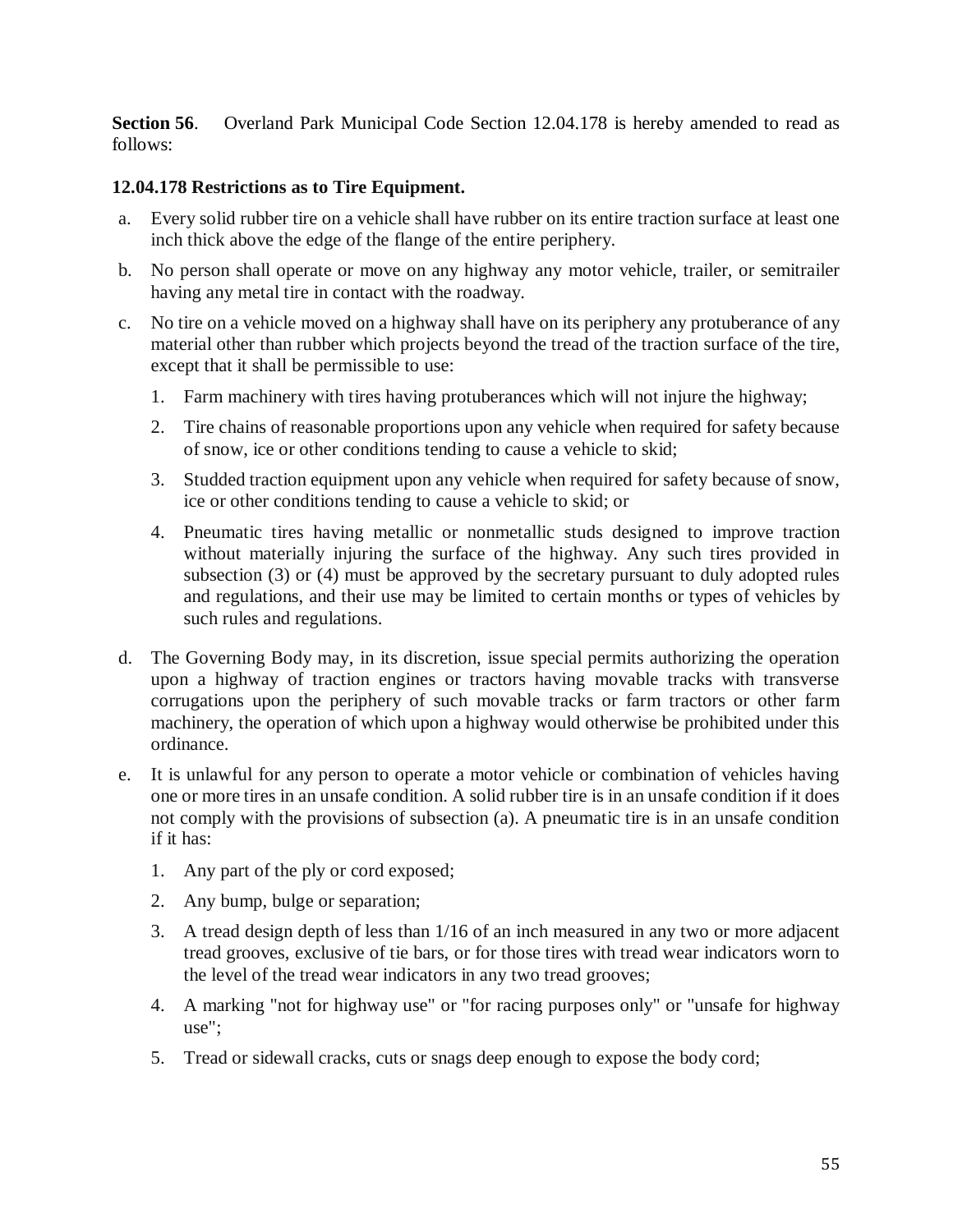**Section 56**. Overland Park Municipal Code Section 12.04.178 is hereby amended to read as follows:

**12.04.178 Restrictions as to Tire Equipment.**

a. Every solid rubber tire on a vehicle shall have rubber on its entire traction surface at least one inch thick above the edge of the flange of the entire periphery.

b. No person shall operate or move on any highway any motor vehicle, trailer, or semitrailer having any metal tire in contact with the roadway.

c. No tire on a vehicle moved on a highway shall have on its periphery any protuberance of any material other than rubber which projects beyond the tread of the traction surface of the tire, except that it shall be permissible to use:

   1. Farm machinery with tires having protuberances which will not injure the highway;

   2. Tire chains of reasonable proportions upon any vehicle when required for safety because of snow, ice or other conditions tending to cause a vehicle to skid;

   3. Studded traction equipment upon any vehicle when required for safety because of snow, ice or other conditions tending to cause a vehicle to skid; or

   4. Pneumatic tires having metallic or nonmetallic studs designed to improve traction without materially injuring the surface of the highway. Any such tires provided in subsection (3) or (4) must be approved by the secretary pursuant to duly adopted rules and regulations, and their use may be limited to certain months or types of vehicles by such rules and regulations.

d. The Governing Body may, in its discretion, issue special permits authorizing the operation upon a highway of traction engines or tractors having movable tracks with transverse corrugations upon the periphery of such movable tracks or farm tractors or other farm machinery, the operation of which upon a highway would otherwise be prohibited under this ordinance.

e. It is unlawful for any person to operate a motor vehicle or combination of vehicles having one or more tires in an unsafe condition. A solid rubber tire is in an unsafe condition if it does not comply with the provisions of subsection (a). A pneumatic tire is in an unsafe condition if it has:

   1. Any part of the ply or cord exposed;

   2. Any bump, bulge or separation;

   3. A tread design depth of less than 1/16 of an inch measured in any two or more adjacent tread grooves, exclusive of tie bars, or for those tires with tread wear indicators worn to the level of the tread wear indicators in any two tread grooves;

   4. A marking "not for highway use" or "for racing purposes only" or "unsafe for highway use";

   5. Tread or sidewall cracks, cuts or snags deep enough to expose the body cord;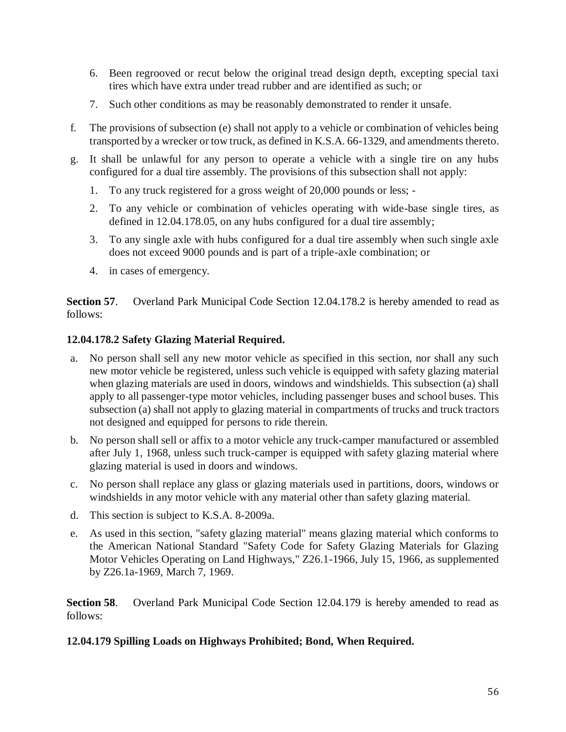6. Been regrooved or recut below the original tread design depth, excepting special taxi tires which have extra under tread rubber and are identified as such; or
7. Such other conditions as may be reasonably demonstrated to render it unsafe.

f. The provisions of subsection (e) shall not apply to a vehicle or combination of vehicles being transported by a wrecker or tow truck, as defined in K.S.A. 66-1329, and amendments thereto.

g. It shall be unlawful for any person to operate a vehicle with a single tire on any hubs configured for a dual tire assembly. The provisions of this subsection shall not apply:
   1. To any truck registered for a gross weight of 20,000 pounds or less; -
   2. To any vehicle or combination of vehicles operating with wide-base single tires, as defined in 12.04.178.05, on any hubs configured for a dual tire assembly;
   3. To any single axle with hubs configured for a dual tire assembly when such single axle does not exceed 9000 pounds and is part of a triple-axle combination; or
   4. in cases of emergency.

**Section 57**. Overland Park Municipal Code Section 12.04.178.2 is hereby amended to read as follows:

**12.04.178.2 Safety Glazing Material Required.**

a. No person shall sell any new motor vehicle as specified in this section, nor shall any such new motor vehicle be registered, unless such vehicle is equipped with safety glazing material when glazing materials are used in doors, windows and windshields. This subsection (a) shall apply to all passenger-type motor vehicles, including passenger buses and school buses. This subsection (a) shall not apply to glazing material in compartments of trucks and truck tractors not designed and equipped for persons to ride therein.

b. No person shall sell or affix to a motor vehicle any truck-camper manufactured or assembled after July 1, 1968, unless such truck-camper is equipped with safety glazing material where glazing material is used in doors and windows.

c. No person shall replace any glass or glazing materials used in partitions, doors, windows or windshields in any motor vehicle with any material other than safety glazing material.

d. This section is subject to K.S.A. 8-2009a.

e. As used in this section, "safety glazing material" means glazing material which conforms to the American National Standard "Safety Code for Safety Glazing Materials for Glazing Motor Vehicles Operating on Land Highways," Z26.1-1966, July 15, 1966, as supplemented by Z26.1a-1969, March 7, 1969.

**Section 58**. Overland Park Municipal Code Section 12.04.179 is hereby amended to read as follows:

**12.04.179 Spilling Loads on Highways Prohibited; Bond, When Required.**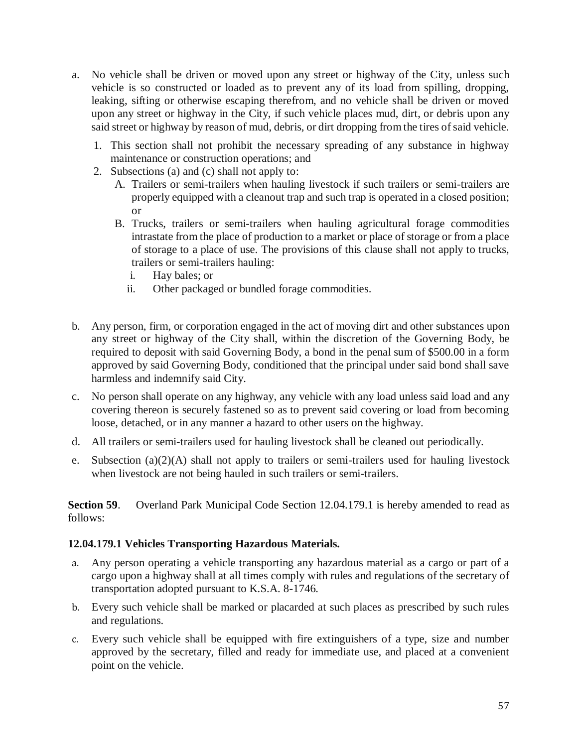a. No vehicle shall be driven or moved upon any street or highway of the City, unless such vehicle is so constructed or loaded as to prevent any of its load from spilling, dropping, leaking, sifting or otherwise escaping therefrom, and no vehicle shall be driven or moved upon any street or highway in the City, if such vehicle places mud, dirt, or debris upon any said street or highway by reason of mud, debris, or dirt dropping from the tires of said vehicle.

   1. This section shall not prohibit the necessary spreading of any substance in highway maintenance or construction operations; and
   2. Subsections (a) and (c) shall not apply to:
      A. Trailers or semi-trailers when hauling livestock if such trailers or semi-trailers are properly equipped with a cleanout trap and such trap is operated in a closed position; or
      B. Trucks, trailers or semi-trailers when hauling agricultural forage commodities intrastate from the place of production to a market or place of storage or from a place of storage to a place of use. The provisions of this clause shall not apply to trucks, trailers or semi-trailers hauling:
         i. Hay bales; or
         ii. Other packaged or bundled forage commodities.

b. Any person, firm, or corporation engaged in the act of moving dirt and other substances upon any street or highway of the City shall, within the discretion of the Governing Body, be required to deposit with said Governing Body, a bond in the penal sum of $500.00 in a form approved by said Governing Body, conditioned that the principal under said bond shall save harmless and indemnify said City.

c. No person shall operate on any highway, any vehicle with any load unless said load and any covering thereon is securely fastened so as to prevent said covering or load from becoming loose, detached, or in any manner a hazard to other users on the highway.

d. All trailers or semi-trailers used for hauling livestock shall be cleaned out periodically.

e. Subsection (a)(2)(A) shall not apply to trailers or semi-trailers used for hauling livestock when livestock are not being hauled in such trailers or semi-trailers.

**Section 59**. Overland Park Municipal Code Section 12.04.179.1 is hereby amended to read as follows:

**12.04.179.1 Vehicles Transporting Hazardous Materials.**

a. Any person operating a vehicle transporting any hazardous material as a cargo or part of a cargo upon a highway shall at all times comply with rules and regulations of the secretary of transportation adopted pursuant to K.S.A. 8-1746.

b. Every such vehicle shall be marked or placarded at such places as prescribed by such rules and regulations.

c. Every such vehicle shall be equipped with fire extinguishers of a type, size and number approved by the secretary, filled and ready for immediate use, and placed at a convenient point on the vehicle.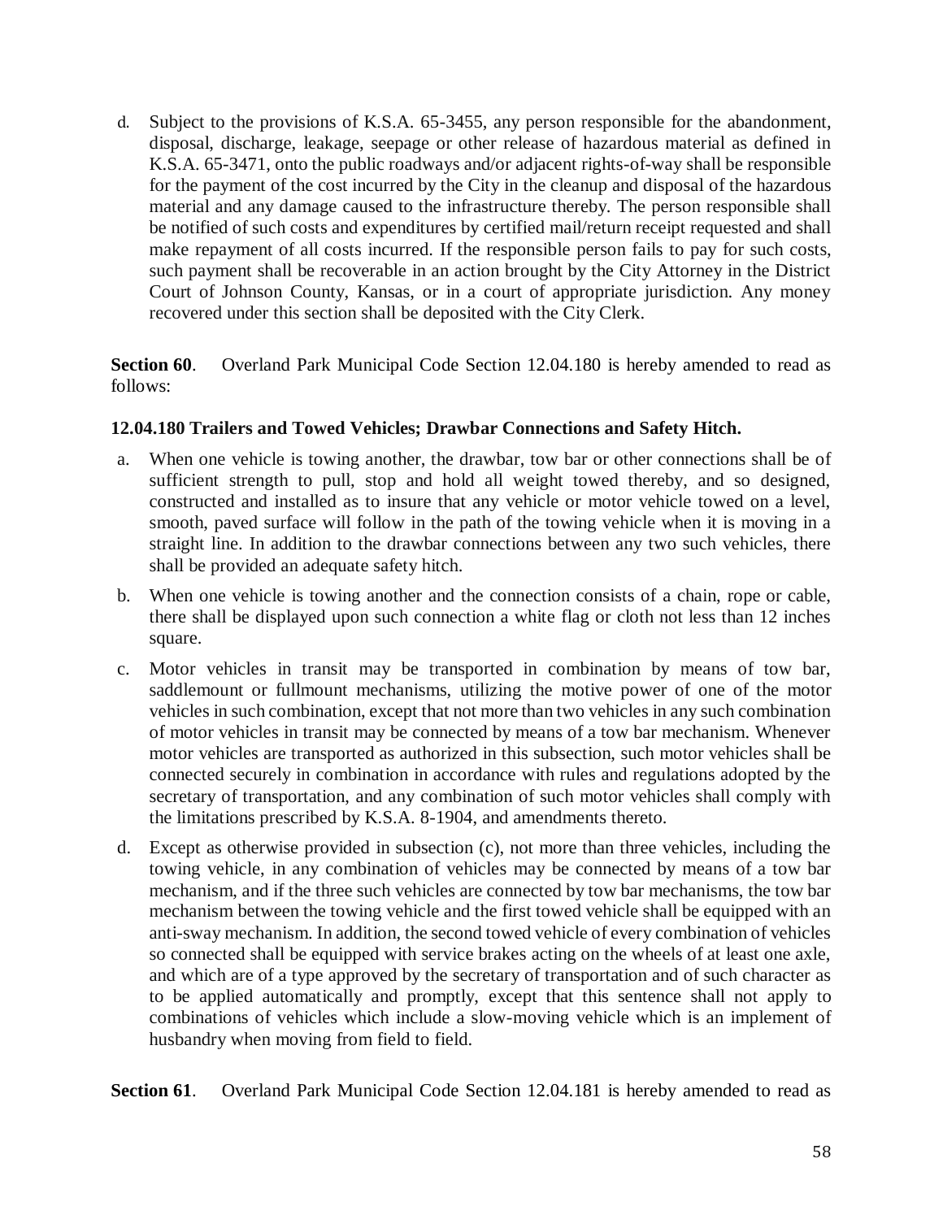d. Subject to the provisions of K.S.A. 65-3455, any person responsible for the abandonment, disposal, discharge, leakage, seepage or other release of hazardous material as defined in K.S.A. 65-3471, onto the public roadways and/or adjacent rights-of-way shall be responsible for the payment of the cost incurred by the City in the cleanup and disposal of the hazardous material and any damage caused to the infrastructure thereby. The person responsible shall be notified of such costs and expenditures by certified mail/return receipt requested and shall make repayment of all costs incurred. If the responsible person fails to pay for such costs, such payment shall be recoverable in an action brought by the City Attorney in the District Court of Johnson County, Kansas, or in a court of appropriate jurisdiction. Any money recovered under this section shall be deposited with the City Clerk.

**Section 60**. Overland Park Municipal Code Section 12.04.180 is hereby amended to read as follows:

**12.04.180 Trailers and Towed Vehicles; Drawbar Connections and Safety Hitch.**

a. When one vehicle is towing another, the drawbar, tow bar or other connections shall be of sufficient strength to pull, stop and hold all weight towed thereby, and so designed, constructed and installed as to insure that any vehicle or motor vehicle towed on a level, smooth, paved surface will follow in the path of the towing vehicle when it is moving in a straight line. In addition to the drawbar connections between any two such vehicles, there shall be provided an adequate safety hitch.

b. When one vehicle is towing another and the connection consists of a chain, rope or cable, there shall be displayed upon such connection a white flag or cloth not less than 12 inches square.

c. Motor vehicles in transit may be transported in combination by means of tow bar, saddlemount or fullmount mechanisms, utilizing the motive power of one of the motor vehicles in such combination, except that not more than two vehicles in any such combination of motor vehicles in transit may be connected by means of a tow bar mechanism. Whenever motor vehicles are transported as authorized in this subsection, such motor vehicles shall be connected securely in combination in accordance with rules and regulations adopted by the secretary of transportation, and any combination of such motor vehicles shall comply with the limitations prescribed by K.S.A. 8-1904, and amendments thereto.

d. Except as otherwise provided in subsection (c), not more than three vehicles, including the towing vehicle, in any combination of vehicles may be connected by means of a tow bar mechanism, and if the three such vehicles are connected by tow bar mechanisms, the tow bar mechanism between the towing vehicle and the first towed vehicle shall be equipped with an anti-sway mechanism. In addition, the second towed vehicle of every combination of vehicles so connected shall be equipped with service brakes acting on the wheels of at least one axle, and which are of a type approved by the secretary of transportation and of such character as to be applied automatically and promptly, except that this sentence shall not apply to combinations of vehicles which include a slow-moving vehicle which is an implement of husbandry when moving from field to field.

**Section 61**. Overland Park Municipal Code Section 12.04.181 is hereby amended to read as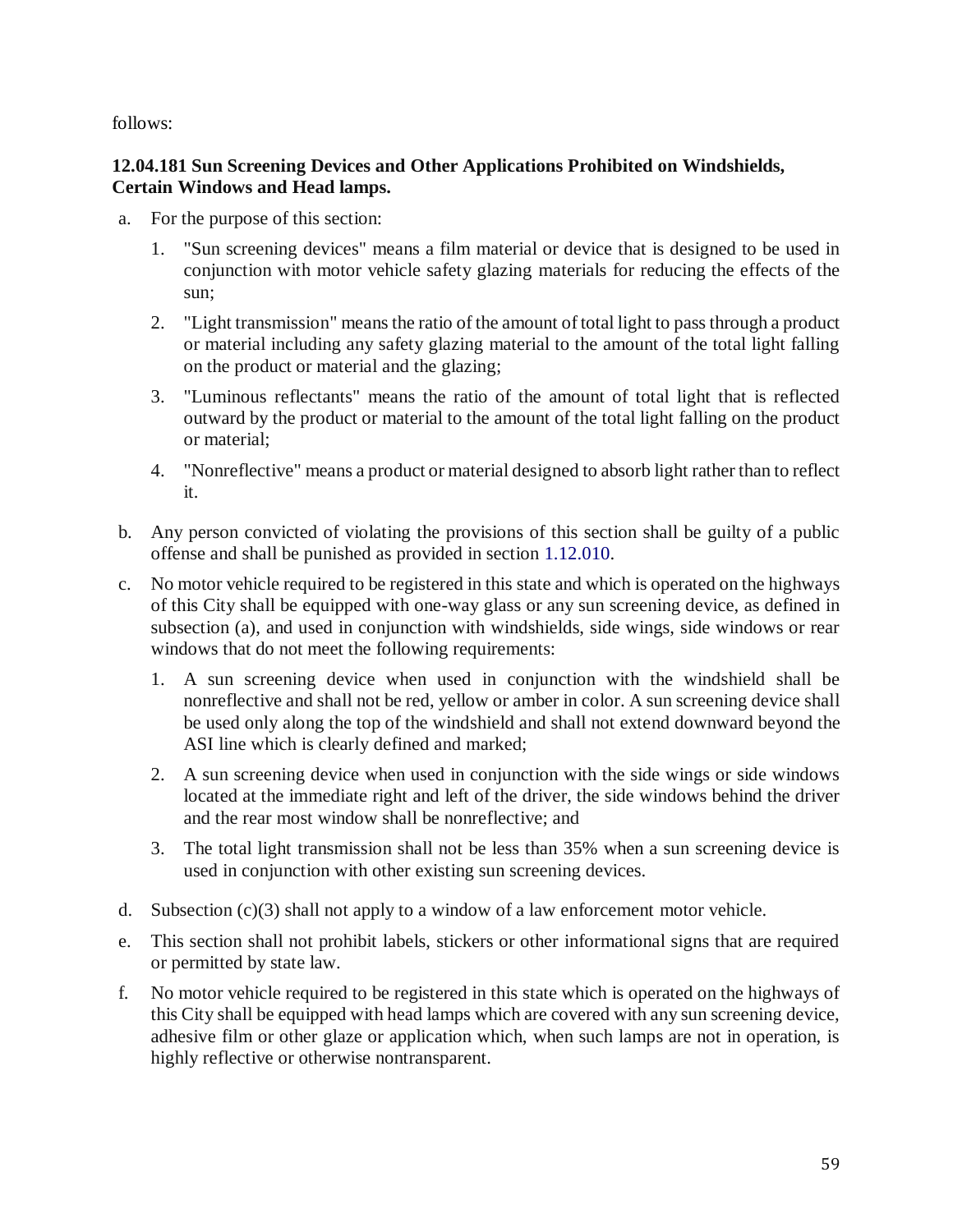follows:

**12.04.181 Sun Screening Devices and Other Applications Prohibited on Windshields, Certain Windows and Head lamps.**

a. For the purpose of this section:

   1. "Sun screening devices" means a film material or device that is designed to be used in conjunction with motor vehicle safety glazing materials for reducing the effects of the sun;

   2. "Light transmission" means the ratio of the amount of total light to pass through a product or material including any safety glazing material to the amount of the total light falling on the product or material and the glazing;

   3. "Luminous reflectants" means the ratio of the amount of total light that is reflected outward by the product or material to the amount of the total light falling on the product or material;

   4. "Nonreflective" means a product or material designed to absorb light rather than to reflect it.

b. Any person convicted of violating the provisions of this section shall be guilty of a public offense and shall be punished as provided in section 1.12.010.

c. No motor vehicle required to be registered in this state and which is operated on the highways of this City shall be equipped with one-way glass or any sun screening device, as defined in subsection (a), and used in conjunction with windshields, side wings, side windows or rear windows that do not meet the following requirements:

   1. A sun screening device when used in conjunction with the windshield shall be nonreflective and shall not be red, yellow or amber in color. A sun screening device shall be used only along the top of the windshield and shall not extend downward beyond the ASI line which is clearly defined and marked;

   2. A sun screening device when used in conjunction with the side wings or side windows located at the immediate right and left of the driver, the side windows behind the driver and the rear most window shall be nonreflective; and

   3. The total light transmission shall not be less than 35% when a sun screening device is used in conjunction with other existing sun screening devices.

d. Subsection (c)(3) shall not apply to a window of a law enforcement motor vehicle.

e. This section shall not prohibit labels, stickers or other informational signs that are required or permitted by state law.

f. No motor vehicle required to be registered in this state which is operated on the highways of this City shall be equipped with head lamps which are covered with any sun screening device, adhesive film or other glaze or application which, when such lamps are not in operation, is highly reflective or otherwise nontransparent.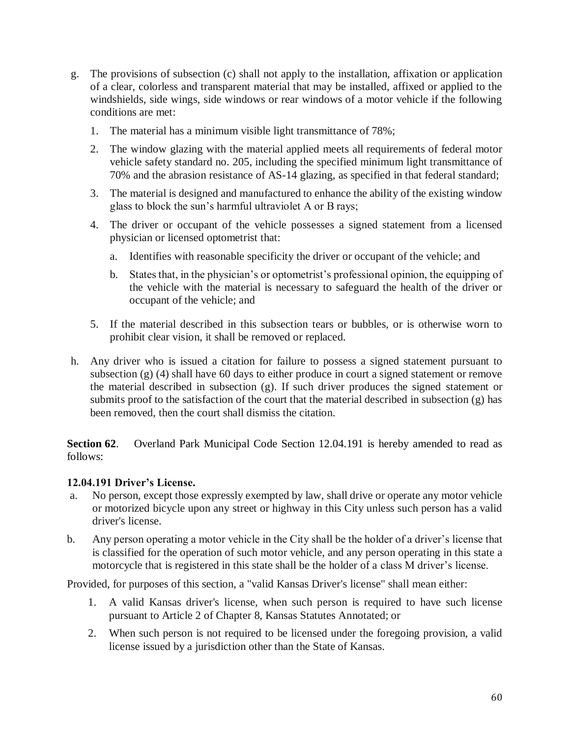g. The provisions of subsection (c) shall not apply to the installation, affixation or application of a clear, colorless and transparent material that may be installed, affixed or applied to the windshields, side wings, side windows or rear windows of a motor vehicle if the following conditions are met:

   1. The material has a minimum visible light transmittance of 78%;

   2. The window glazing with the material applied meets all requirements of federal motor vehicle safety standard no. 205, including the specified minimum light transmittance of 70% and the abrasion resistance of AS-14 glazing, as specified in that federal standard;

   3. The material is designed and manufactured to enhance the ability of the existing window glass to block the sun's harmful ultraviolet A or B rays;

   4. The driver or occupant of the vehicle possesses a signed statement from a licensed physician or licensed optometrist that:

      a. Identifies with reasonable specificity the driver or occupant of the vehicle; and

      b. States that, in the physician's or optometrist's professional opinion, the equipping of the vehicle with the material is necessary to safeguard the health of the driver or occupant of the vehicle; and

   5. If the material described in this subsection tears or bubbles, or is otherwise worn to prohibit clear vision, it shall be removed or replaced.

h. Any driver who is issued a citation for failure to possess a signed statement pursuant to subsection (g) (4) shall have 60 days to either produce in court a signed statement or remove the material described in subsection (g). If such driver produces the signed statement or submits proof to the satisfaction of the court that the material described in subsection (g) has been removed, then the court shall dismiss the citation.

**Section 62**. Overland Park Municipal Code Section 12.04.191 is hereby amended to read as follows:

**12.04.191 Driver's License.**

a. No person, except those expressly exempted by law, shall drive or operate any motor vehicle or motorized bicycle upon any street or highway in this City unless such person has a valid driver's license.

b. Any person operating a motor vehicle in the City shall be the holder of a driver's license that is classified for the operation of such motor vehicle, and any person operating in this state a motorcycle that is registered in this state shall be the holder of a class M driver's license.

Provided, for purposes of this section, a "valid Kansas Driver's license" shall mean either:

   1. A valid Kansas driver's license, when such person is required to have such license pursuant to Article 2 of Chapter 8, Kansas Statutes Annotated; or

   2. When such person is not required to be licensed under the foregoing provision, a valid license issued by a jurisdiction other than the State of Kansas.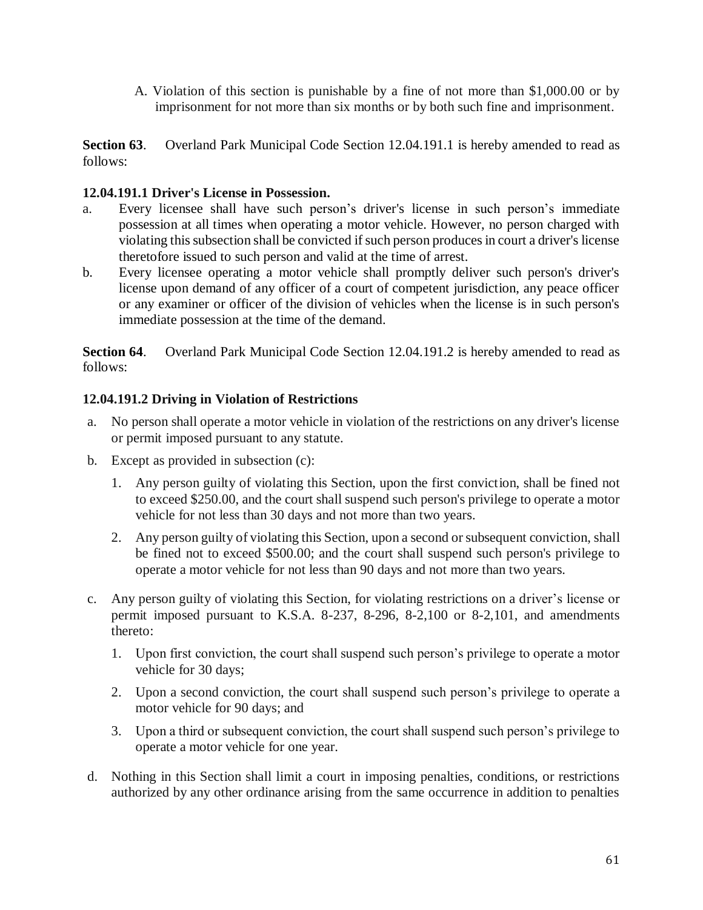A. Violation of this section is punishable by a fine of not more than $1,000.00 or by imprisonment for not more than six months or by both such fine and imprisonment.

**Section 63**. Overland Park Municipal Code Section 12.04.191.1 is hereby amended to read as follows:

**12.04.191.1 Driver's License in Possession.**

a. Every licensee shall have such person's driver's license in such person's immediate possession at all times when operating a motor vehicle. However, no person charged with violating this subsection shall be convicted if such person produces in court a driver's license theretofore issued to such person and valid at the time of arrest.

b. Every licensee operating a motor vehicle shall promptly deliver such person's driver's license upon demand of any officer of a court of competent jurisdiction, any peace officer or any examiner or officer of the division of vehicles when the license is in such person's immediate possession at the time of the demand.

**Section 64**. Overland Park Municipal Code Section 12.04.191.2 is hereby amended to read as follows:

**12.04.191.2 Driving in Violation of Restrictions**

a. No person shall operate a motor vehicle in violation of the restrictions on any driver's license or permit imposed pursuant to any statute.

b. Except as provided in subsection (c):

   1. Any person guilty of violating this Section, upon the first conviction, shall be fined not to exceed $250.00, and the court shall suspend such person's privilege to operate a motor vehicle for not less than 30 days and not more than two years.

   2. Any person guilty of violating this Section, upon a second or subsequent conviction, shall be fined not to exceed $500.00; and the court shall suspend such person's privilege to operate a motor vehicle for not less than 90 days and not more than two years.

c. Any person guilty of violating this Section, for violating restrictions on a driver's license or permit imposed pursuant to K.S.A. 8-237, 8-296, 8-2,100 or 8-2,101, and amendments thereto:

   1. Upon first conviction, the court shall suspend such person's privilege to operate a motor vehicle for 30 days;

   2. Upon a second conviction, the court shall suspend such person's privilege to operate a motor vehicle for 90 days; and

   3. Upon a third or subsequent conviction, the court shall suspend such person's privilege to operate a motor vehicle for one year.

d. Nothing in this Section shall limit a court in imposing penalties, conditions, or restrictions authorized by any other ordinance arising from the same occurrence in addition to penalties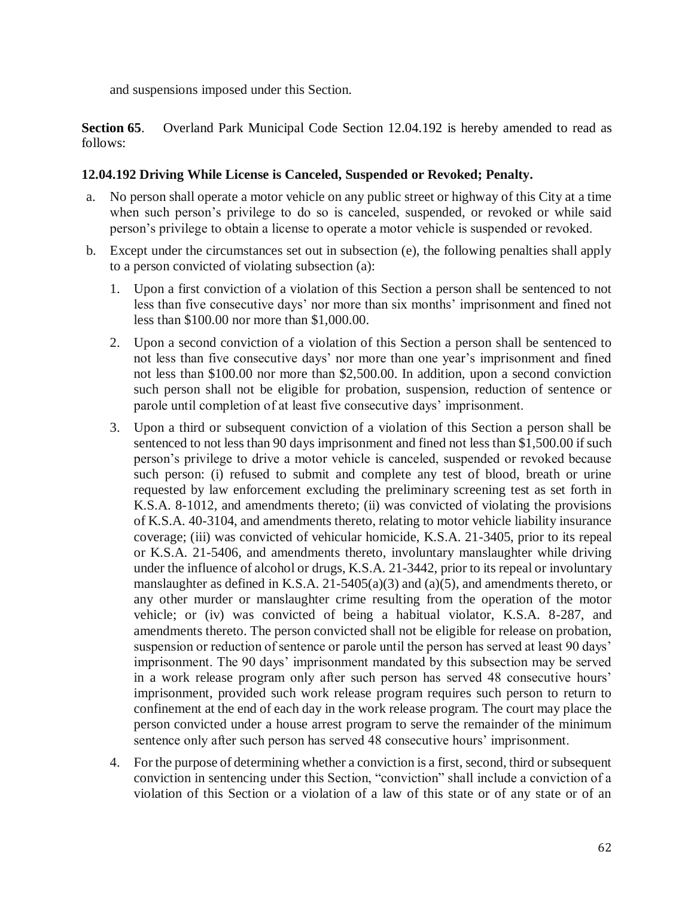and suspensions imposed under this Section.

**Section 65**. Overland Park Municipal Code Section 12.04.192 is hereby amended to read as follows:

### 12.04.192 Driving While License is Canceled, Suspended or Revoked; Penalty.

a. No person shall operate a motor vehicle on any public street or highway of this City at a time when such person's privilege to do so is canceled, suspended, or revoked or while said person's privilege to obtain a license to operate a motor vehicle is suspended or revoked.

b. Except under the circumstances set out in subsection (e), the following penalties shall apply to a person convicted of violating subsection (a):

   1. Upon a first conviction of a violation of this Section a person shall be sentenced to not less than five consecutive days' nor more than six months' imprisonment and fined not less than $100.00 nor more than $1,000.00.

   2. Upon a second conviction of a violation of this Section a person shall be sentenced to not less than five consecutive days' nor more than one year's imprisonment and fined not less than $100.00 nor more than $2,500.00. In addition, upon a second conviction such person shall not be eligible for probation, suspension, reduction of sentence or parole until completion of at least five consecutive days' imprisonment.

   3. Upon a third or subsequent conviction of a violation of this Section a person shall be sentenced to not less than 90 days imprisonment and fined not less than $1,500.00 if such person's privilege to drive a motor vehicle is canceled, suspended or revoked because such person: (i) refused to submit and complete any test of blood, breath or urine requested by law enforcement excluding the preliminary screening test as set forth in K.S.A. 8-1012, and amendments thereto; (ii) was convicted of violating the provisions of K.S.A. 40-3104, and amendments thereto, relating to motor vehicle liability insurance coverage; (iii) was convicted of vehicular homicide, K.S.A. 21-3405, prior to its repeal or K.S.A. 21-5406, and amendments thereto, involuntary manslaughter while driving under the influence of alcohol or drugs, K.S.A. 21-3442, prior to its repeal or involuntary manslaughter as defined in K.S.A. 21-5405(a)(3) and (a)(5), and amendments thereto, or any other murder or manslaughter crime resulting from the operation of the motor vehicle; or (iv) was convicted of being a habitual violator, K.S.A. 8-287, and amendments thereto. The person convicted shall not be eligible for release on probation, suspension or reduction of sentence or parole until the person has served at least 90 days' imprisonment. The 90 days' imprisonment mandated by this subsection may be served in a work release program only after such person has served 48 consecutive hours' imprisonment, provided such work release program requires such person to return to confinement at the end of each day in the work release program. The court may place the person convicted under a house arrest program to serve the remainder of the minimum sentence only after such person has served 48 consecutive hours' imprisonment.

   4. For the purpose of determining whether a conviction is a first, second, third or subsequent conviction in sentencing under this Section, "conviction" shall include a conviction of a violation of this Section or a violation of a law of this state or of any state or of an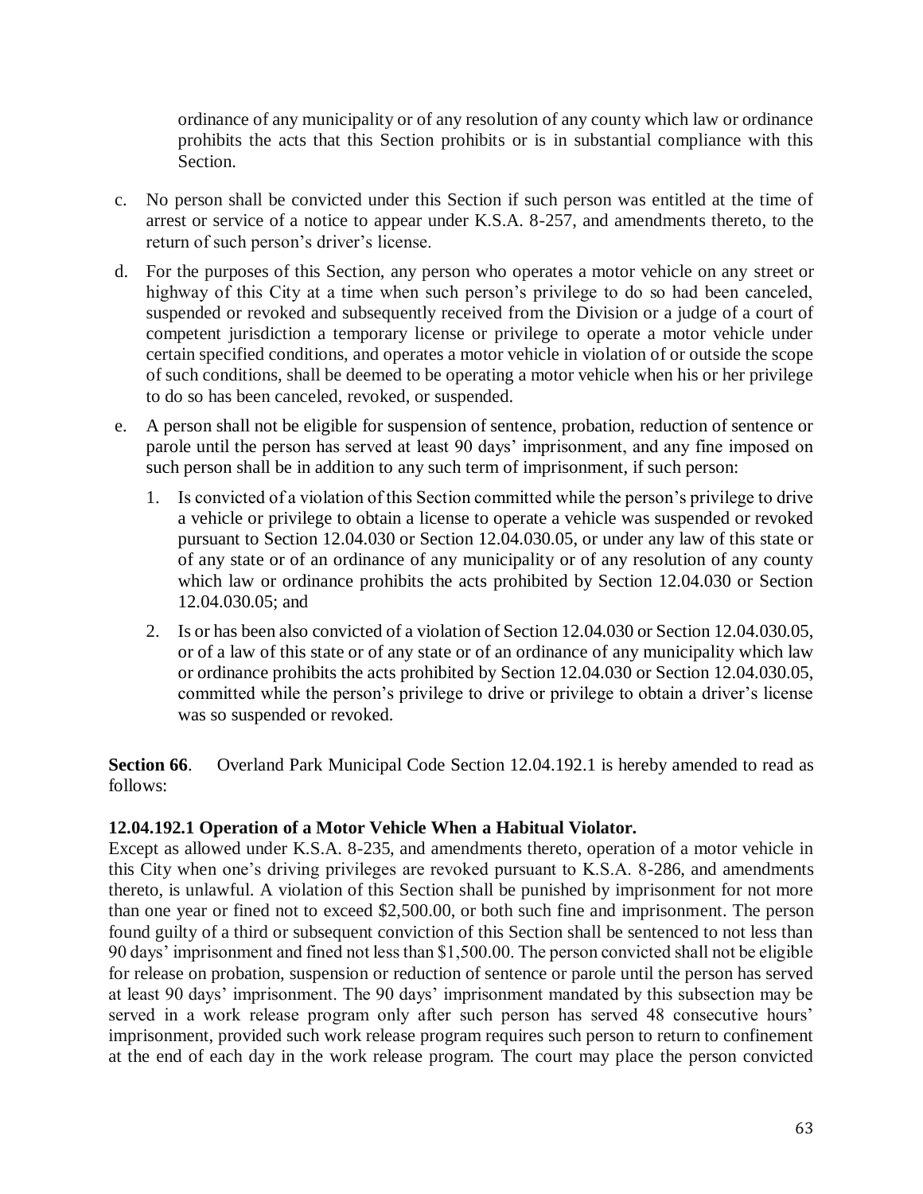ordinance of any municipality or of any resolution of any county which law or ordinance prohibits the acts that this Section prohibits or is in substantial compliance with this Section.

c. No person shall be convicted under this Section if such person was entitled at the time of arrest or service of a notice to appear under K.S.A. 8-257, and amendments thereto, to the return of such person's driver's license.

d. For the purposes of this Section, any person who operates a motor vehicle on any street or highway of this City at a time when such person's privilege to do so had been canceled, suspended or revoked and subsequently received from the Division or a judge of a court of competent jurisdiction a temporary license or privilege to operate a motor vehicle under certain specified conditions, and operates a motor vehicle in violation of or outside the scope of such conditions, shall be deemed to be operating a motor vehicle when his or her privilege to do so has been canceled, revoked, or suspended.

e. A person shall not be eligible for suspension of sentence, probation, reduction of sentence or parole until the person has served at least 90 days' imprisonment, and any fine imposed on such person shall be in addition to any such term of imprisonment, if such person:

   1. Is convicted of a violation of this Section committed while the person's privilege to drive a vehicle or privilege to obtain a license to operate a vehicle was suspended or revoked pursuant to Section 12.04.030 or Section 12.04.030.05, or under any law of this state or of any state or of an ordinance of any municipality or of any resolution of any county which law or ordinance prohibits the acts prohibited by Section 12.04.030 or Section 12.04.030.05; and

   2. Is or has been also convicted of a violation of Section 12.04.030 or Section 12.04.030.05, or of a law of this state or of any state or of an ordinance of any municipality which law or ordinance prohibits the acts prohibited by Section 12.04.030 or Section 12.04.030.05, committed while the person's privilege to drive or privilege to obtain a driver's license was so suspended or revoked.

**Section 66**. Overland Park Municipal Code Section 12.04.192.1 is hereby amended to read as follows:

**12.04.192.1 Operation of a Motor Vehicle When a Habitual Violator.**

Except as allowed under K.S.A. 8-235, and amendments thereto, operation of a motor vehicle in this City when one's driving privileges are revoked pursuant to K.S.A. 8-286, and amendments thereto, is unlawful. A violation of this Section shall be punished by imprisonment for not more than one year or fined not to exceed $2,500.00, or both such fine and imprisonment. The person found guilty of a third or subsequent conviction of this Section shall be sentenced to not less than 90 days' imprisonment and fined not less than $1,500.00. The person convicted shall not be eligible for release on probation, suspension or reduction of sentence or parole until the person has served at least 90 days' imprisonment. The 90 days' imprisonment mandated by this subsection may be served in a work release program only after such person has served 48 consecutive hours' imprisonment, provided such work release program requires such person to return to confinement at the end of each day in the work release program. The court may place the person convicted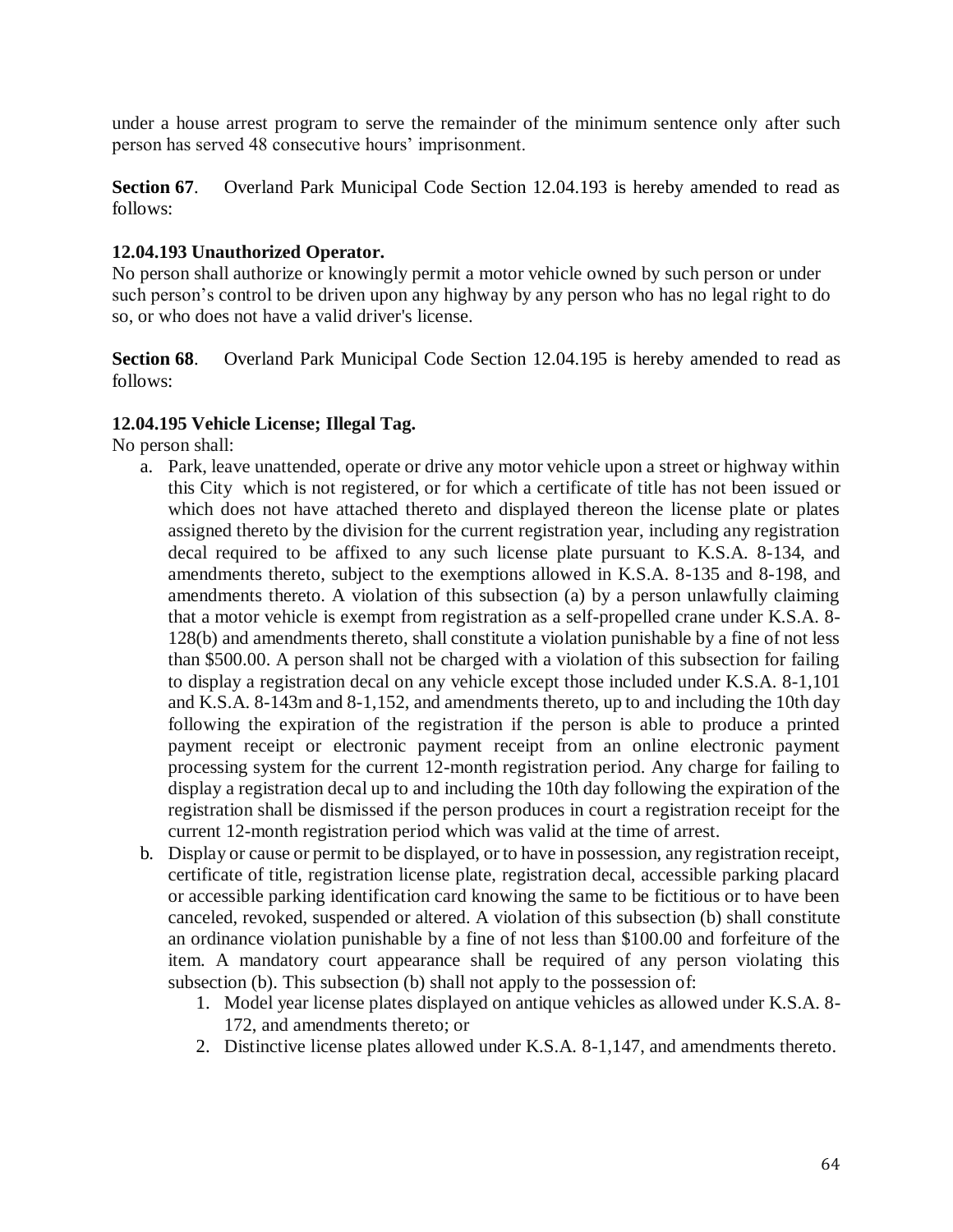under a house arrest program to serve the remainder of the minimum sentence only after such person has served 48 consecutive hours' imprisonment.

**Section 67**. Overland Park Municipal Code Section 12.04.193 is hereby amended to read as follows:

**12.04.193 Unauthorized Operator.**
No person shall authorize or knowingly permit a motor vehicle owned by such person or under such person's control to be driven upon any highway by any person who has no legal right to do so, or who does not have a valid driver's license.

**Section 68**. Overland Park Municipal Code Section 12.04.195 is hereby amended to read as follows:

**12.04.195 Vehicle License; Illegal Tag.**
No person shall:

a. Park, leave unattended, operate or drive any motor vehicle upon a street or highway within this City which is not registered, or for which a certificate of title has not been issued or which does not have attached thereto and displayed thereon the license plate or plates assigned thereto by the division for the current registration year, including any registration decal required to be affixed to any such license plate pursuant to K.S.A. 8-134, and amendments thereto, subject to the exemptions allowed in K.S.A. 8-135 and 8-198, and amendments thereto. A violation of this subsection (a) by a person unlawfully claiming that a motor vehicle is exempt from registration as a self-propelled crane under K.S.A. 8-128(b) and amendments thereto, shall constitute a violation punishable by a fine of not less than $500.00. A person shall not be charged with a violation of this subsection for failing to display a registration decal on any vehicle except those included under K.S.A. 8-1,101 and K.S.A. 8-143m and 8-1,152, and amendments thereto, up to and including the 10th day following the expiration of the registration if the person is able to produce a printed payment receipt or electronic payment receipt from an online electronic payment processing system for the current 12-month registration period. Any charge for failing to display a registration decal up to and including the 10th day following the expiration of the registration shall be dismissed if the person produces in court a registration receipt for the current 12-month registration period which was valid at the time of arrest.
b. Display or cause or permit to be displayed, or to have in possession, any registration receipt, certificate of title, registration license plate, registration decal, accessible parking placard or accessible parking identification card knowing the same to be fictitious or to have been canceled, revoked, suspended or altered. A violation of this subsection (b) shall constitute an ordinance violation punishable by a fine of not less than $100.00 and forfeiture of the item. A mandatory court appearance shall be required of any person violating this subsection (b). This subsection (b) shall not apply to the possession of:
    1. Model year license plates displayed on antique vehicles as allowed under K.S.A. 8-172, and amendments thereto; or
    2. Distinctive license plates allowed under K.S.A. 8-1,147, and amendments thereto.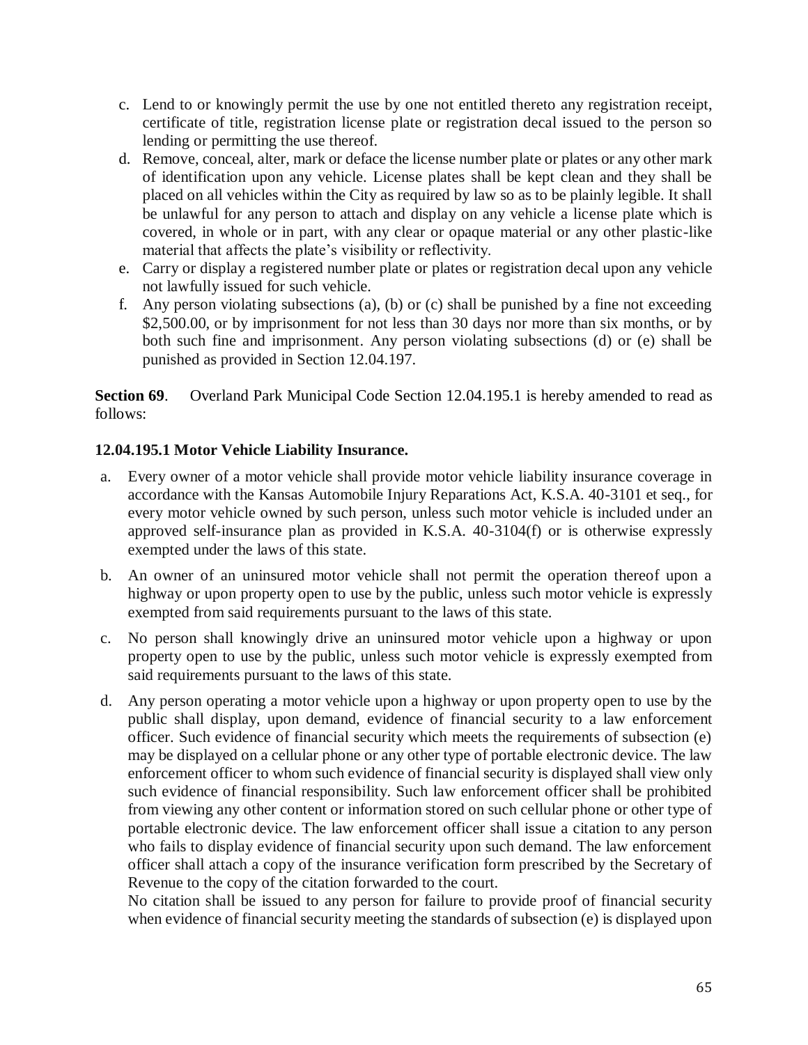c. Lend to or knowingly permit the use by one not entitled thereto any registration receipt, certificate of title, registration license plate or registration decal issued to the person so lending or permitting the use thereof.
d. Remove, conceal, alter, mark or deface the license number plate or plates or any other mark of identification upon any vehicle. License plates shall be kept clean and they shall be placed on all vehicles within the City as required by law so as to be plainly legible. It shall be unlawful for any person to attach and display on any vehicle a license plate which is covered, in whole or in part, with any clear or opaque material or any other plastic-like material that affects the plate's visibility or reflectivity.
e. Carry or display a registered number plate or plates or registration decal upon any vehicle not lawfully issued for such vehicle.
f. Any person violating subsections (a), (b) or (c) shall be punished by a fine not exceeding \$2,500.00, or by imprisonment for not less than 30 days nor more than six months, or by both such fine and imprisonment. Any person violating subsections (d) or (e) shall be punished as provided in Section 12.04.197.

**Section 69**. Overland Park Municipal Code Section 12.04.195.1 is hereby amended to read as follows:

**12.04.195.1 Motor Vehicle Liability Insurance.**

a. Every owner of a motor vehicle shall provide motor vehicle liability insurance coverage in accordance with the Kansas Automobile Injury Reparations Act, K.S.A. 40-3101 et seq., for every motor vehicle owned by such person, unless such motor vehicle is included under an approved self-insurance plan as provided in K.S.A. 40-3104(f) or is otherwise expressly exempted under the laws of this state.

b. An owner of an uninsured motor vehicle shall not permit the operation thereof upon a highway or upon property open to use by the public, unless such motor vehicle is expressly exempted from said requirements pursuant to the laws of this state.

c. No person shall knowingly drive an uninsured motor vehicle upon a highway or upon property open to use by the public, unless such motor vehicle is expressly exempted from said requirements pursuant to the laws of this state.

d. Any person operating a motor vehicle upon a highway or upon property open to use by the public shall display, upon demand, evidence of financial security to a law enforcement officer. Such evidence of financial security which meets the requirements of subsection (e) may be displayed on a cellular phone or any other type of portable electronic device. The law enforcement officer to whom such evidence of financial security is displayed shall view only such evidence of financial responsibility. Such law enforcement officer shall be prohibited from viewing any other content or information stored on such cellular phone or other type of portable electronic device. The law enforcement officer shall issue a citation to any person who fails to display evidence of financial security upon such demand. The law enforcement officer shall attach a copy of the insurance verification form prescribed by the Secretary of Revenue to the copy of the citation forwarded to the court.
No citation shall be issued to any person for failure to provide proof of financial security when evidence of financial security meeting the standards of subsection (e) is displayed upon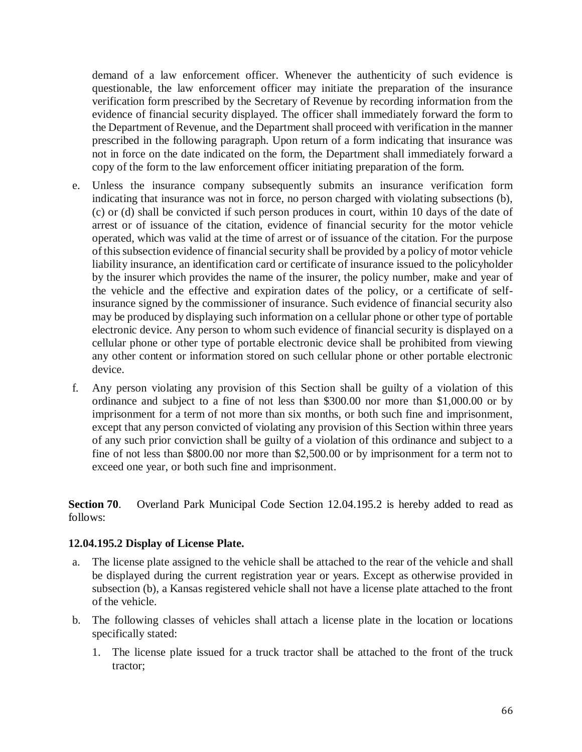demand of a law enforcement officer. Whenever the authenticity of such evidence is questionable, the law enforcement officer may initiate the preparation of the insurance verification form prescribed by the Secretary of Revenue by recording information from the evidence of financial security displayed. The officer shall immediately forward the form to the Department of Revenue, and the Department shall proceed with verification in the manner prescribed in the following paragraph. Upon return of a form indicating that insurance was not in force on the date indicated on the form, the Department shall immediately forward a copy of the form to the law enforcement officer initiating preparation of the form.

e. Unless the insurance company subsequently submits an insurance verification form indicating that insurance was not in force, no person charged with violating subsections (b), (c) or (d) shall be convicted if such person produces in court, within 10 days of the date of arrest or of issuance of the citation, evidence of financial security for the motor vehicle operated, which was valid at the time of arrest or of issuance of the citation. For the purpose of this subsection evidence of financial security shall be provided by a policy of motor vehicle liability insurance, an identification card or certificate of insurance issued to the policyholder by the insurer which provides the name of the insurer, the policy number, make and year of the vehicle and the effective and expiration dates of the policy, or a certificate of self-insurance signed by the commissioner of insurance. Such evidence of financial security also may be produced by displaying such information on a cellular phone or other type of portable electronic device. Any person to whom such evidence of financial security is displayed on a cellular phone or other type of portable electronic device shall be prohibited from viewing any other content or information stored on such cellular phone or other portable electronic device.

f. Any person violating any provision of this Section shall be guilty of a violation of this ordinance and subject to a fine of not less than $300.00 nor more than $1,000.00 or by imprisonment for a term of not more than six months, or both such fine and imprisonment, except that any person convicted of violating any provision of this Section within three years of any such prior conviction shall be guilty of a violation of this ordinance and subject to a fine of not less than $800.00 nor more than $2,500.00 or by imprisonment for a term not to exceed one year, or both such fine and imprisonment.

**Section 70**. Overland Park Municipal Code Section 12.04.195.2 is hereby added to read as follows:

**12.04.195.2 Display of License Plate.**

a. The license plate assigned to the vehicle shall be attached to the rear of the vehicle and shall be displayed during the current registration year or years. Except as otherwise provided in subsection (b), a Kansas registered vehicle shall not have a license plate attached to the front of the vehicle.

b. The following classes of vehicles shall attach a license plate in the location or locations specifically stated:

   1. The license plate issued for a truck tractor shall be attached to the front of the truck tractor;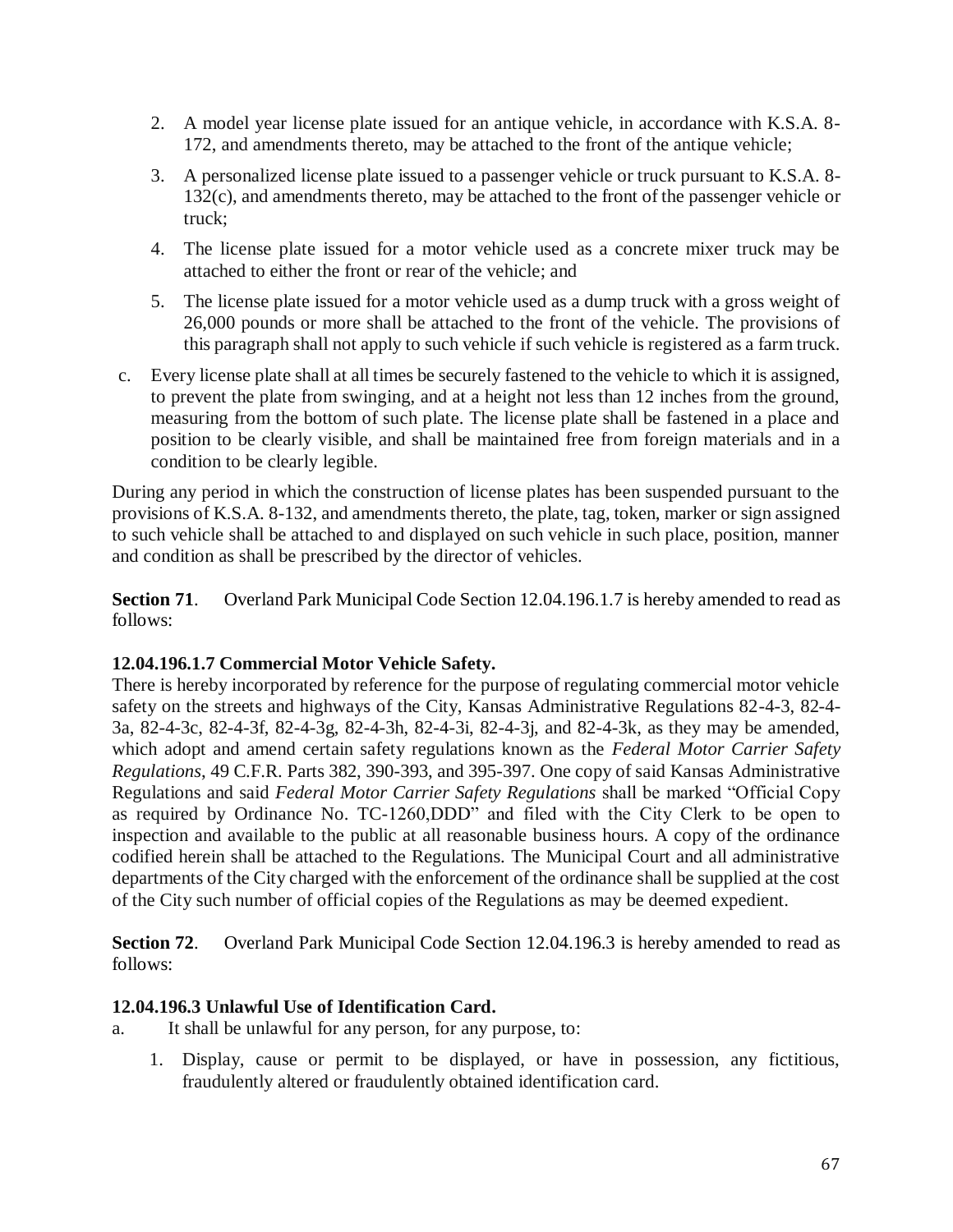2. A model year license plate issued for an antique vehicle, in accordance with K.S.A. 8-172, and amendments thereto, may be attached to the front of the antique vehicle;

3. A personalized license plate issued to a passenger vehicle or truck pursuant to K.S.A. 8-132(c), and amendments thereto, may be attached to the front of the passenger vehicle or truck;

4. The license plate issued for a motor vehicle used as a concrete mixer truck may be attached to either the front or rear of the vehicle; and

5. The license plate issued for a motor vehicle used as a dump truck with a gross weight of 26,000 pounds or more shall be attached to the front of the vehicle. The provisions of this paragraph shall not apply to such vehicle if such vehicle is registered as a farm truck.

c. Every license plate shall at all times be securely fastened to the vehicle to which it is assigned, to prevent the plate from swinging, and at a height not less than 12 inches from the ground, measuring from the bottom of such plate. The license plate shall be fastened in a place and position to be clearly visible, and shall be maintained free from foreign materials and in a condition to be clearly legible.

During any period in which the construction of license plates has been suspended pursuant to the provisions of K.S.A. 8-132, and amendments thereto, the plate, tag, token, marker or sign assigned to such vehicle shall be attached to and displayed on such vehicle in such place, position, manner and condition as shall be prescribed by the director of vehicles.

**Section 71**. Overland Park Municipal Code Section 12.04.196.1.7 is hereby amended to read as follows:

**12.04.196.1.7 Commercial Motor Vehicle Safety.**

There is hereby incorporated by reference for the purpose of regulating commercial motor vehicle safety on the streets and highways of the City, Kansas Administrative Regulations 82-4-3, 82-4-3a, 82-4-3c, 82-4-3f, 82-4-3g, 82-4-3h, 82-4-3i, 82-4-3j, and 82-4-3k, as they may be amended, which adopt and amend certain safety regulations known as the *Federal Motor Carrier Safety Regulations*, 49 C.F.R. Parts 382, 390-393, and 395-397. One copy of said Kansas Administrative Regulations and said *Federal Motor Carrier Safety Regulations* shall be marked "Official Copy as required by Ordinance No. TC-1260,DDD" and filed with the City Clerk to be open to inspection and available to the public at all reasonable business hours. A copy of the ordinance codified herein shall be attached to the Regulations. The Municipal Court and all administrative departments of the City charged with the enforcement of the ordinance shall be supplied at the cost of the City such number of official copies of the Regulations as may be deemed expedient.

**Section 72**. Overland Park Municipal Code Section 12.04.196.3 is hereby amended to read as follows:

**12.04.196.3 Unlawful Use of Identification Card.**

a. It shall be unlawful for any person, for any purpose, to:

1. Display, cause or permit to be displayed, or have in possession, any fictitious, fraudulently altered or fraudulently obtained identification card.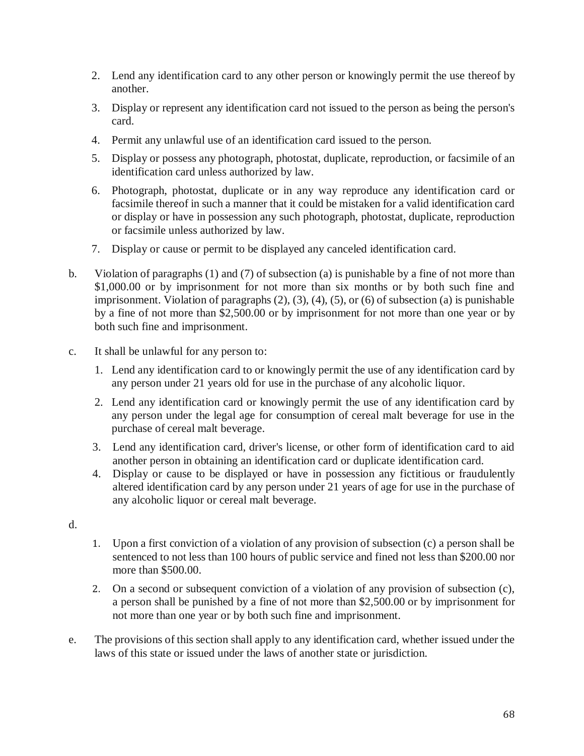2. Lend any identification card to any other person or knowingly permit the use thereof by another.

3. Display or represent any identification card not issued to the person as being the person's card.

4. Permit any unlawful use of an identification card issued to the person.

5. Display or possess any photograph, photostat, duplicate, reproduction, or facsimile of an identification card unless authorized by law.

6. Photograph, photostat, duplicate or in any way reproduce any identification card or facsimile thereof in such a manner that it could be mistaken for a valid identification card or display or have in possession any such photograph, photostat, duplicate, reproduction or facsimile unless authorized by law.

7. Display or cause or permit to be displayed any canceled identification card.

b. Violation of paragraphs (1) and (7) of subsection (a) is punishable by a fine of not more than $1,000.00 or by imprisonment for not more than six months or by both such fine and imprisonment. Violation of paragraphs (2), (3), (4), (5), or (6) of subsection (a) is punishable by a fine of not more than $2,500.00 or by imprisonment for not more than one year or by both such fine and imprisonment.

c. It shall be unlawful for any person to:

1. Lend any identification card to or knowingly permit the use of any identification card by any person under 21 years old for use in the purchase of any alcoholic liquor.

2. Lend any identification card or knowingly permit the use of any identification card by any person under the legal age for consumption of cereal malt beverage for use in the purchase of cereal malt beverage.

3. Lend any identification card, driver's license, or other form of identification card to aid another person in obtaining an identification card or duplicate identification card.

4. Display or cause to be displayed or have in possession any fictitious or fraudulently altered identification card by any person under 21 years of age for use in the purchase of any alcoholic liquor or cereal malt beverage.

d.

1. Upon a first conviction of a violation of any provision of subsection (c) a person shall be sentenced to not less than 100 hours of public service and fined not less than $200.00 nor more than $500.00.

2. On a second or subsequent conviction of a violation of any provision of subsection (c), a person shall be punished by a fine of not more than $2,500.00 or by imprisonment for not more than one year or by both such fine and imprisonment.

e. The provisions of this section shall apply to any identification card, whether issued under the laws of this state or issued under the laws of another state or jurisdiction.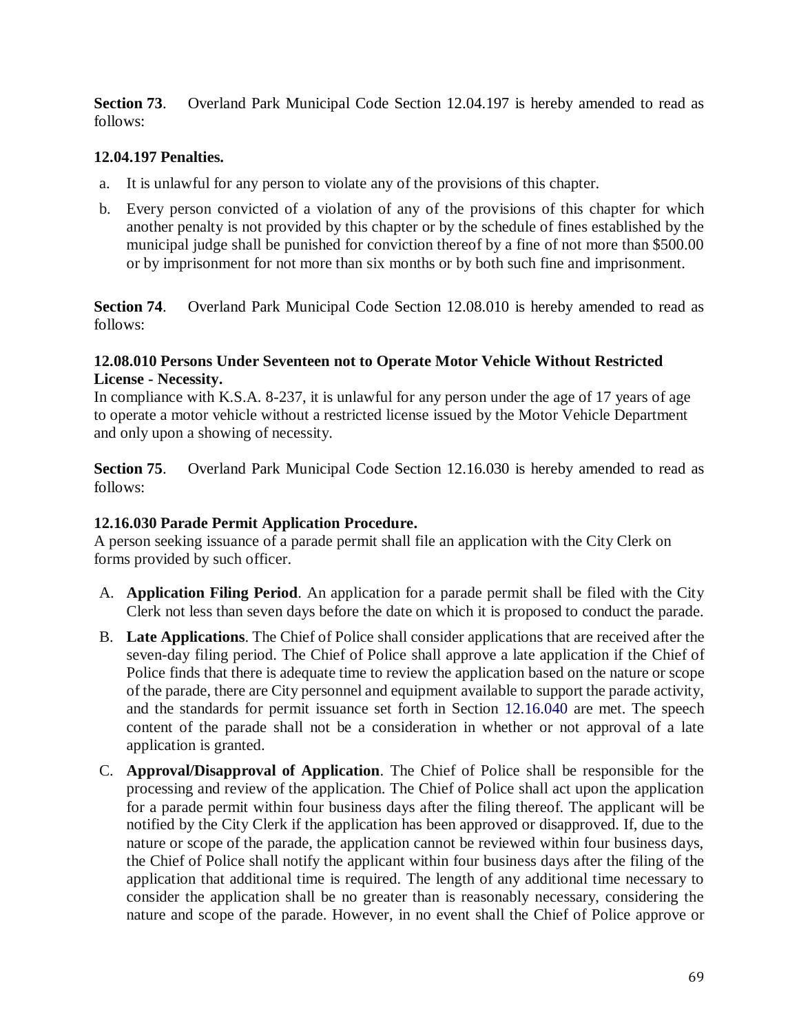**Section 73**. Overland Park Municipal Code Section 12.04.197 is hereby amended to read as follows:

**12.04.197 Penalties.**

a. It is unlawful for any person to violate any of the provisions of this chapter.

b. Every person convicted of a violation of any of the provisions of this chapter for which another penalty is not provided by this chapter or by the schedule of fines established by the municipal judge shall be punished for conviction thereof by a fine of not more than $500.00 or by imprisonment for not more than six months or by both such fine and imprisonment.

**Section 74**. Overland Park Municipal Code Section 12.08.010 is hereby amended to read as follows:

**12.08.010 Persons Under Seventeen not to Operate Motor Vehicle Without Restricted License - Necessity.**

In compliance with K.S.A. 8-237, it is unlawful for any person under the age of 17 years of age to operate a motor vehicle without a restricted license issued by the Motor Vehicle Department and only upon a showing of necessity.

**Section 75**. Overland Park Municipal Code Section 12.16.030 is hereby amended to read as follows:

**12.16.030 Parade Permit Application Procedure.**

A person seeking issuance of a parade permit shall file an application with the City Clerk on forms provided by such officer.

A. **Application Filing Period**. An application for a parade permit shall be filed with the City Clerk not less than seven days before the date on which it is proposed to conduct the parade.

B. **Late Applications**. The Chief of Police shall consider applications that are received after the seven-day filing period. The Chief of Police shall approve a late application if the Chief of Police finds that there is adequate time to review the application based on the nature or scope of the parade, there are City personnel and equipment available to support the parade activity, and the standards for permit issuance set forth in Section 12.16.040 are met. The speech content of the parade shall not be a consideration in whether or not approval of a late application is granted.

C. **Approval/Disapproval of Application**. The Chief of Police shall be responsible for the processing and review of the application. The Chief of Police shall act upon the application for a parade permit within four business days after the filing thereof. The applicant will be notified by the City Clerk if the application has been approved or disapproved. If, due to the nature or scope of the parade, the application cannot be reviewed within four business days, the Chief of Police shall notify the applicant within four business days after the filing of the application that additional time is required. The length of any additional time necessary to consider the application shall be no greater than is reasonably necessary, considering the nature and scope of the parade. However, in no event shall the Chief of Police approve or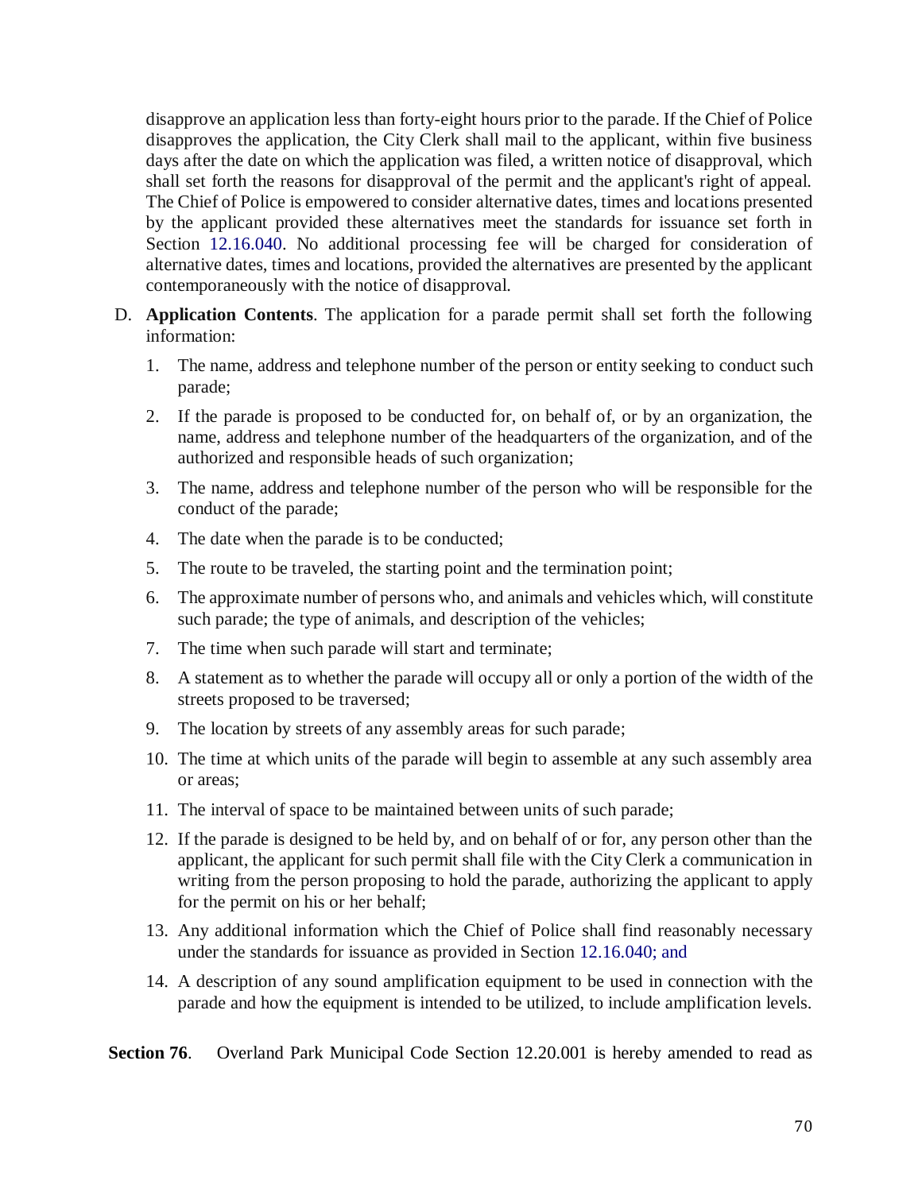disapprove an application less than forty-eight hours prior to the parade. If the Chief of Police disapproves the application, the City Clerk shall mail to the applicant, within five business days after the date on which the application was filed, a written notice of disapproval, which shall set forth the reasons for disapproval of the permit and the applicant's right of appeal. The Chief of Police is empowered to consider alternative dates, times and locations presented by the applicant provided these alternatives meet the standards for issuance set forth in Section 12.16.040. No additional processing fee will be charged for consideration of alternative dates, times and locations, provided the alternatives are presented by the applicant contemporaneously with the notice of disapproval.

D. **Application Contents**. The application for a parade permit shall set forth the following information:

1. The name, address and telephone number of the person or entity seeking to conduct such parade;
2. If the parade is proposed to be conducted for, on behalf of, or by an organization, the name, address and telephone number of the headquarters of the organization, and of the authorized and responsible heads of such organization;
3. The name, address and telephone number of the person who will be responsible for the conduct of the parade;
4. The date when the parade is to be conducted;
5. The route to be traveled, the starting point and the termination point;
6. The approximate number of persons who, and animals and vehicles which, will constitute such parade; the type of animals, and description of the vehicles;
7. The time when such parade will start and terminate;
8. A statement as to whether the parade will occupy all or only a portion of the width of the streets proposed to be traversed;
9. The location by streets of any assembly areas for such parade;
10. The time at which units of the parade will begin to assemble at any such assembly area or areas;
11. The interval of space to be maintained between units of such parade;
12. If the parade is designed to be held by, and on behalf of or for, any person other than the applicant, the applicant for such permit shall file with the City Clerk a communication in writing from the person proposing to hold the parade, authorizing the applicant to apply for the permit on his or her behalf;
13. Any additional information which the Chief of Police shall find reasonably necessary under the standards for issuance as provided in Section 12.16.040; and
14. A description of any sound amplification equipment to be used in connection with the parade and how the equipment is intended to be utilized, to include amplification levels.

**Section 76**. Overland Park Municipal Code Section 12.20.001 is hereby amended to read as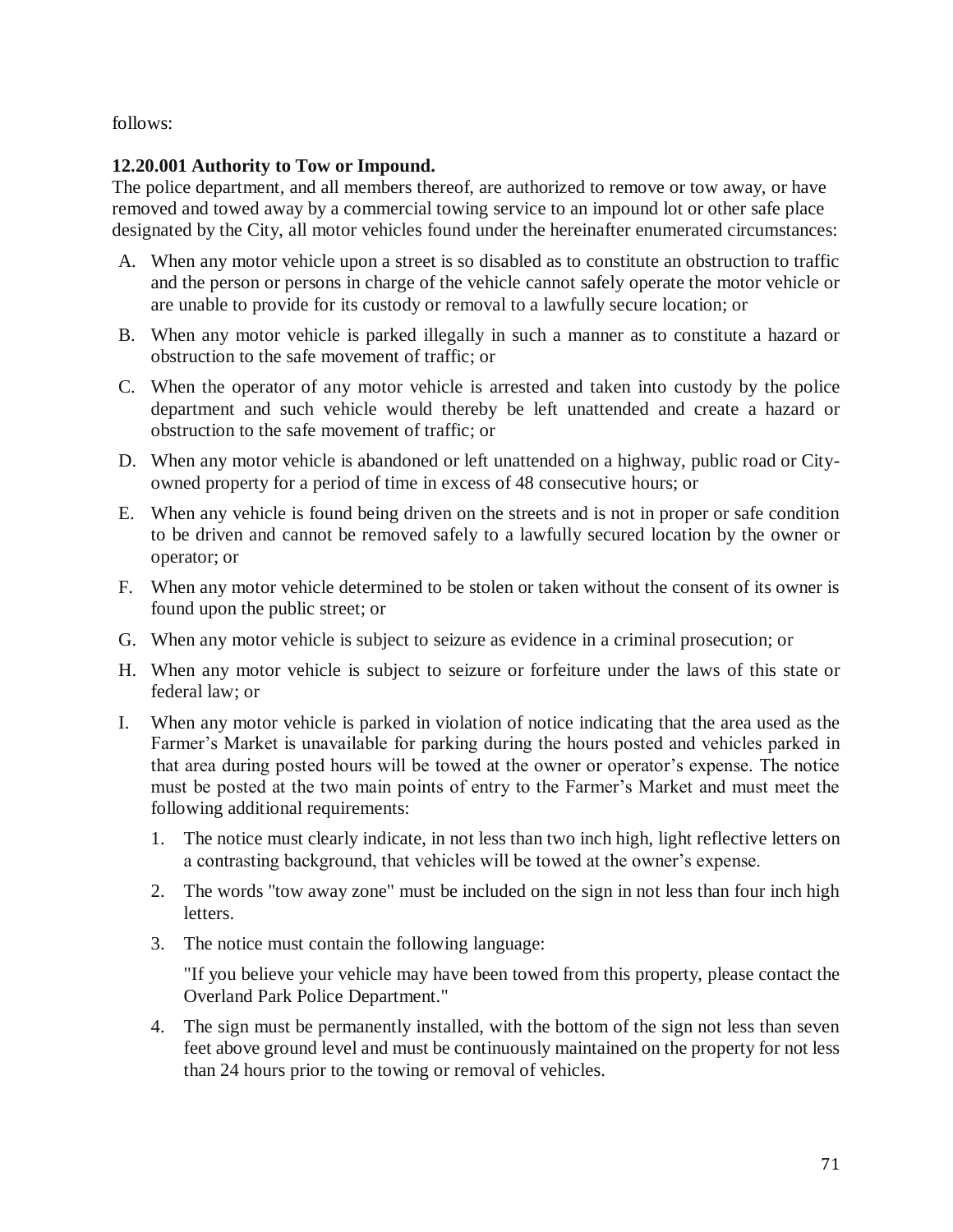follows:

**12.20.001 Authority to Tow or Impound.**
The police department, and all members thereof, are authorized to remove or tow away, or have removed and towed away by a commercial towing service to an impound lot or other safe place designated by the City, all motor vehicles found under the hereinafter enumerated circumstances:

A. When any motor vehicle upon a street is so disabled as to constitute an obstruction to traffic and the person or persons in charge of the vehicle cannot safely operate the motor vehicle or are unable to provide for its custody or removal to a lawfully secure location; or

B. When any motor vehicle is parked illegally in such a manner as to constitute a hazard or obstruction to the safe movement of traffic; or

C. When the operator of any motor vehicle is arrested and taken into custody by the police department and such vehicle would thereby be left unattended and create a hazard or obstruction to the safe movement of traffic; or

D. When any motor vehicle is abandoned or left unattended on a highway, public road or City-owned property for a period of time in excess of 48 consecutive hours; or

E. When any vehicle is found being driven on the streets and is not in proper or safe condition to be driven and cannot be removed safely to a lawfully secured location by the owner or operator; or

F. When any motor vehicle determined to be stolen or taken without the consent of its owner is found upon the public street; or

G. When any motor vehicle is subject to seizure as evidence in a criminal prosecution; or

H. When any motor vehicle is subject to seizure or forfeiture under the laws of this state or federal law; or

I. When any motor vehicle is parked in violation of notice indicating that the area used as the Farmer's Market is unavailable for parking during the hours posted and vehicles parked in that area during posted hours will be towed at the owner or operator's expense. The notice must be posted at the two main points of entry to the Farmer's Market and must meet the following additional requirements:

   1. The notice must clearly indicate, in not less than two inch high, light reflective letters on a contrasting background, that vehicles will be towed at the owner's expense.

   2. The words "tow away zone" must be included on the sign in not less than four inch high letters.

   3. The notice must contain the following language:

      "If you believe your vehicle may have been towed from this property, please contact the Overland Park Police Department."

   4. The sign must be permanently installed, with the bottom of the sign not less than seven feet above ground level and must be continuously maintained on the property for not less than 24 hours prior to the towing or removal of vehicles.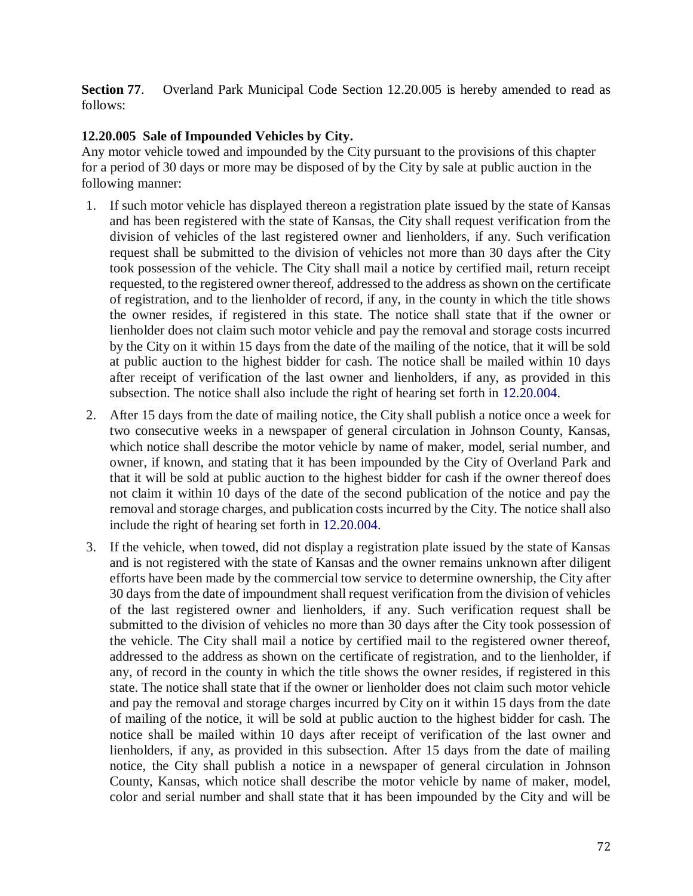**Section 77**. Overland Park Municipal Code Section 12.20.005 is hereby amended to read as follows:

**12.20.005 Sale of Impounded Vehicles by City.**

Any motor vehicle towed and impounded by the City pursuant to the provisions of this chapter for a period of 30 days or more may be disposed of by the City by sale at public auction in the following manner:

1. If such motor vehicle has displayed thereon a registration plate issued by the state of Kansas and has been registered with the state of Kansas, the City shall request verification from the division of vehicles of the last registered owner and lienholders, if any. Such verification request shall be submitted to the division of vehicles not more than 30 days after the City took possession of the vehicle. The City shall mail a notice by certified mail, return receipt requested, to the registered owner thereof, addressed to the address as shown on the certificate of registration, and to the lienholder of record, if any, in the county in which the title shows the owner resides, if registered in this state. The notice shall state that if the owner or lienholder does not claim such motor vehicle and pay the removal and storage costs incurred by the City on it within 15 days from the date of the mailing of the notice, that it will be sold at public auction to the highest bidder for cash. The notice shall be mailed within 10 days after receipt of verification of the last owner and lienholders, if any, as provided in this subsection. The notice shall also include the right of hearing set forth in 12.20.004.
2. After 15 days from the date of mailing notice, the City shall publish a notice once a week for two consecutive weeks in a newspaper of general circulation in Johnson County, Kansas, which notice shall describe the motor vehicle by name of maker, model, serial number, and owner, if known, and stating that it has been impounded by the City of Overland Park and that it will be sold at public auction to the highest bidder for cash if the owner thereof does not claim it within 10 days of the date of the second publication of the notice and pay the removal and storage charges, and publication costs incurred by the City. The notice shall also include the right of hearing set forth in 12.20.004.
3. If the vehicle, when towed, did not display a registration plate issued by the state of Kansas and is not registered with the state of Kansas and the owner remains unknown after diligent efforts have been made by the commercial tow service to determine ownership, the City after 30 days from the date of impoundment shall request verification from the division of vehicles of the last registered owner and lienholders, if any. Such verification request shall be submitted to the division of vehicles no more than 30 days after the City took possession of the vehicle. The City shall mail a notice by certified mail to the registered owner thereof, addressed to the address as shown on the certificate of registration, and to the lienholder, if any, of record in the county in which the title shows the owner resides, if registered in this state. The notice shall state that if the owner or lienholder does not claim such motor vehicle and pay the removal and storage charges incurred by City on it within 15 days from the date of mailing of the notice, it will be sold at public auction to the highest bidder for cash. The notice shall be mailed within 10 days after receipt of verification of the last owner and lienholders, if any, as provided in this subsection. After 15 days from the date of mailing notice, the City shall publish a notice in a newspaper of general circulation in Johnson County, Kansas, which notice shall describe the motor vehicle by name of maker, model, color and serial number and shall state that it has been impounded by the City and will be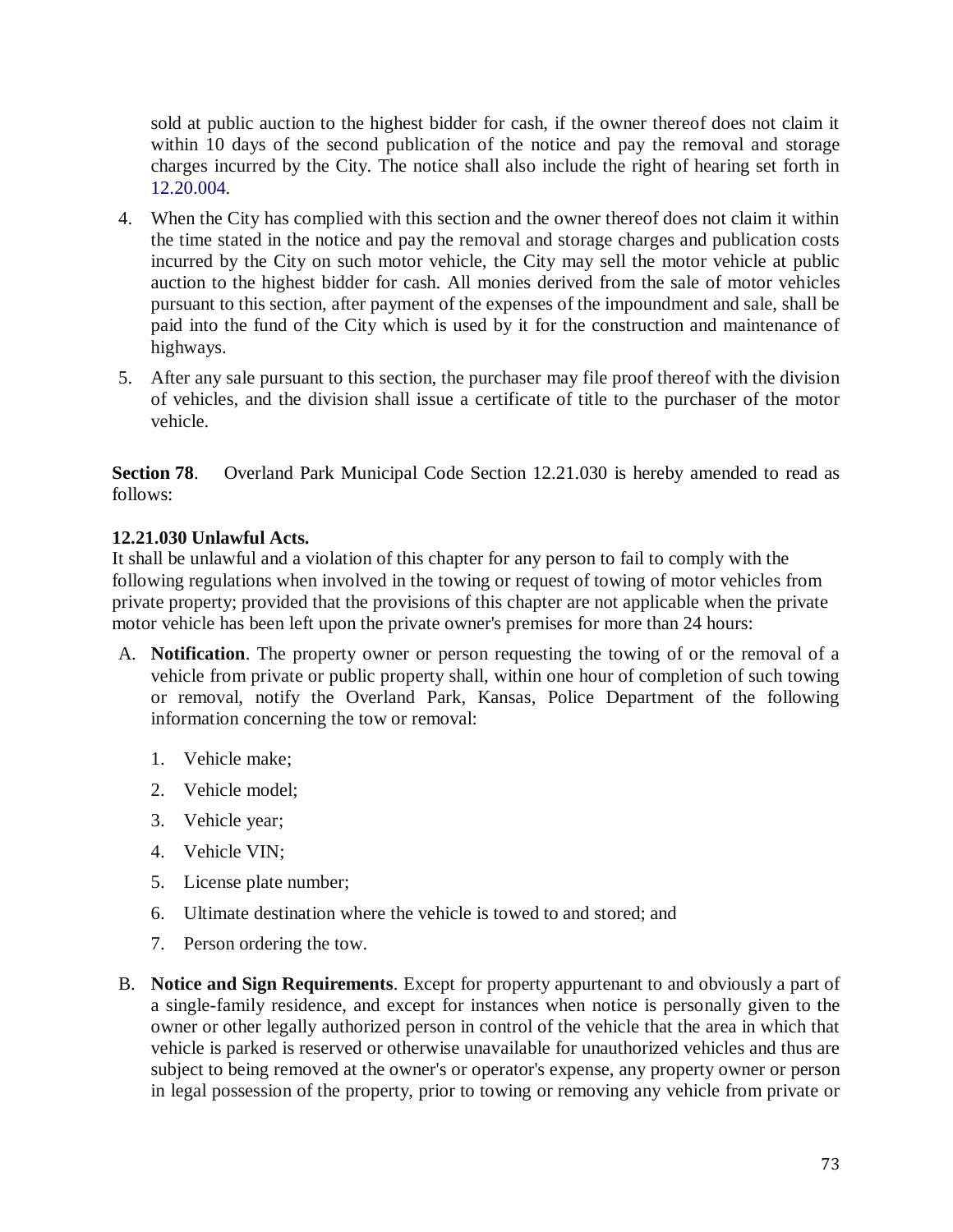sold at public auction to the highest bidder for cash, if the owner thereof does not claim it within 10 days of the second publication of the notice and pay the removal and storage charges incurred by the City. The notice shall also include the right of hearing set forth in 12.20.004.

4. When the City has complied with this section and the owner thereof does not claim it within the time stated in the notice and pay the removal and storage charges and publication costs incurred by the City on such motor vehicle, the City may sell the motor vehicle at public auction to the highest bidder for cash. All monies derived from the sale of motor vehicles pursuant to this section, after payment of the expenses of the impoundment and sale, shall be paid into the fund of the City which is used by it for the construction and maintenance of highways.
5. After any sale pursuant to this section, the purchaser may file proof thereof with the division of vehicles, and the division shall issue a certificate of title to the purchaser of the motor vehicle.

**Section 78**. Overland Park Municipal Code Section 12.21.030 is hereby amended to read as follows:

**12.21.030 Unlawful Acts.**

It shall be unlawful and a violation of this chapter for any person to fail to comply with the following regulations when involved in the towing or request of towing of motor vehicles from private property; provided that the provisions of this chapter are not applicable when the private motor vehicle has been left upon the private owner's premises for more than 24 hours:

A. **Notification**. The property owner or person requesting the towing of or the removal of a vehicle from private or public property shall, within one hour of completion of such towing or removal, notify the Overland Park, Kansas, Police Department of the following information concerning the tow or removal:

   1. Vehicle make;
   2. Vehicle model;
   3. Vehicle year;
   4. Vehicle VIN;
   5. License plate number;
   6. Ultimate destination where the vehicle is towed to and stored; and
   7. Person ordering the tow.

B. **Notice and Sign Requirements**. Except for property appurtenant to and obviously a part of a single-family residence, and except for instances when notice is personally given to the owner or other legally authorized person in control of the vehicle that the area in which that vehicle is parked is reserved or otherwise unavailable for unauthorized vehicles and thus are subject to being removed at the owner's or operator's expense, any property owner or person in legal possession of the property, prior to towing or removing any vehicle from private or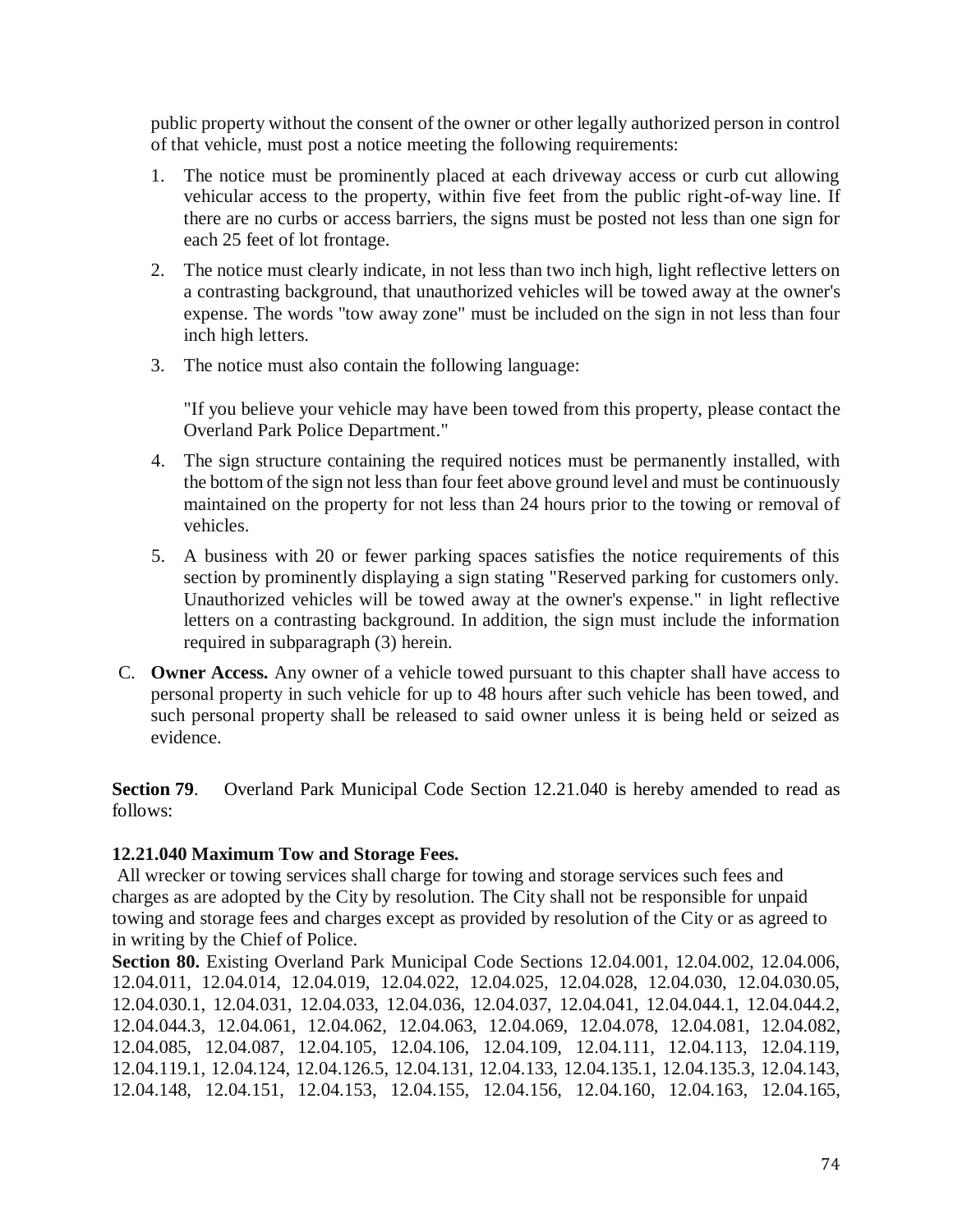public property without the consent of the owner or other legally authorized person in control of that vehicle, must post a notice meeting the following requirements:

1. The notice must be prominently placed at each driveway access or curb cut allowing vehicular access to the property, within five feet from the public right-of-way line. If there are no curbs or access barriers, the signs must be posted not less than one sign for each 25 feet of lot frontage.
2. The notice must clearly indicate, in not less than two inch high, light reflective letters on a contrasting background, that unauthorized vehicles will be towed away at the owner's expense. The words "tow away zone" must be included on the sign in not less than four inch high letters.
3. The notice must also contain the following language:

   "If you believe your vehicle may have been towed from this property, please contact the Overland Park Police Department."
4. The sign structure containing the required notices must be permanently installed, with the bottom of the sign not less than four feet above ground level and must be continuously maintained on the property for not less than 24 hours prior to the towing or removal of vehicles.
5. A business with 20 or fewer parking spaces satisfies the notice requirements of this section by prominently displaying a sign stating "Reserved parking for customers only. Unauthorized vehicles will be towed away at the owner's expense." in light reflective letters on a contrasting background. In addition, the sign must include the information required in subparagraph (3) herein.

C. **Owner Access.** Any owner of a vehicle towed pursuant to this chapter shall have access to personal property in such vehicle for up to 48 hours after such vehicle has been towed, and such personal property shall be released to said owner unless it is being held or seized as evidence.

**Section 79**. Overland Park Municipal Code Section 12.21.040 is hereby amended to read as follows:

**12.21.040 Maximum Tow and Storage Fees.**

All wrecker or towing services shall charge for towing and storage services such fees and charges as are adopted by the City by resolution. The City shall not be responsible for unpaid towing and storage fees and charges except as provided by resolution of the City or as agreed to in writing by the Chief of Police.

**Section 80.** Existing Overland Park Municipal Code Sections 12.04.001, 12.04.002, 12.04.006, 12.04.011, 12.04.014, 12.04.019, 12.04.022, 12.04.025, 12.04.028, 12.04.030, 12.04.030.05, 12.04.030.1, 12.04.031, 12.04.033, 12.04.036, 12.04.037, 12.04.041, 12.04.044.1, 12.04.044.2, 12.04.044.3, 12.04.061, 12.04.062, 12.04.063, 12.04.069, 12.04.078, 12.04.081, 12.04.082, 12.04.085, 12.04.087, 12.04.105, 12.04.106, 12.04.109, 12.04.111, 12.04.113, 12.04.119, 12.04.119.1, 12.04.124, 12.04.126.5, 12.04.131, 12.04.133, 12.04.135.1, 12.04.135.3, 12.04.143, 12.04.148, 12.04.151, 12.04.153, 12.04.155, 12.04.156, 12.04.160, 12.04.163, 12.04.165,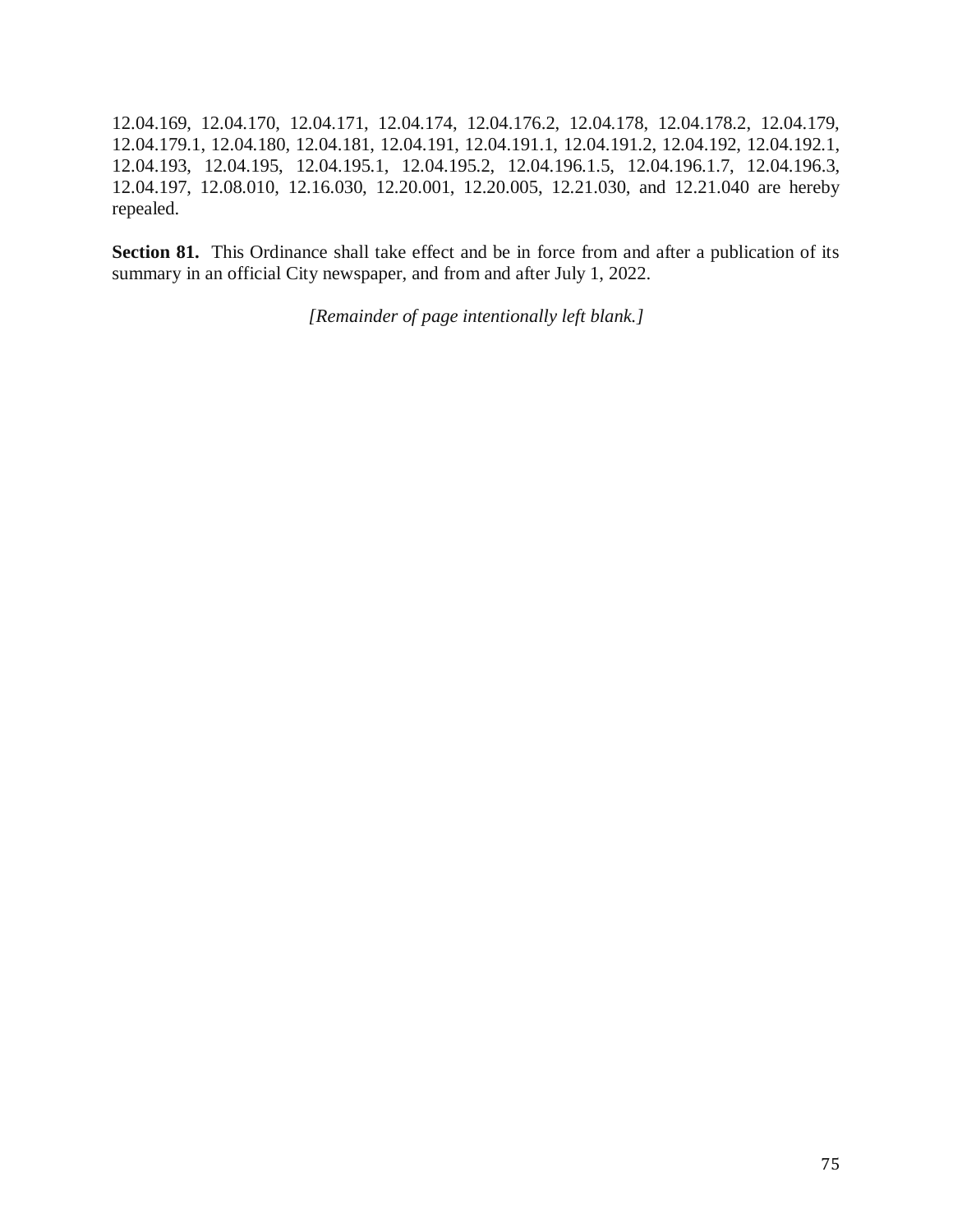12.04.169, 12.04.170, 12.04.171, 12.04.174, 12.04.176.2, 12.04.178, 12.04.178.2, 12.04.179, 12.04.179.1, 12.04.180, 12.04.181, 12.04.191, 12.04.191.1, 12.04.191.2, 12.04.192, 12.04.192.1, 12.04.193, 12.04.195, 12.04.195.1, 12.04.195.2, 12.04.196.1.5, 12.04.196.1.7, 12.04.196.3, 12.04.197, 12.08.010, 12.16.030, 12.20.001, 12.20.005, 12.21.030, and 12.21.040 are hereby repealed.

**Section 81.** This Ordinance shall take effect and be in force from and after a publication of its summary in an official City newspaper, and from and after July 1, 2022.

*[Remainder of page intentionally left blank.]*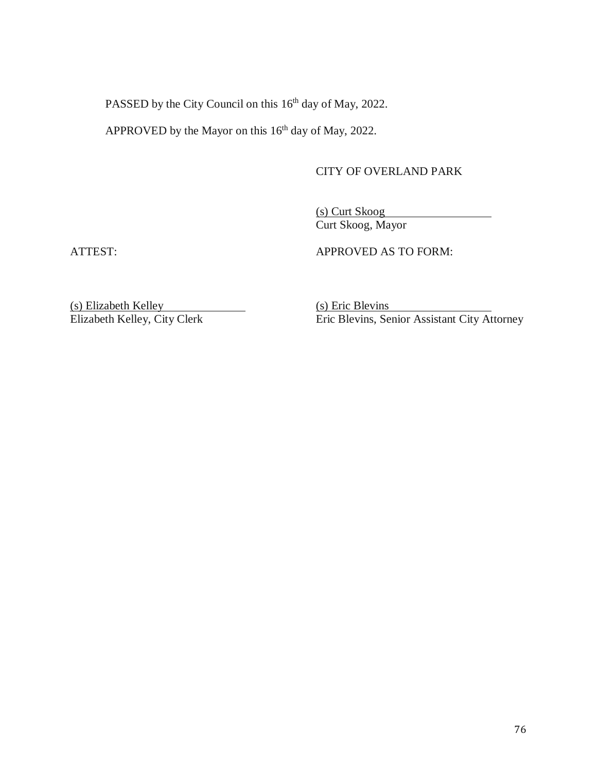PASSED by the City Council on this 16th day of May, 2022.

APPROVED by the Mayor on this 16th day of May, 2022.

CITY OF OVERLAND PARK

(s) Curt Skoog
Curt Skoog, Mayor

ATTEST:

(s) Elizabeth Kelley
Elizabeth Kelley, City Clerk

APPROVED AS TO FORM:

(s) Eric Blevins
Eric Blevins, Senior Assistant City Attorney